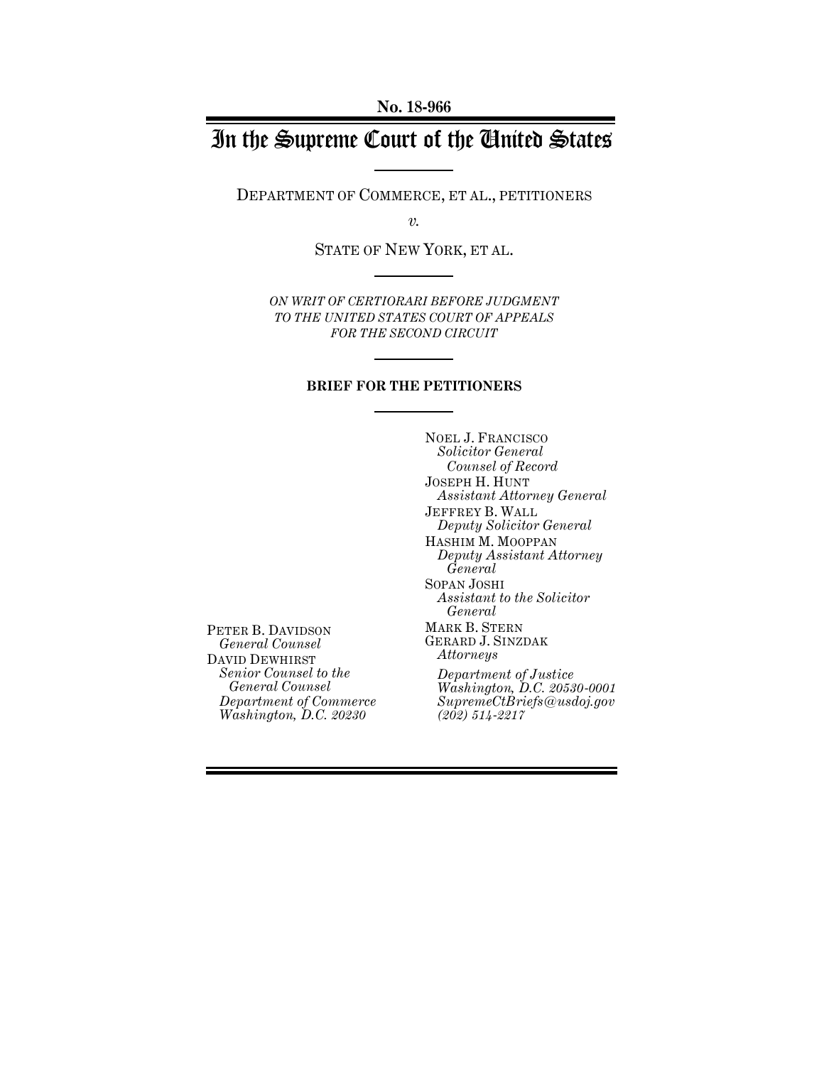**No. 18-966**

# In the Supreme Court of the United States

DEPARTMENT OF COMMERCE, ET AL., PETITIONERS

*v.*

STATE OF NEW YORK, ET AL.

*ON WRIT OF CERTIORARI BEFORE JUDGMENT TO THE UNITED STATES COURT OF APPEALS FOR THE SECOND CIRCUIT*

**BRIEF FOR THE PETITIONERS**

NOEL J. FRANCISCO
*Solicitor General*
*Counsel of Record*
JOSEPH H. HUNT
*Assistant Attorney General*
JEFFREY B. WALL
*Deputy Solicitor General*
HASHIM M. MOOPPAN
*Deputy Assistant Attorney General*
SOPAN JOSHI
*Assistant to the Solicitor General*
MARK B. STERN
GERARD J. SINZDAK
*Attorneys*
*Department of Justice*
*Washington, D.C. 20530-0001*
*SupremeCtBriefs@usdoj.gov*
*(202) 514-2217*

PETER B. DAVIDSON
*General Counsel*
DAVID DEWHIRST
*Senior Counsel to the General Counsel*
*Department of Commerce*
*Washington, D.C. 20230*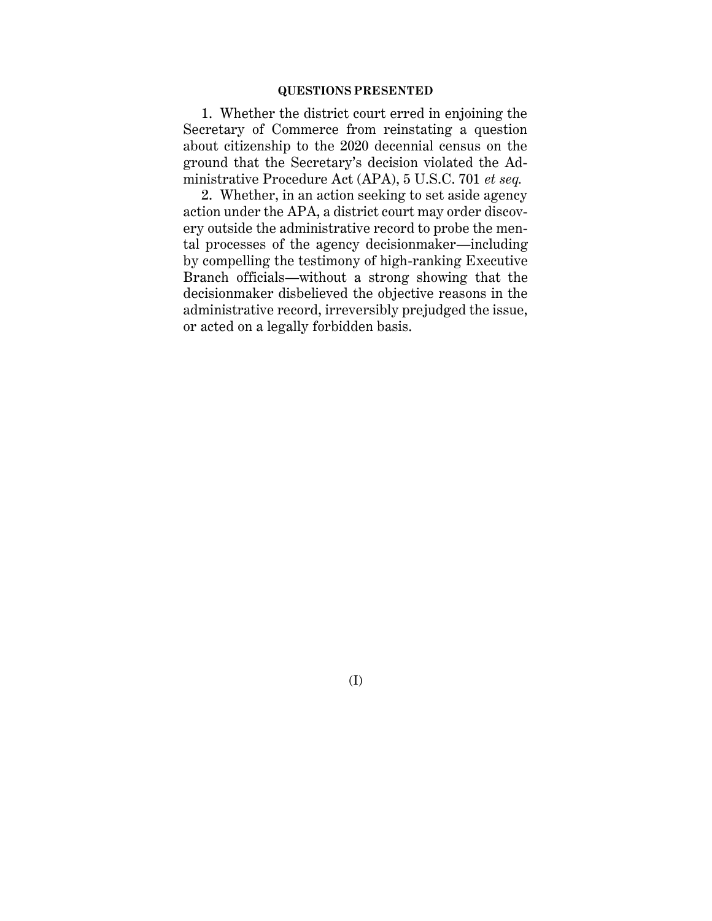## QUESTIONS PRESENTED

1. Whether the district court erred in enjoining the Secretary of Commerce from reinstating a question about citizenship to the 2020 decennial census on the ground that the Secretary's decision violated the Administrative Procedure Act (APA), 5 U.S.C. 701 *et seq.*

2. Whether, in an action seeking to set aside agency action under the APA, a district court may order discovery outside the administrative record to probe the mental processes of the agency decisionmaker—including by compelling the testimony of high-ranking Executive Branch officials—without a strong showing that the decisionmaker disbelieved the objective reasons in the administrative record, irreversibly prejudged the issue, or acted on a legally forbidden basis.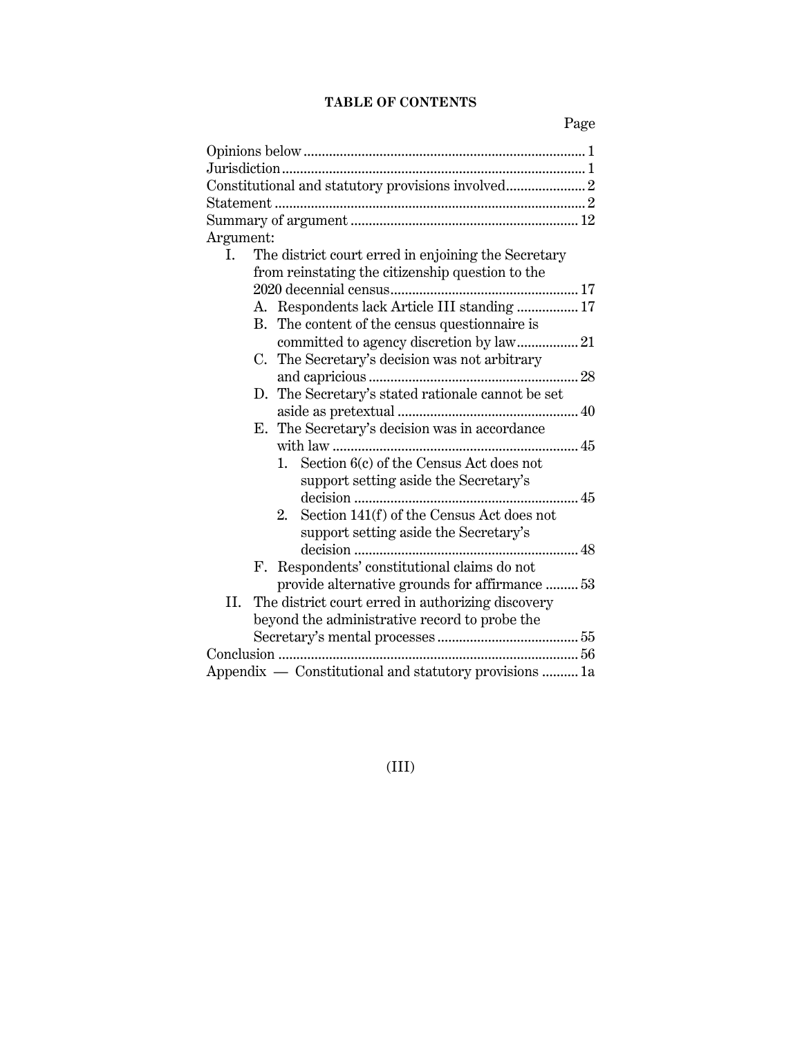## TABLE OF CONTENTS

| | Page |
|---|---|
| Opinions below | 1 |
| Jurisdiction | 1 |
| Constitutional and statutory provisions involved | 2 |
| Statement | 2 |
| Summary of argument | 12 |
| Argument: | |
| I. The district court erred in enjoining the Secretary from reinstating the citizenship question to the 2020 decennial census | 17 |
| A. Respondents lack Article III standing | 17 |
| B. The content of the census questionnaire is committed to agency discretion by law | 21 |
| C. The Secretary's decision was not arbitrary and capricious | 28 |
| D. The Secretary's stated rationale cannot be set aside as pretextual | 40 |
| E. The Secretary's decision was in accordance with law | 45 |
| 1. Section 6(c) of the Census Act does not support setting aside the Secretary's decision | 45 |
| 2. Section 141(f) of the Census Act does not support setting aside the Secretary's decision | 48 |
| F. Respondents' constitutional claims do not provide alternative grounds for affirmance | 53 |
| II. The district court erred in authorizing discovery beyond the administrative record to probe the Secretary's mental processes | 55 |
| Conclusion | 56 |
| Appendix — Constitutional and statutory provisions | 1a |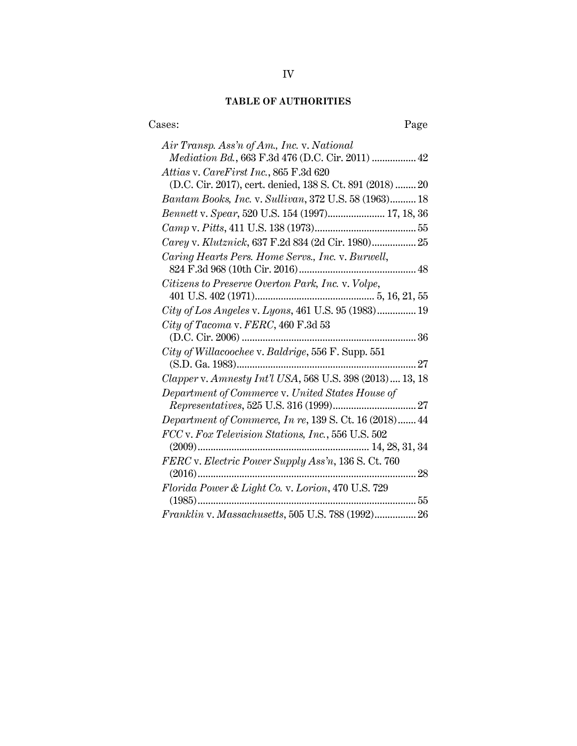## TABLE OF AUTHORITIES

Cases: Page

*Air Transp. Ass'n of Am., Inc.* v. *National Mediation Bd.*, 663 F.3d 476 (D.C. Cir. 2011) ................. 42

*Attias* v. *CareFirst Inc.*, 865 F.3d 620 (D.C. Cir. 2017), cert. denied, 138 S. Ct. 891 (2018) ........ 20

*Bantam Books, Inc.* v. *Sullivan*, 372 U.S. 58 (1963).......... 18

*Bennett* v. *Spear*, 520 U.S. 154 (1997)...................... 17, 18, 36

*Camp* v. *Pitts*, 411 U.S. 138 (1973)....................................... 55

*Carey* v. *Klutznick*, 637 F.2d 834 (2d Cir. 1980)................. 25

*Caring Hearts Pers. Home Servs., Inc.* v. *Burwell*, 824 F.3d 968 (10th Cir. 2016)............................................. 48

*Citizens to Preserve Overton Park, Inc.* v. *Volpe*, 401 U.S. 402 (1971).............................................. 5, 16, 21, 55

*City of Los Angeles* v. *Lyons*, 461 U.S. 95 (1983)............... 19

*City of Tacoma* v. *FERC*, 460 F.3d 53 (D.C. Cir. 2006) ................................................................... 36

*City of Willacoochee* v. *Baldrige*, 556 F. Supp. 551 (S.D. Ga. 1983)..................................................................... 27

*Clapper* v. *Amnesty Int'l USA*, 568 U.S. 398 (2013).... 13, 18

*Department of Commerce* v. *United States House of Representatives*, 525 U.S. 316 (1999)................................ 27

*Department of Commerce, In re*, 139 S. Ct. 16 (2018)....... 44

*FCC* v. *Fox Television Stations, Inc.*, 556 U.S. 502 (2009)................................................................. 14, 28, 31, 34

*FERC* v. *Electric Power Supply Ass'n*, 136 S. Ct. 760 (2016)................................................................................... 28

*Florida Power & Light Co.* v. *Lorion*, 470 U.S. 729 (1985)................................................................................... 55

*Franklin* v. *Massachusetts*, 505 U.S. 788 (1992)................ 26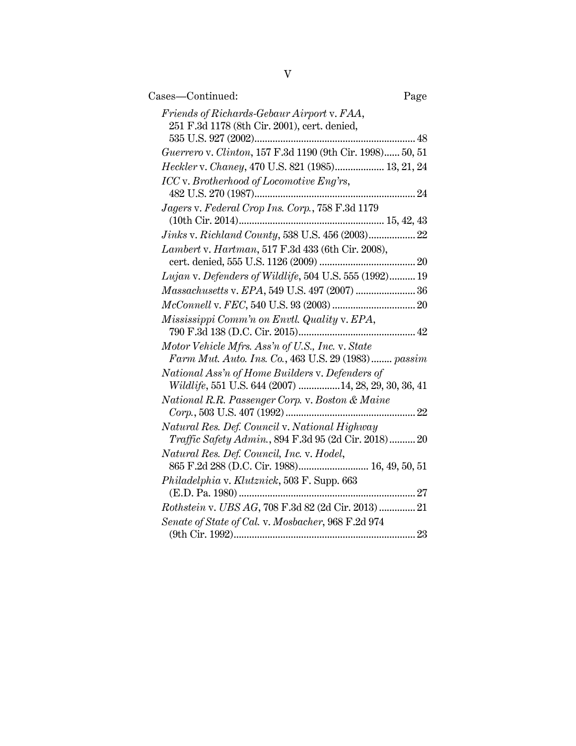Cases—Continued: Page

*Friends of Richards-Gebaur Airport* v. *FAA*, 251 F.3d 1178 (8th Cir. 2001), cert. denied, 535 U.S. 927 (2002) .... 48

*Guerrero* v. *Clinton*, 157 F.3d 1190 (9th Cir. 1998) .... 50, 51

*Heckler* v. *Chaney*, 470 U.S. 821 (1985) .... 13, 21, 24

*ICC* v. *Brotherhood of Locomotive Eng'rs*, 482 U.S. 270 (1987) .... 24

*Jagers* v. *Federal Crop Ins. Corp.*, 758 F.3d 1179 (10th Cir. 2014) .... 15, 42, 43

*Jinks* v. *Richland County*, 538 U.S. 456 (2003) .... 22

*Lambert* v. *Hartman*, 517 F.3d 433 (6th Cir. 2008), cert. denied, 555 U.S. 1126 (2009) .... 20

*Lujan* v. *Defenders of Wildlife*, 504 U.S. 555 (1992) .... 19

*Massachusetts* v. *EPA*, 549 U.S. 497 (2007) .... 36

*McConnell* v. *FEC*, 540 U.S. 93 (2003) .... 20

*Mississippi Comm'n on Envtl. Quality* v. *EPA*, 790 F.3d 138 (D.C. Cir. 2015) .... 42

*Motor Vehicle Mfrs. Ass'n of U.S., Inc.* v. *State Farm Mut. Auto. Ins. Co.*, 463 U.S. 29 (1983) .... *passim*

*National Ass'n of Home Builders* v. *Defenders of Wildlife*, 551 U.S. 644 (2007) .... 14, 28, 29, 30, 36, 41

*National R.R. Passenger Corp.* v. *Boston & Maine Corp.*, 503 U.S. 407 (1992) .... 22

*Natural Res. Def. Council* v. *National Highway Traffic Safety Admin.*, 894 F.3d 95 (2d Cir. 2018) .... 20

*Natural Res. Def. Council, Inc.* v. *Hodel*, 865 F.2d 288 (D.C. Cir. 1988) .... 16, 49, 50, 51

*Philadelphia* v. *Klutznick*, 503 F. Supp. 663 (E.D. Pa. 1980) .... 27

*Rothstein* v. *UBS AG*, 708 F.3d 82 (2d Cir. 2013) .... 21

*Senate of State of Cal.* v. *Mosbacher*, 968 F.2d 974 (9th Cir. 1992) .... 23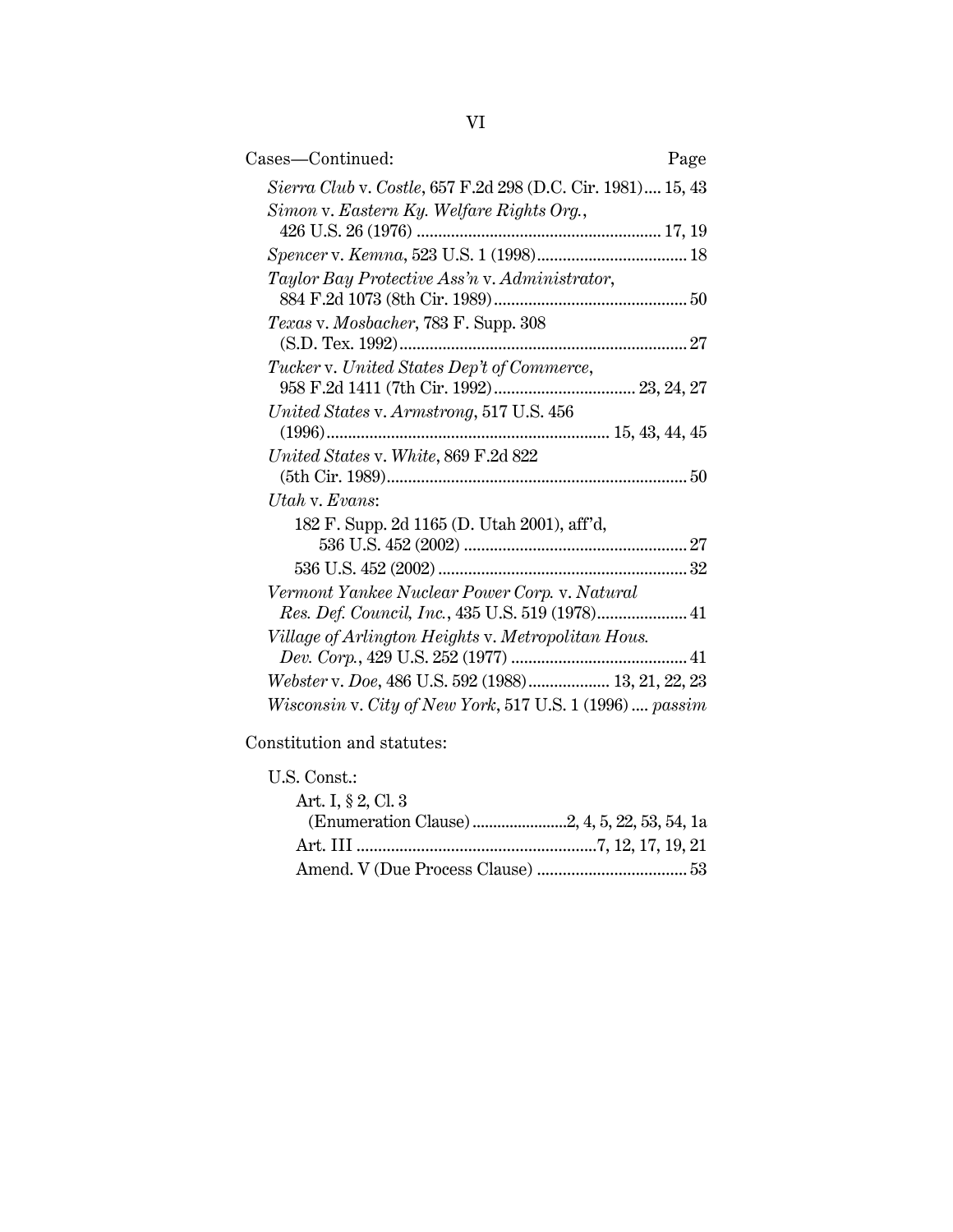Cases—Continued: Page

*Sierra Club* v. *Costle*, 657 F.2d 298 (D.C. Cir. 1981).... 15, 43

*Simon* v. *Eastern Ky. Welfare Rights Org.*, 426 U.S. 26 (1976) ........................................................ 17, 19

*Spencer* v. *Kemna*, 523 U.S. 1 (1998).................................. 18

*Taylor Bay Protective Ass'n* v. *Administrator*, 884 F.2d 1073 (8th Cir. 1989)............................................ 50

*Texas* v. *Mosbacher*, 783 F. Supp. 308 (S.D. Tex. 1992).................................................................. 27

*Tucker* v. *United States Dep't of Commerce*, 958 F.2d 1411 (7th Cir. 1992)................................. 23, 24, 27

*United States* v. *Armstrong*, 517 U.S. 456 (1996)................................................................. 15, 43, 44, 45

*United States* v. *White*, 869 F.2d 822 (5th Cir. 1989)..................................................................... 50

*Utah* v. *Evans*:

- 182 F. Supp. 2d 1165 (D. Utah 2001), aff'd, 536 U.S. 452 (2002) .................................................... 27
- 536 U.S. 452 (2002) .......................................................... 32

*Vermont Yankee Nuclear Power Corp.* v. *Natural Res. Def. Council, Inc.*, 435 U.S. 519 (1978).................... 41

*Village of Arlington Heights* v. *Metropolitan Hous. Dev. Corp.*, 429 U.S. 252 (1977) ........................................ 41

*Webster* v. *Doe*, 486 U.S. 592 (1988)................... 13, 21, 22, 23

*Wisconsin* v. *City of New York*, 517 U.S. 1 (1996) .... *passim*

Constitution and statutes:

U.S. Const.:

- Art. I, § 2, Cl. 3 (Enumeration Clause).......................2, 4, 5, 22, 53, 54, 1a
- Art. III ........................................................7, 12, 17, 19, 21
- Amend. V (Due Process Clause) .................................. 53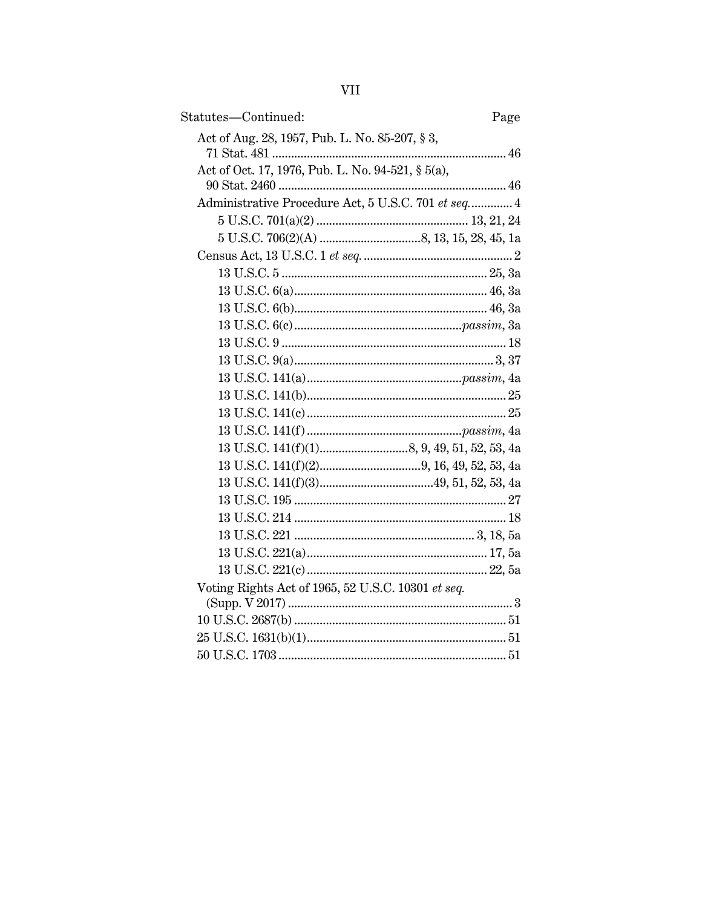Statutes—Continued: Page

Act of Aug. 28, 1957, Pub. L. No. 85-207, § 3, 71 Stat. 481 ..... 46

Act of Oct. 17, 1976, Pub. L. No. 94-521, § 5(a), 90 Stat. 2460 ..... 46

Administrative Procedure Act, 5 U.S.C. 701 *et seq.* ..... 4

- 5 U.S.C. 701(a)(2) ..... 13, 21, 24
- 5 U.S.C. 706(2)(A) ..... 8, 13, 15, 28, 45, 1a

Census Act, 13 U.S.C. 1 *et seq.* ..... 2

- 13 U.S.C. 5 ..... 25, 3a
- 13 U.S.C. 6(a) ..... 46, 3a
- 13 U.S.C. 6(b) ..... 46, 3a
- 13 U.S.C. 6(c) ..... *passim*, 3a
- 13 U.S.C. 9 ..... 18
- 13 U.S.C. 9(a) ..... 3, 37
- 13 U.S.C. 141(a) ..... *passim*, 4a
- 13 U.S.C. 141(b) ..... 25
- 13 U.S.C. 141(c) ..... 25
- 13 U.S.C. 141(f) ..... *passim*, 4a
- 13 U.S.C. 141(f)(1) ..... 8, 9, 49, 51, 52, 53, 4a
- 13 U.S.C. 141(f)(2) ..... 9, 16, 49, 52, 53, 4a
- 13 U.S.C. 141(f)(3) ..... 49, 51, 52, 53, 4a
- 13 U.S.C. 195 ..... 27
- 13 U.S.C. 214 ..... 18
- 13 U.S.C. 221 ..... 3, 18, 5a
- 13 U.S.C. 221(a) ..... 17, 5a
- 13 U.S.C. 221(c) ..... 22, 5a

Voting Rights Act of 1965, 52 U.S.C. 10301 *et seq.* (Supp. V 2017) ..... 3

10 U.S.C. 2687(b) ..... 51

25 U.S.C. 1631(b)(1) ..... 51

50 U.S.C. 1703 ..... 51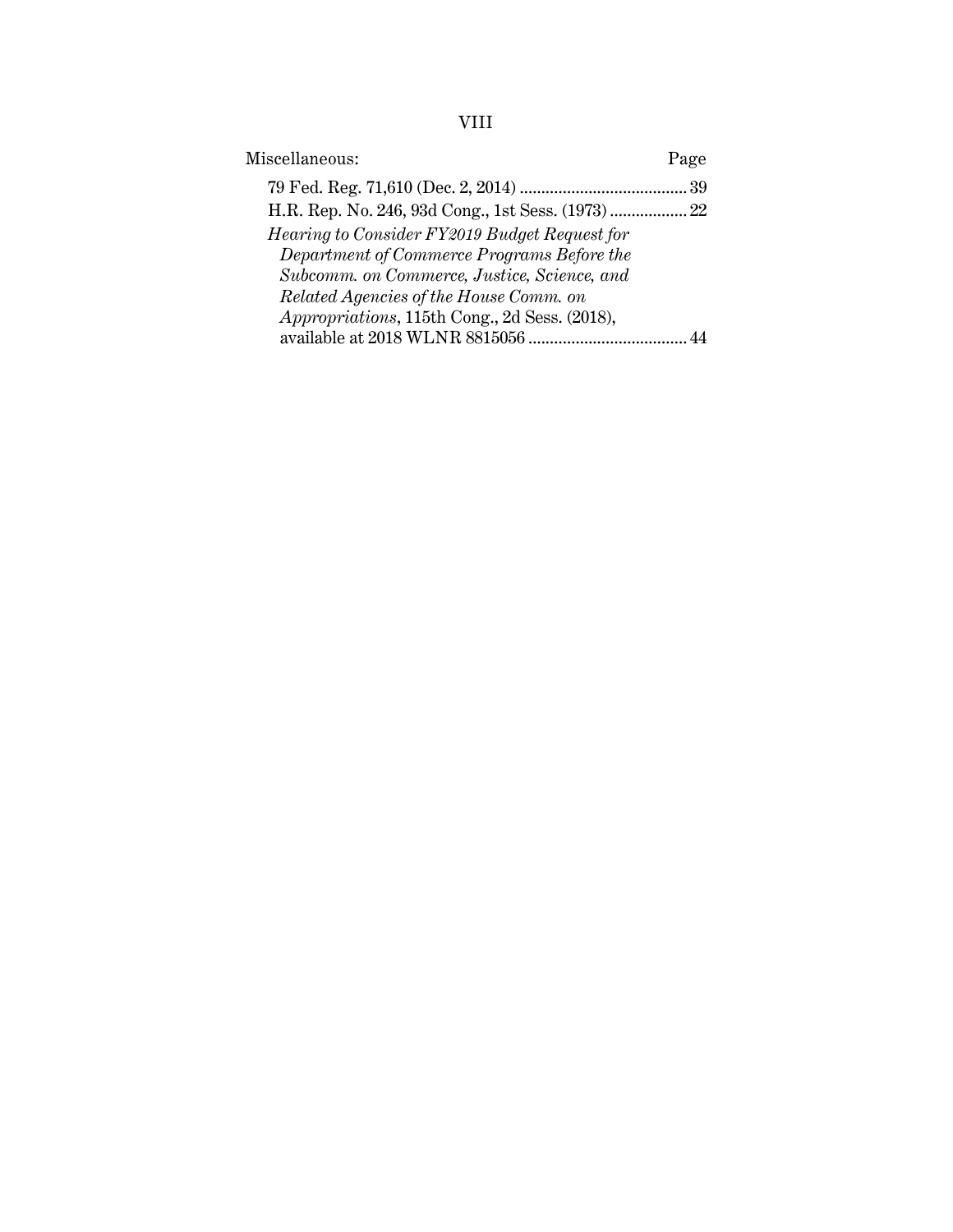Miscellaneous: Page

79 Fed. Reg. 71,610 (Dec. 2, 2014) ....................................... 39

H.R. Rep. No. 246, 93d Cong., 1st Sess. (1973) .................. 22

*Hearing to Consider FY2019 Budget Request for Department of Commerce Programs Before the Subcomm. on Commerce, Justice, Science, and Related Agencies of the House Comm. on Appropriations*, 115th Cong., 2d Sess. (2018), available at 2018 WLNR 8815056 ..................................... 44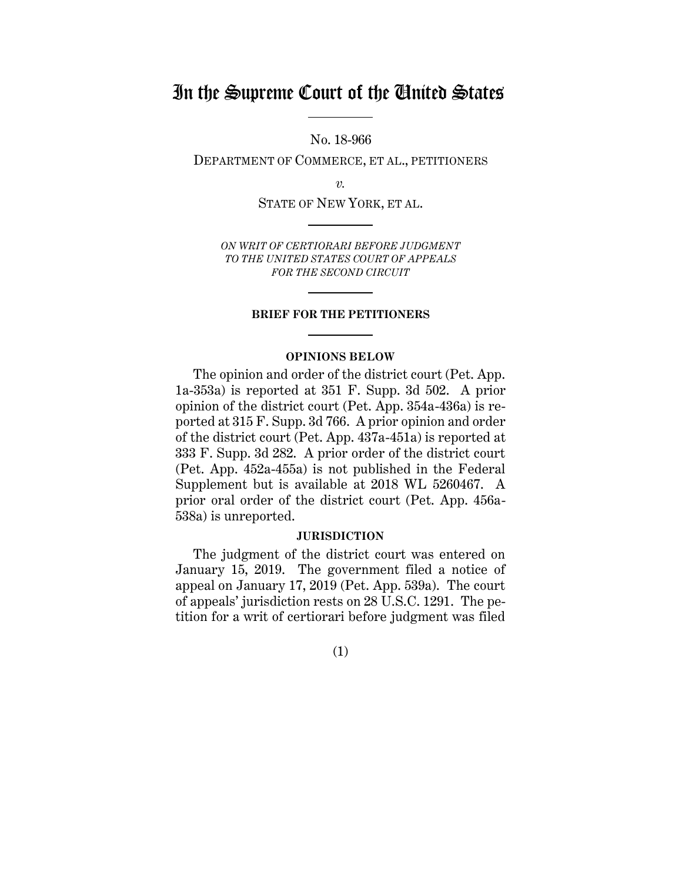# In the Supreme Court of the United States

No. 18-966

DEPARTMENT OF COMMERCE, ET AL., PETITIONERS

*v.*

STATE OF NEW YORK, ET AL.

*ON WRIT OF CERTIORARI BEFORE JUDGMENT TO THE UNITED STATES COURT OF APPEALS FOR THE SECOND CIRCUIT*

**BRIEF FOR THE PETITIONERS**

**OPINIONS BELOW**

The opinion and order of the district court (Pet. App. 1a-353a) is reported at 351 F. Supp. 3d 502. A prior opinion of the district court (Pet. App. 354a-436a) is reported at 315 F. Supp. 3d 766. A prior opinion and order of the district court (Pet. App. 437a-451a) is reported at 333 F. Supp. 3d 282. A prior order of the district court (Pet. App. 452a-455a) is not published in the Federal Supplement but is available at 2018 WL 5260467. A prior oral order of the district court (Pet. App. 456a-538a) is unreported.

**JURISDICTION**

The judgment of the district court was entered on January 15, 2019. The government filed a notice of appeal on January 17, 2019 (Pet. App. 539a). The court of appeals' jurisdiction rests on 28 U.S.C. 1291. The petition for a writ of certiorari before judgment was filed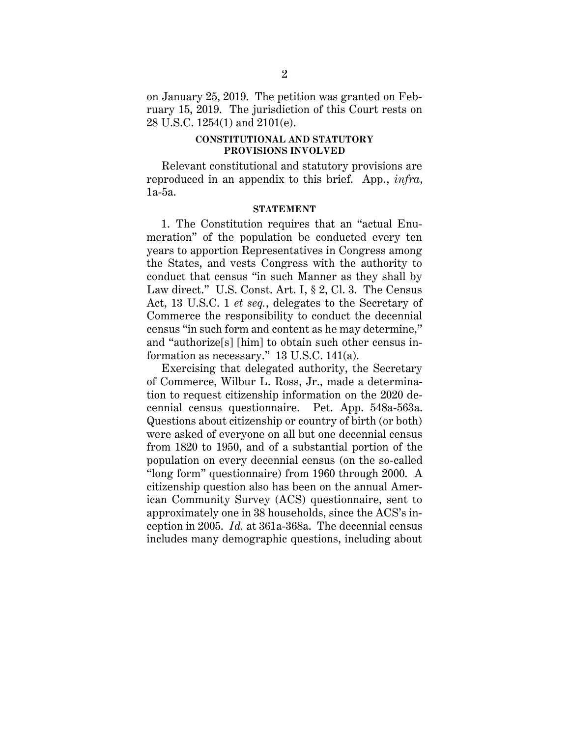on January 25, 2019. The petition was granted on February 15, 2019. The jurisdiction of this Court rests on 28 U.S.C. 1254(1) and 2101(e).

## CONSTITUTIONAL AND STATUTORY PROVISIONS INVOLVED

Relevant constitutional and statutory provisions are reproduced in an appendix to this brief. App., *infra*, 1a-5a.

## STATEMENT

1. The Constitution requires that an "actual Enumeration" of the population be conducted every ten years to apportion Representatives in Congress among the States, and vests Congress with the authority to conduct that census "in such Manner as they shall by Law direct." U.S. Const. Art. I, § 2, Cl. 3. The Census Act, 13 U.S.C. 1 *et seq.*, delegates to the Secretary of Commerce the responsibility to conduct the decennial census "in such form and content as he may determine," and "authorize[s] [him] to obtain such other census information as necessary." 13 U.S.C. 141(a).

Exercising that delegated authority, the Secretary of Commerce, Wilbur L. Ross, Jr., made a determination to request citizenship information on the 2020 decennial census questionnaire. Pet. App. 548a-563a. Questions about citizenship or country of birth (or both) were asked of everyone on all but one decennial census from 1820 to 1950, and of a substantial portion of the population on every decennial census (on the so-called "long form" questionnaire) from 1960 through 2000. A citizenship question also has been on the annual American Community Survey (ACS) questionnaire, sent to approximately one in 38 households, since the ACS's inception in 2005. *Id.* at 361a-368a. The decennial census includes many demographic questions, including about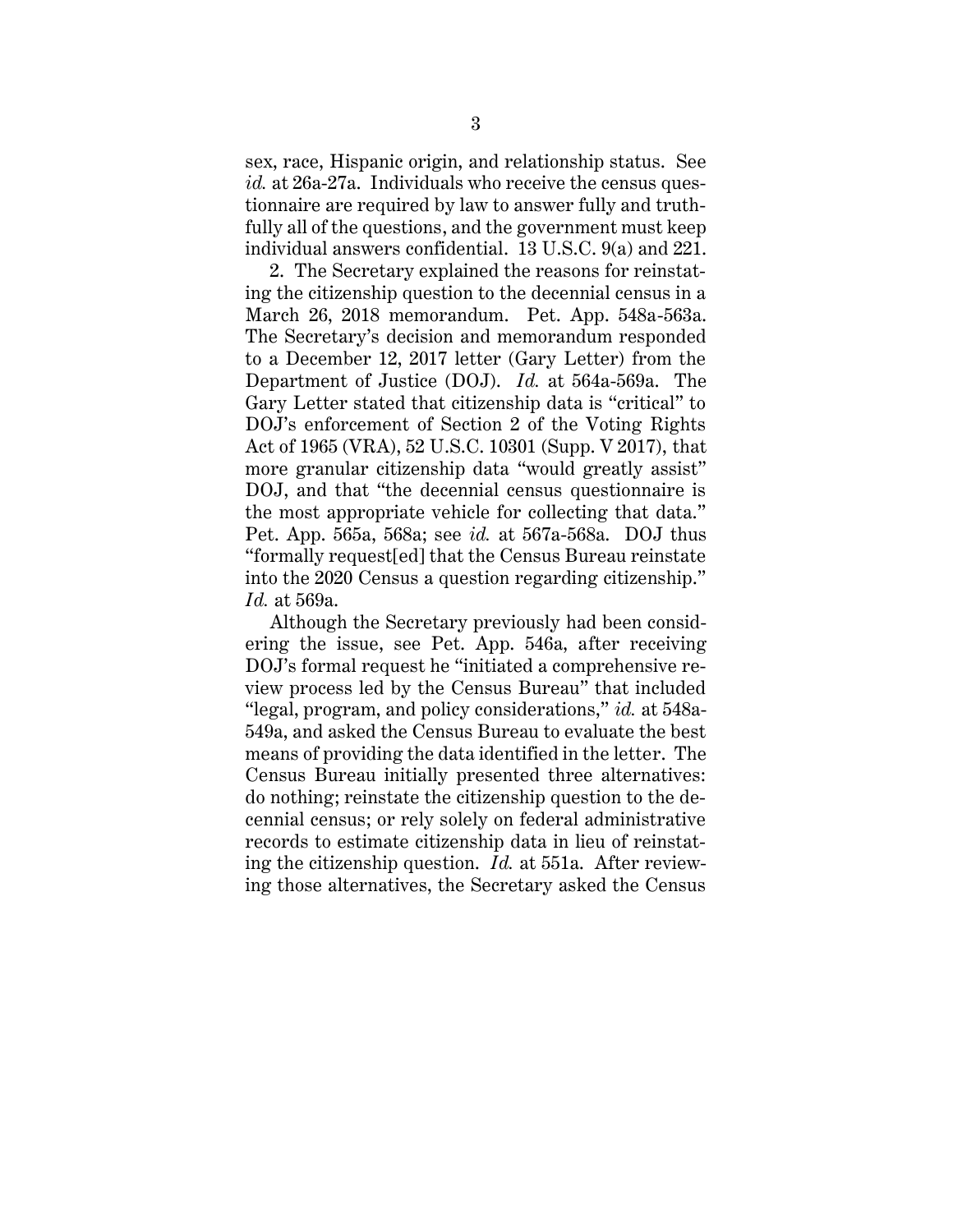sex, race, Hispanic origin, and relationship status. See *id.* at 26a-27a. Individuals who receive the census questionnaire are required by law to answer fully and truthfully all of the questions, and the government must keep individual answers confidential. 13 U.S.C. 9(a) and 221.

2. The Secretary explained the reasons for reinstating the citizenship question to the decennial census in a March 26, 2018 memorandum. Pet. App. 548a-563a. The Secretary's decision and memorandum responded to a December 12, 2017 letter (Gary Letter) from the Department of Justice (DOJ). *Id.* at 564a-569a. The Gary Letter stated that citizenship data is "critical" to DOJ's enforcement of Section 2 of the Voting Rights Act of 1965 (VRA), 52 U.S.C. 10301 (Supp. V 2017), that more granular citizenship data "would greatly assist" DOJ, and that "the decennial census questionnaire is the most appropriate vehicle for collecting that data." Pet. App. 565a, 568a; see *id.* at 567a-568a. DOJ thus "formally request[ed] that the Census Bureau reinstate into the 2020 Census a question regarding citizenship." *Id.* at 569a.

Although the Secretary previously had been considering the issue, see Pet. App. 546a, after receiving DOJ's formal request he "initiated a comprehensive review process led by the Census Bureau" that included "legal, program, and policy considerations," *id.* at 548a-549a, and asked the Census Bureau to evaluate the best means of providing the data identified in the letter. The Census Bureau initially presented three alternatives: do nothing; reinstate the citizenship question to the decennial census; or rely solely on federal administrative records to estimate citizenship data in lieu of reinstating the citizenship question. *Id.* at 551a. After reviewing those alternatives, the Secretary asked the Census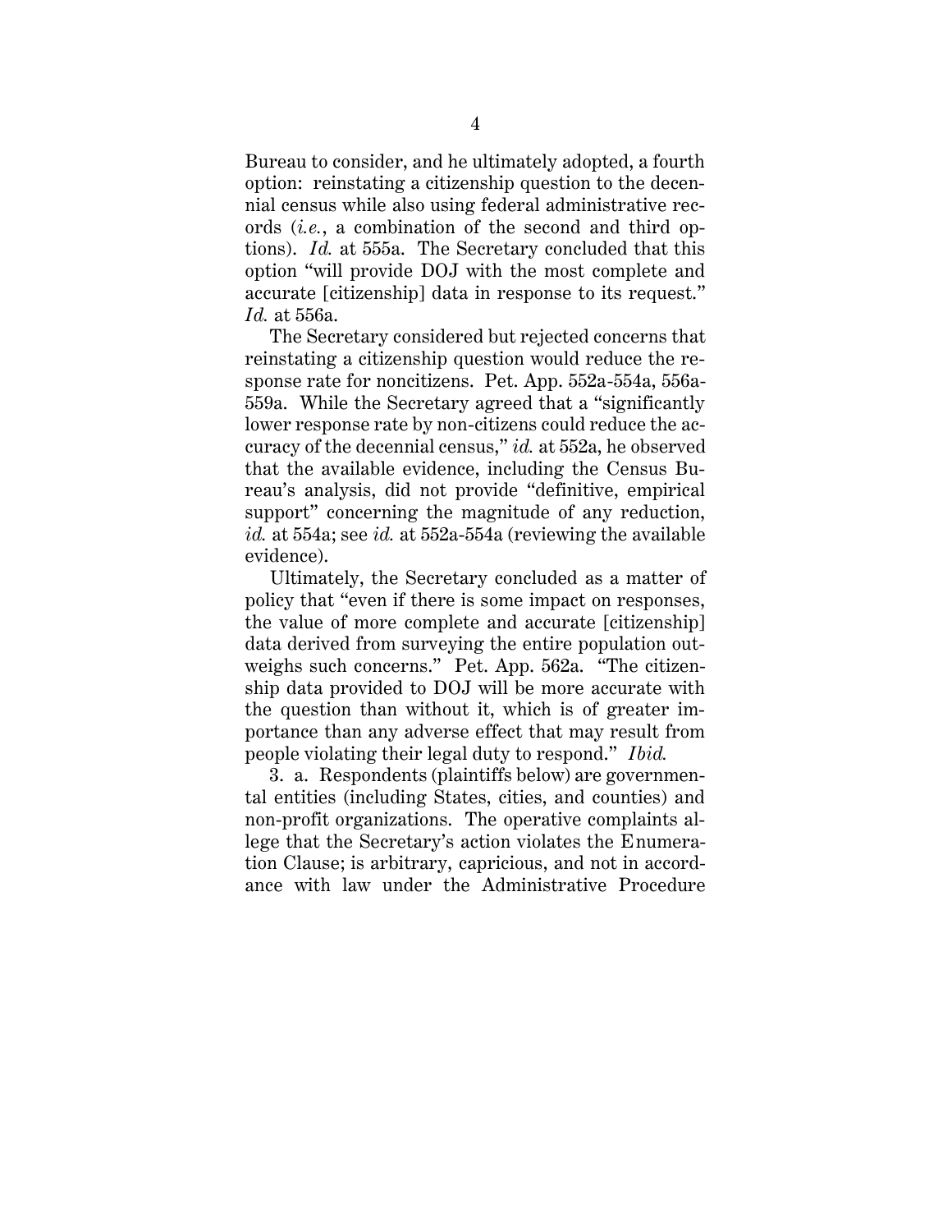Bureau to consider, and he ultimately adopted, a fourth option: reinstating a citizenship question to the decennial census while also using federal administrative records (*i.e.*, a combination of the second and third options). *Id.* at 555a. The Secretary concluded that this option "will provide DOJ with the most complete and accurate [citizenship] data in response to its request." *Id.* at 556a.

The Secretary considered but rejected concerns that reinstating a citizenship question would reduce the response rate for noncitizens. Pet. App. 552a-554a, 556a-559a. While the Secretary agreed that a "significantly lower response rate by non-citizens could reduce the accuracy of the decennial census," *id.* at 552a, he observed that the available evidence, including the Census Bureau's analysis, did not provide "definitive, empirical support" concerning the magnitude of any reduction, *id.* at 554a; see *id.* at 552a-554a (reviewing the available evidence).

Ultimately, the Secretary concluded as a matter of policy that "even if there is some impact on responses, the value of more complete and accurate [citizenship] data derived from surveying the entire population outweighs such concerns." Pet. App. 562a. "The citizenship data provided to DOJ will be more accurate with the question than without it, which is of greater importance than any adverse effect that may result from people violating their legal duty to respond." *Ibid.*

3. a. Respondents (plaintiffs below) are governmental entities (including States, cities, and counties) and non-profit organizations. The operative complaints allege that the Secretary's action violates the Enumeration Clause; is arbitrary, capricious, and not in accordance with law under the Administrative Procedure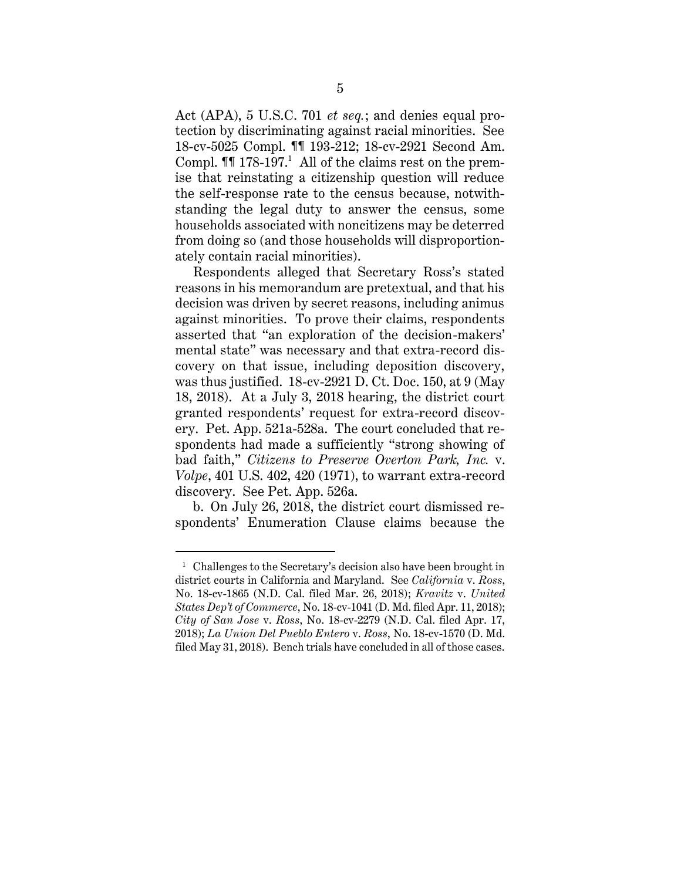Act (APA), 5 U.S.C. 701 *et seq.*; and denies equal protection by discriminating against racial minorities. See 18-cv-5025 Compl. ¶¶ 193-212; 18-cv-2921 Second Am. Compl. ¶¶ 178-197.[1] All of the claims rest on the premise that reinstating a citizenship question will reduce the self-response rate to the census because, notwithstanding the legal duty to answer the census, some households associated with noncitizens may be deterred from doing so (and those households will disproportionately contain racial minorities).

Respondents alleged that Secretary Ross's stated reasons in his memorandum are pretextual, and that his decision was driven by secret reasons, including animus against minorities. To prove their claims, respondents asserted that "an exploration of the decision-makers' mental state" was necessary and that extra-record discovery on that issue, including deposition discovery, was thus justified. 18-cv-2921 D. Ct. Doc. 150, at 9 (May 18, 2018). At a July 3, 2018 hearing, the district court granted respondents' request for extra-record discovery. Pet. App. 521a-528a. The court concluded that respondents had made a sufficiently "strong showing of bad faith," *Citizens to Preserve Overton Park, Inc.* v. *Volpe*, 401 U.S. 402, 420 (1971), to warrant extra-record discovery. See Pet. App. 526a.

b. On July 26, 2018, the district court dismissed respondents' Enumeration Clause claims because the

---

[1] Challenges to the Secretary's decision also have been brought in district courts in California and Maryland. See *California* v. *Ross*, No. 18-cv-1865 (N.D. Cal. filed Mar. 26, 2018); *Kravitz* v. *United States Dep't of Commerce*, No. 18-cv-1041 (D. Md. filed Apr. 11, 2018); *City of San Jose* v. *Ross*, No. 18-cv-2279 (N.D. Cal. filed Apr. 17, 2018); *La Union Del Pueblo Entero* v. *Ross*, No. 18-cv-1570 (D. Md. filed May 31, 2018). Bench trials have concluded in all of those cases.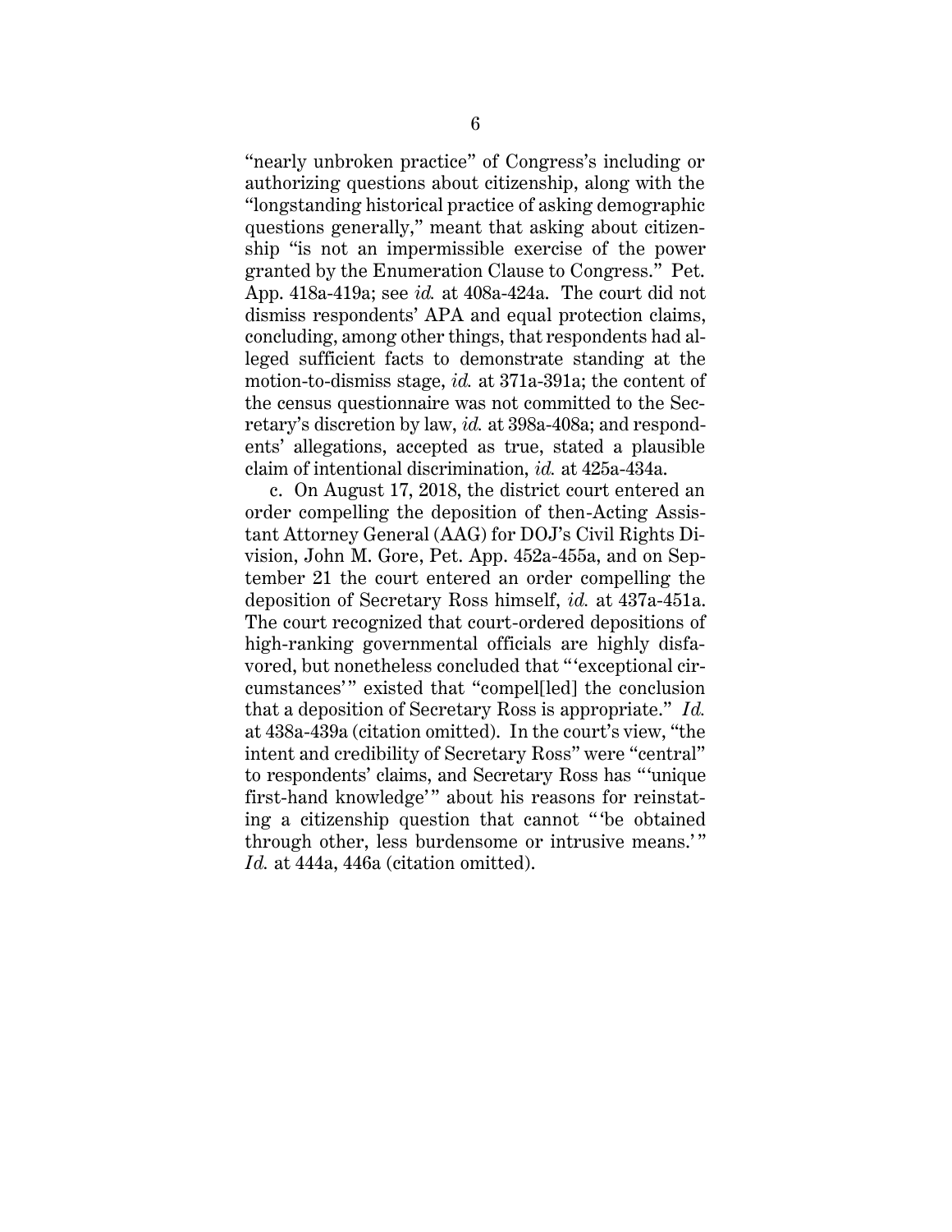"nearly unbroken practice" of Congress's including or authorizing questions about citizenship, along with the "longstanding historical practice of asking demographic questions generally," meant that asking about citizenship "is not an impermissible exercise of the power granted by the Enumeration Clause to Congress." Pet. App. 418a-419a; see *id.* at 408a-424a. The court did not dismiss respondents' APA and equal protection claims, concluding, among other things, that respondents had alleged sufficient facts to demonstrate standing at the motion-to-dismiss stage, *id.* at 371a-391a; the content of the census questionnaire was not committed to the Secretary's discretion by law, *id.* at 398a-408a; and respondents' allegations, accepted as true, stated a plausible claim of intentional discrimination, *id.* at 425a-434a.

c. On August 17, 2018, the district court entered an order compelling the deposition of then-Acting Assistant Attorney General (AAG) for DOJ's Civil Rights Division, John M. Gore, Pet. App. 452a-455a, and on September 21 the court entered an order compelling the deposition of Secretary Ross himself, *id.* at 437a-451a. The court recognized that court-ordered depositions of high-ranking governmental officials are highly disfavored, but nonetheless concluded that "'exceptional circumstances'" existed that "compel[led] the conclusion that a deposition of Secretary Ross is appropriate." *Id.* at 438a-439a (citation omitted). In the court's view, "the intent and credibility of Secretary Ross" were "central" to respondents' claims, and Secretary Ross has "'unique first-hand knowledge'" about his reasons for reinstating a citizenship question that cannot "'be obtained through other, less burdensome or intrusive means.'" *Id.* at 444a, 446a (citation omitted).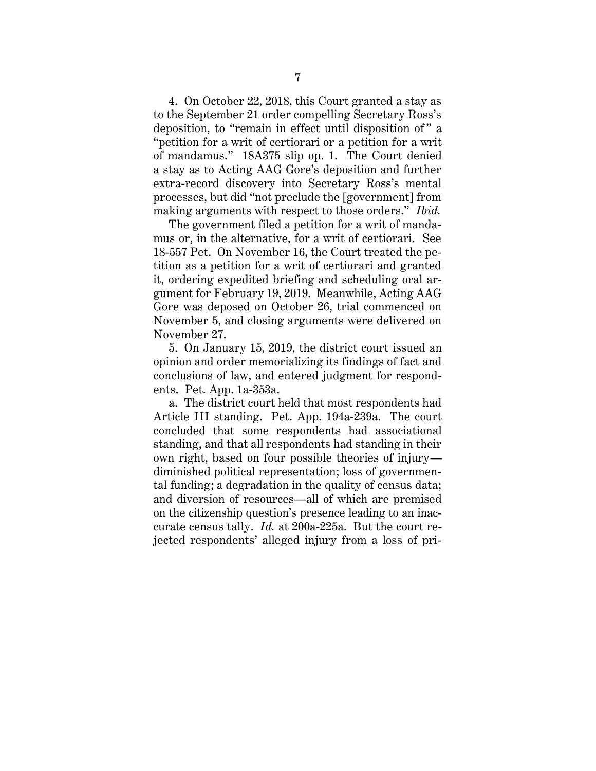4. On October 22, 2018, this Court granted a stay as to the September 21 order compelling Secretary Ross's deposition, to "remain in effect until disposition of" a "petition for a writ of certiorari or a petition for a writ of mandamus." 18A375 slip op. 1. The Court denied a stay as to Acting AAG Gore's deposition and further extra-record discovery into Secretary Ross's mental processes, but did "not preclude the [government] from making arguments with respect to those orders." *Ibid.*

The government filed a petition for a writ of mandamus or, in the alternative, for a writ of certiorari. See 18-557 Pet. On November 16, the Court treated the petition as a petition for a writ of certiorari and granted it, ordering expedited briefing and scheduling oral argument for February 19, 2019. Meanwhile, Acting AAG Gore was deposed on October 26, trial commenced on November 5, and closing arguments were delivered on November 27.

5. On January 15, 2019, the district court issued an opinion and order memorializing its findings of fact and conclusions of law, and entered judgment for respondents. Pet. App. 1a-353a.

a. The district court held that most respondents had Article III standing. Pet. App. 194a-239a. The court concluded that some respondents had associational standing, and that all respondents had standing in their own right, based on four possible theories of injury—diminished political representation; loss of governmental funding; a degradation in the quality of census data; and diversion of resources—all of which are premised on the citizenship question's presence leading to an inaccurate census tally. *Id.* at 200a-225a. But the court rejected respondents' alleged injury from a loss of pri-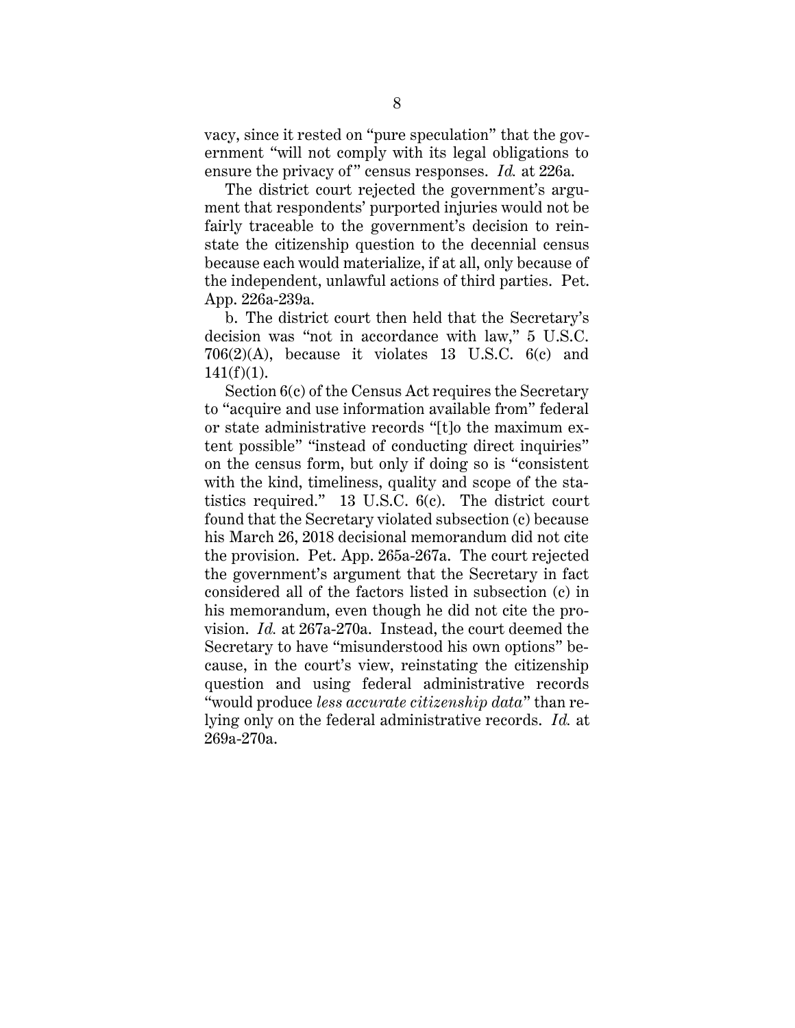vacy, since it rested on "pure speculation" that the government "will not comply with its legal obligations to ensure the privacy of" census responses. *Id.* at 226a.

The district court rejected the government's argument that respondents' purported injuries would not be fairly traceable to the government's decision to reinstate the citizenship question to the decennial census because each would materialize, if at all, only because of the independent, unlawful actions of third parties. Pet. App. 226a-239a.

b. The district court then held that the Secretary's decision was "not in accordance with law," 5 U.S.C. 706(2)(A), because it violates 13 U.S.C. 6(c) and 141(f)(1).

Section 6(c) of the Census Act requires the Secretary to "acquire and use information available from" federal or state administrative records "[t]o the maximum extent possible" "instead of conducting direct inquiries" on the census form, but only if doing so is "consistent with the kind, timeliness, quality and scope of the statistics required." 13 U.S.C. 6(c). The district court found that the Secretary violated subsection (c) because his March 26, 2018 decisional memorandum did not cite the provision. Pet. App. 265a-267a. The court rejected the government's argument that the Secretary in fact considered all of the factors listed in subsection (c) in his memorandum, even though he did not cite the provision. *Id.* at 267a-270a. Instead, the court deemed the Secretary to have "misunderstood his own options" because, in the court's view, reinstating the citizenship question and using federal administrative records "would produce *less accurate citizenship data*" than relying only on the federal administrative records. *Id.* at 269a-270a.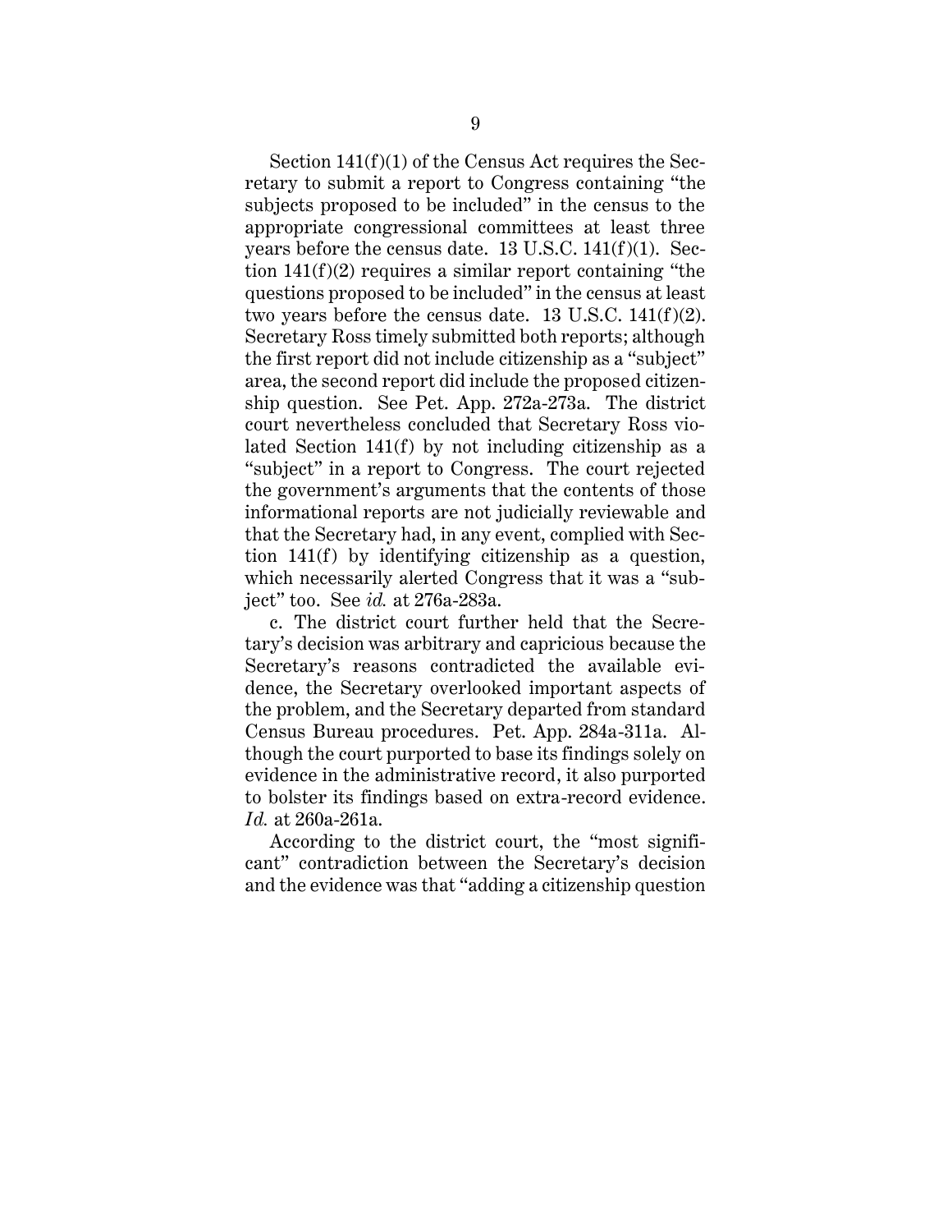Section 141(f)(1) of the Census Act requires the Secretary to submit a report to Congress containing "the subjects proposed to be included" in the census to the appropriate congressional committees at least three years before the census date. 13 U.S.C. 141(f)(1). Section 141(f)(2) requires a similar report containing "the questions proposed to be included" in the census at least two years before the census date. 13 U.S.C. 141(f)(2). Secretary Ross timely submitted both reports; although the first report did not include citizenship as a "subject" area, the second report did include the proposed citizenship question. See Pet. App. 272a-273a. The district court nevertheless concluded that Secretary Ross violated Section 141(f) by not including citizenship as a "subject" in a report to Congress. The court rejected the government's arguments that the contents of those informational reports are not judicially reviewable and that the Secretary had, in any event, complied with Section 141(f) by identifying citizenship as a question, which necessarily alerted Congress that it was a "subject" too. See *id.* at 276a-283a.

c. The district court further held that the Secretary's decision was arbitrary and capricious because the Secretary's reasons contradicted the available evidence, the Secretary overlooked important aspects of the problem, and the Secretary departed from standard Census Bureau procedures. Pet. App. 284a-311a. Although the court purported to base its findings solely on evidence in the administrative record, it also purported to bolster its findings based on extra-record evidence. *Id.* at 260a-261a.

According to the district court, the "most significant" contradiction between the Secretary's decision and the evidence was that "adding a citizenship question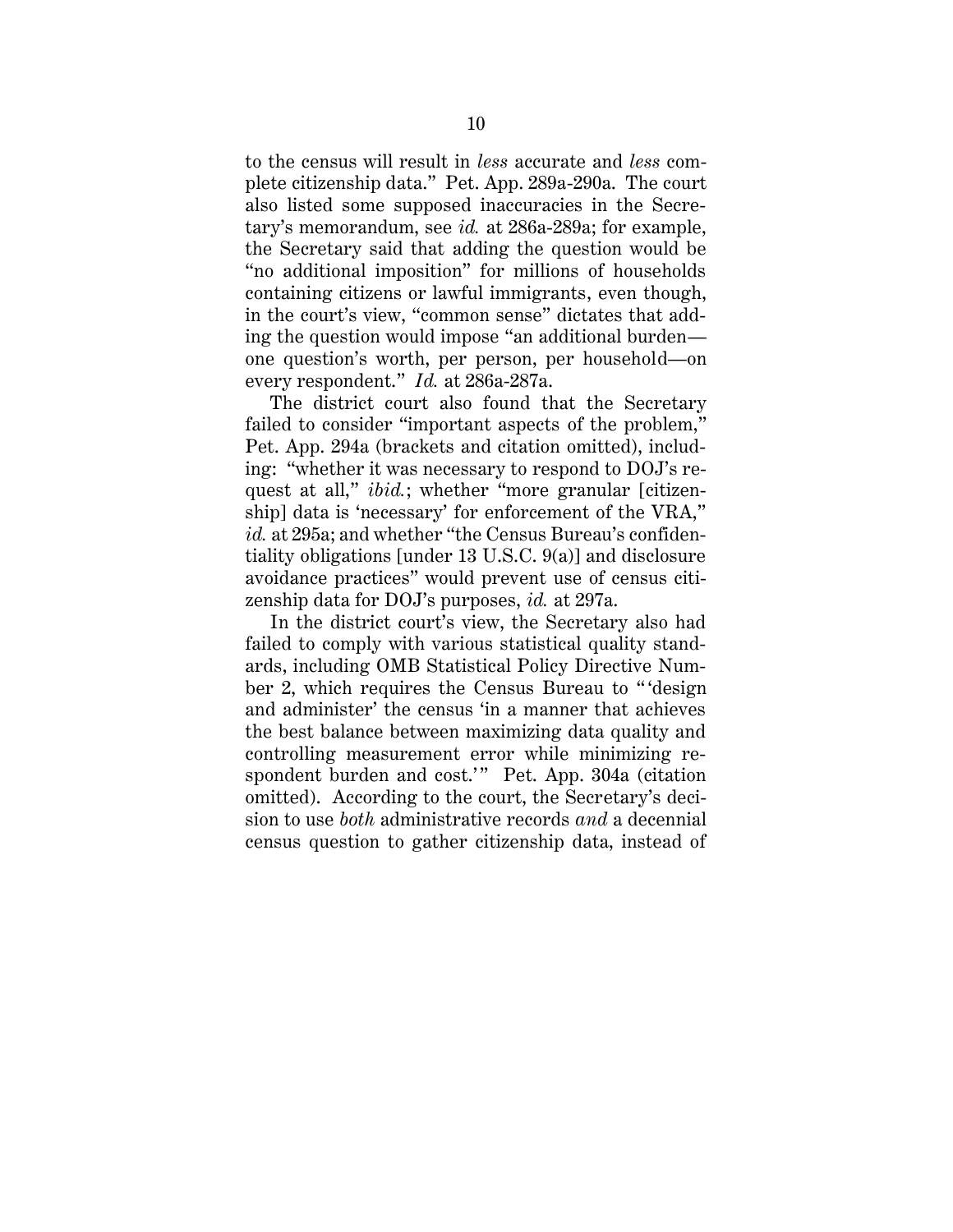to the census will result in *less* accurate and *less* complete citizenship data." Pet. App. 289a-290a. The court also listed some supposed inaccuracies in the Secretary's memorandum, see *id.* at 286a-289a; for example, the Secretary said that adding the question would be "no additional imposition" for millions of households containing citizens or lawful immigrants, even though, in the court's view, "common sense" dictates that adding the question would impose "an additional burden—one question's worth, per person, per household—on every respondent." *Id.* at 286a-287a.

The district court also found that the Secretary failed to consider "important aspects of the problem," Pet. App. 294a (brackets and citation omitted), including: "whether it was necessary to respond to DOJ's request at all," *ibid.*; whether "more granular [citizenship] data is 'necessary' for enforcement of the VRA," *id.* at 295a; and whether "the Census Bureau's confidentiality obligations [under 13 U.S.C. 9(a)] and disclosure avoidance practices" would prevent use of census citizenship data for DOJ's purposes, *id.* at 297a.

In the district court's view, the Secretary also had failed to comply with various statistical quality standards, including OMB Statistical Policy Directive Number 2, which requires the Census Bureau to "'design and administer' the census 'in a manner that achieves the best balance between maximizing data quality and controlling measurement error while minimizing respondent burden and cost.'" Pet. App. 304a (citation omitted). According to the court, the Secretary's decision to use *both* administrative records *and* a decennial census question to gather citizenship data, instead of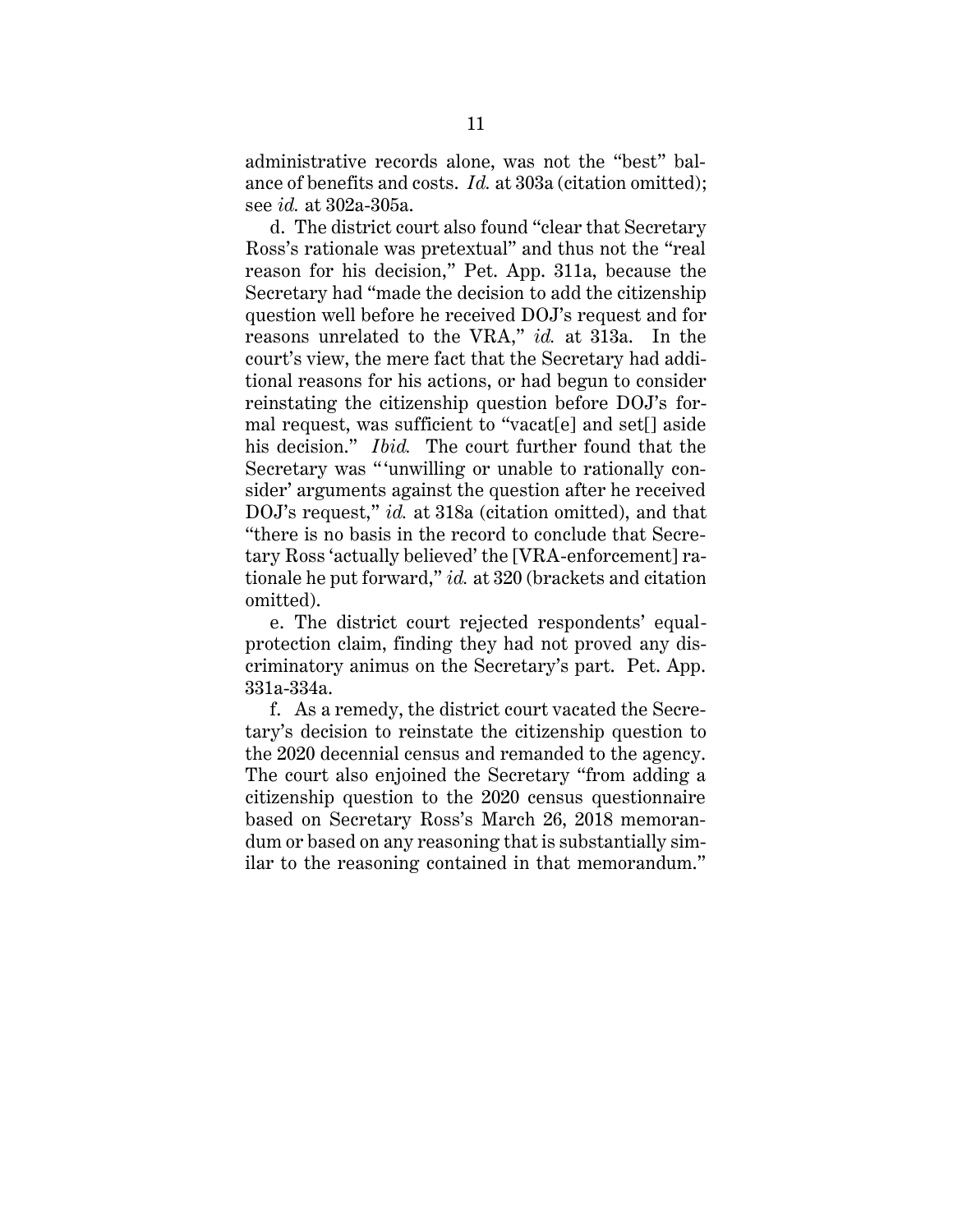administrative records alone, was not the "best" balance of benefits and costs. *Id.* at 303a (citation omitted); see *id.* at 302a-305a.

d. The district court also found "clear that Secretary Ross's rationale was pretextual" and thus not the "real reason for his decision," Pet. App. 311a, because the Secretary had "made the decision to add the citizenship question well before he received DOJ's request and for reasons unrelated to the VRA," *id.* at 313a. In the court's view, the mere fact that the Secretary had additional reasons for his actions, or had begun to consider reinstating the citizenship question before DOJ's formal request, was sufficient to "vacat[e] and set[] aside his decision." *Ibid.* The court further found that the Secretary was "'unwilling or unable to rationally consider' arguments against the question after he received DOJ's request," *id.* at 318a (citation omitted), and that "there is no basis in the record to conclude that Secretary Ross 'actually believed' the [VRA-enforcement] rationale he put forward," *id.* at 320 (brackets and citation omitted).

e. The district court rejected respondents' equal-protection claim, finding they had not proved any discriminatory animus on the Secretary's part. Pet. App. 331a-334a.

f. As a remedy, the district court vacated the Secretary's decision to reinstate the citizenship question to the 2020 decennial census and remanded to the agency. The court also enjoined the Secretary "from adding a citizenship question to the 2020 census questionnaire based on Secretary Ross's March 26, 2018 memorandum or based on any reasoning that is substantially similar to the reasoning contained in that memorandum."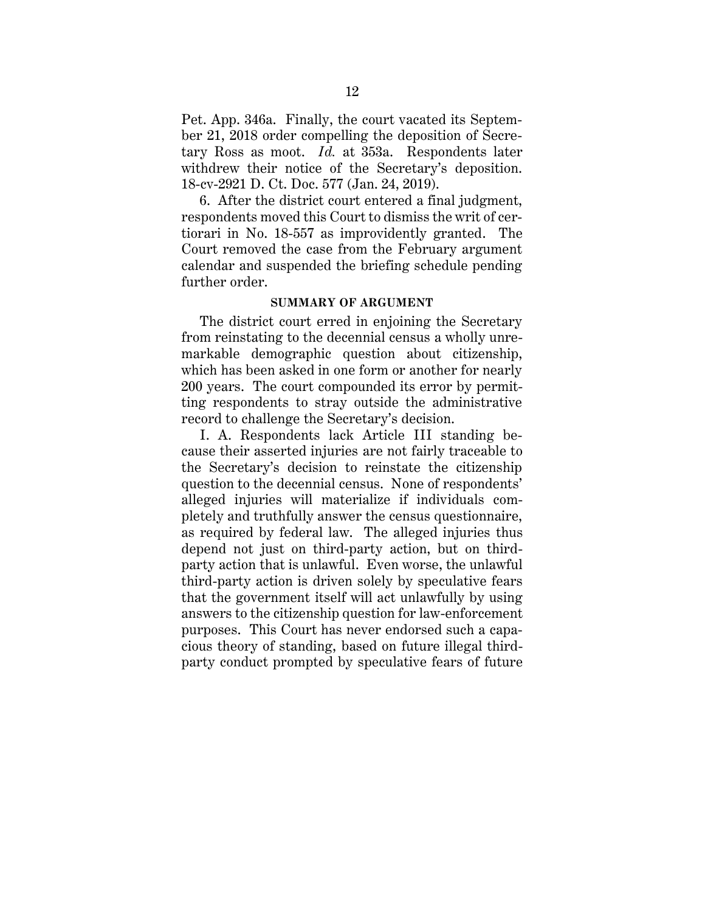Pet. App. 346a. Finally, the court vacated its September 21, 2018 order compelling the deposition of Secretary Ross as moot. *Id.* at 353a. Respondents later withdrew their notice of the Secretary's deposition. 18-cv-2921 D. Ct. Doc. 577 (Jan. 24, 2019).

6. After the district court entered a final judgment, respondents moved this Court to dismiss the writ of certiorari in No. 18-557 as improvidently granted. The Court removed the case from the February argument calendar and suspended the briefing schedule pending further order.

## SUMMARY OF ARGUMENT

The district court erred in enjoining the Secretary from reinstating to the decennial census a wholly unremarkable demographic question about citizenship, which has been asked in one form or another for nearly 200 years. The court compounded its error by permitting respondents to stray outside the administrative record to challenge the Secretary's decision.

I. A. Respondents lack Article III standing because their asserted injuries are not fairly traceable to the Secretary's decision to reinstate the citizenship question to the decennial census. None of respondents' alleged injuries will materialize if individuals completely and truthfully answer the census questionnaire, as required by federal law. The alleged injuries thus depend not just on third-party action, but on third-party action that is unlawful. Even worse, the unlawful third-party action is driven solely by speculative fears that the government itself will act unlawfully by using answers to the citizenship question for law-enforcement purposes. This Court has never endorsed such a capacious theory of standing, based on future illegal third-party conduct prompted by speculative fears of future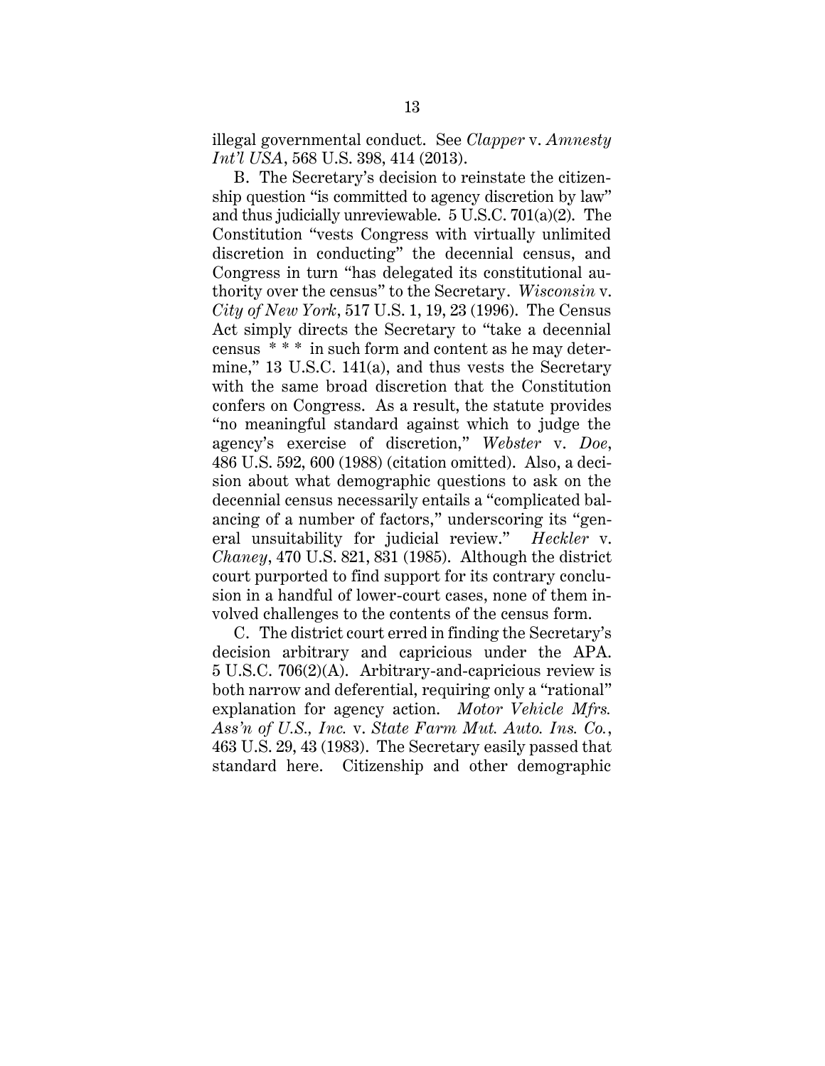illegal governmental conduct. See *Clapper* v. *Amnesty Int'l USA*, 568 U.S. 398, 414 (2013).

B. The Secretary's decision to reinstate the citizenship question "is committed to agency discretion by law" and thus judicially unreviewable. 5 U.S.C. 701(a)(2). The Constitution "vests Congress with virtually unlimited discretion in conducting" the decennial census, and Congress in turn "has delegated its constitutional authority over the census" to the Secretary. *Wisconsin* v. *City of New York*, 517 U.S. 1, 19, 23 (1996). The Census Act simply directs the Secretary to "take a decennial census * * * in such form and content as he may determine," 13 U.S.C. 141(a), and thus vests the Secretary with the same broad discretion that the Constitution confers on Congress. As a result, the statute provides "no meaningful standard against which to judge the agency's exercise of discretion," *Webster* v. *Doe*, 486 U.S. 592, 600 (1988) (citation omitted). Also, a decision about what demographic questions to ask on the decennial census necessarily entails a "complicated balancing of a number of factors," underscoring its "general unsuitability for judicial review." *Heckler* v. *Chaney*, 470 U.S. 821, 831 (1985). Although the district court purported to find support for its contrary conclusion in a handful of lower-court cases, none of them involved challenges to the contents of the census form.

C. The district court erred in finding the Secretary's decision arbitrary and capricious under the APA. 5 U.S.C. 706(2)(A). Arbitrary-and-capricious review is both narrow and deferential, requiring only a "rational" explanation for agency action. *Motor Vehicle Mfrs. Ass'n of U.S., Inc.* v. *State Farm Mut. Auto. Ins. Co.*, 463 U.S. 29, 43 (1983). The Secretary easily passed that standard here. Citizenship and other demographic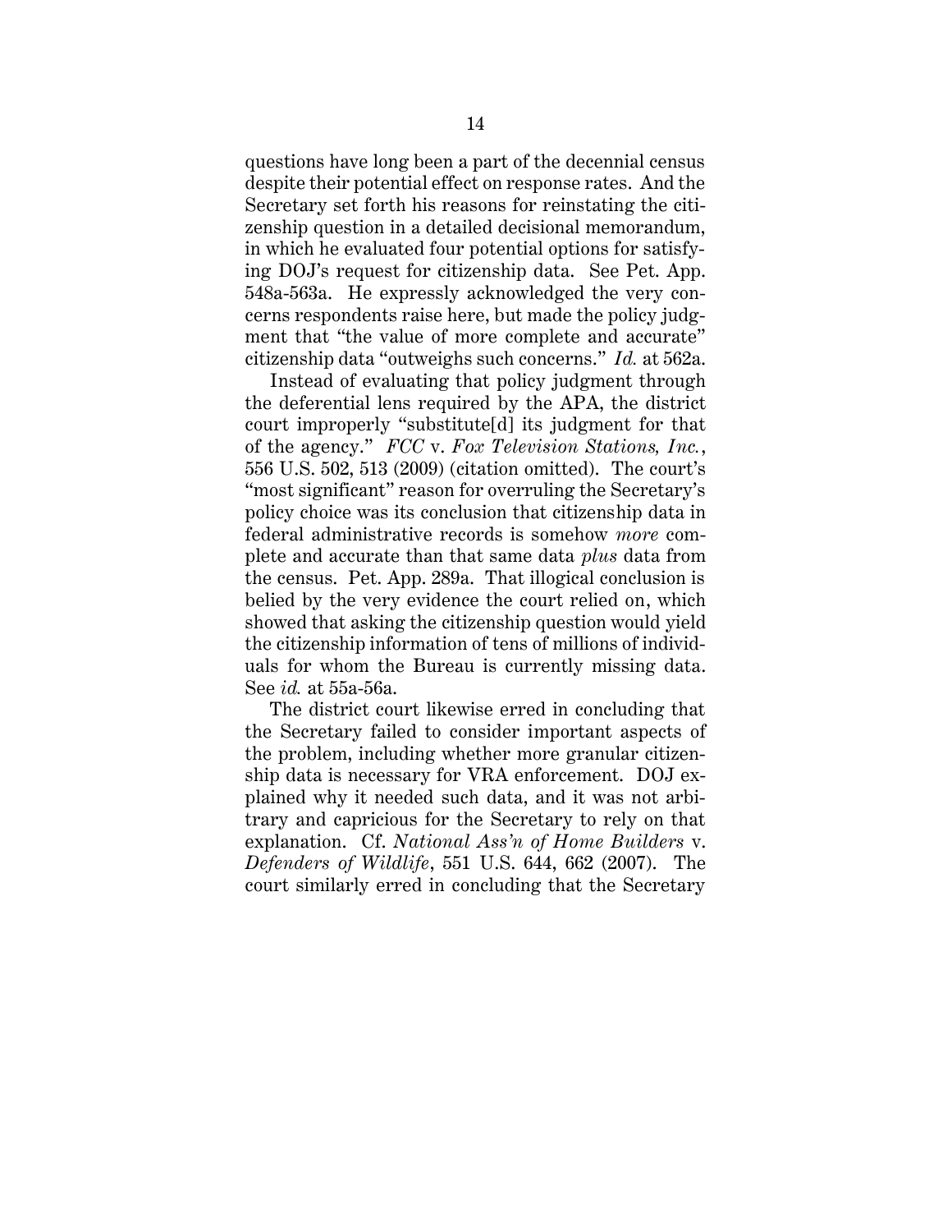questions have long been a part of the decennial census despite their potential effect on response rates. And the Secretary set forth his reasons for reinstating the citizenship question in a detailed decisional memorandum, in which he evaluated four potential options for satisfying DOJ's request for citizenship data. See Pet. App. 548a-563a. He expressly acknowledged the very concerns respondents raise here, but made the policy judgment that "the value of more complete and accurate" citizenship data "outweighs such concerns." *Id.* at 562a.

Instead of evaluating that policy judgment through the deferential lens required by the APA, the district court improperly "substitute[d] its judgment for that of the agency." *FCC* v. *Fox Television Stations, Inc.*, 556 U.S. 502, 513 (2009) (citation omitted). The court's "most significant" reason for overruling the Secretary's policy choice was its conclusion that citizenship data in federal administrative records is somehow *more* complete and accurate than that same data *plus* data from the census. Pet. App. 289a. That illogical conclusion is belied by the very evidence the court relied on, which showed that asking the citizenship question would yield the citizenship information of tens of millions of individuals for whom the Bureau is currently missing data. See *id.* at 55a-56a.

The district court likewise erred in concluding that the Secretary failed to consider important aspects of the problem, including whether more granular citizenship data is necessary for VRA enforcement. DOJ explained why it needed such data, and it was not arbitrary and capricious for the Secretary to rely on that explanation. Cf. *National Ass'n of Home Builders* v. *Defenders of Wildlife*, 551 U.S. 644, 662 (2007). The court similarly erred in concluding that the Secretary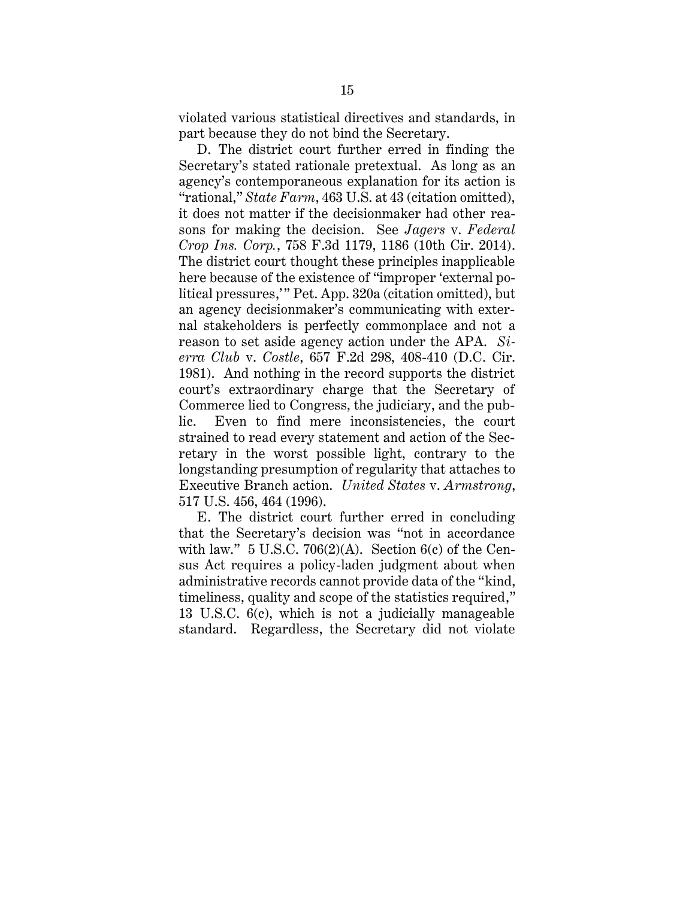violated various statistical directives and standards, in part because they do not bind the Secretary.

D. The district court further erred in finding the Secretary's stated rationale pretextual. As long as an agency's contemporaneous explanation for its action is "rational," *State Farm*, 463 U.S. at 43 (citation omitted), it does not matter if the decisionmaker had other reasons for making the decision. See *Jagers* v. *Federal Crop Ins. Corp.*, 758 F.3d 1179, 1186 (10th Cir. 2014). The district court thought these principles inapplicable here because of the existence of "improper 'external political pressures,'" Pet. App. 320a (citation omitted), but an agency decisionmaker's communicating with external stakeholders is perfectly commonplace and not a reason to set aside agency action under the APA. *Sierra Club* v. *Costle*, 657 F.2d 298, 408-410 (D.C. Cir. 1981). And nothing in the record supports the district court's extraordinary charge that the Secretary of Commerce lied to Congress, the judiciary, and the public. Even to find mere inconsistencies, the court strained to read every statement and action of the Secretary in the worst possible light, contrary to the longstanding presumption of regularity that attaches to Executive Branch action. *United States* v. *Armstrong*, 517 U.S. 456, 464 (1996).

E. The district court further erred in concluding that the Secretary's decision was "not in accordance with law." 5 U.S.C. 706(2)(A). Section 6(c) of the Census Act requires a policy-laden judgment about when administrative records cannot provide data of the "kind, timeliness, quality and scope of the statistics required," 13 U.S.C. 6(c), which is not a judicially manageable standard. Regardless, the Secretary did not violate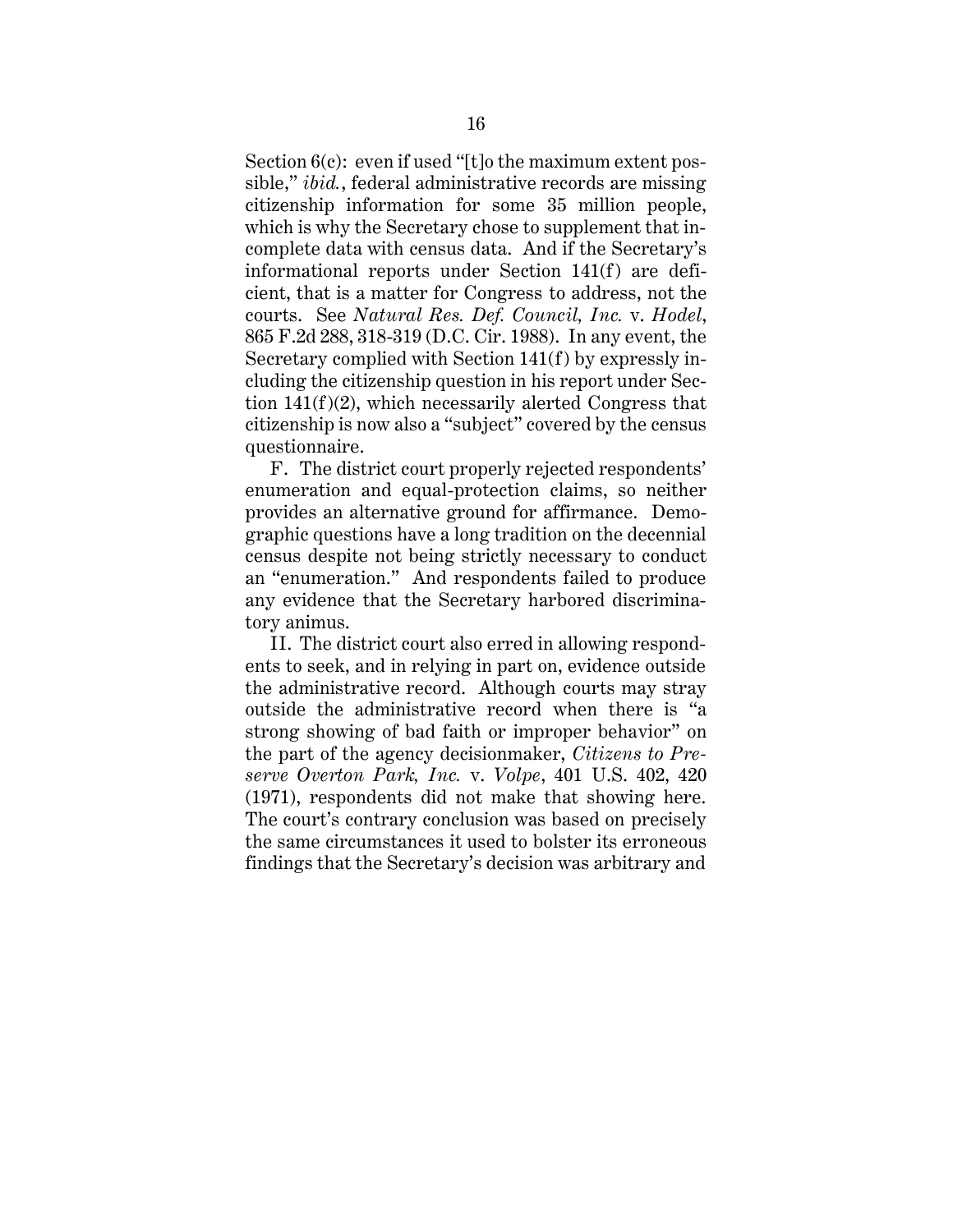Section 6(c): even if used "[t]o the maximum extent possible," *ibid.*, federal administrative records are missing citizenship information for some 35 million people, which is why the Secretary chose to supplement that incomplete data with census data. And if the Secretary's informational reports under Section 141(f) are deficient, that is a matter for Congress to address, not the courts. See *Natural Res. Def. Council, Inc.* v. *Hodel*, 865 F.2d 288, 318-319 (D.C. Cir. 1988). In any event, the Secretary complied with Section 141(f) by expressly including the citizenship question in his report under Section 141(f)(2), which necessarily alerted Congress that citizenship is now also a "subject" covered by the census questionnaire.

F. The district court properly rejected respondents' enumeration and equal-protection claims, so neither provides an alternative ground for affirmance. Demographic questions have a long tradition on the decennial census despite not being strictly necessary to conduct an "enumeration." And respondents failed to produce any evidence that the Secretary harbored discriminatory animus.

II. The district court also erred in allowing respondents to seek, and in relying in part on, evidence outside the administrative record. Although courts may stray outside the administrative record when there is "a strong showing of bad faith or improper behavior" on the part of the agency decisionmaker, *Citizens to Preserve Overton Park, Inc.* v. *Volpe*, 401 U.S. 402, 420 (1971), respondents did not make that showing here. The court's contrary conclusion was based on precisely the same circumstances it used to bolster its erroneous findings that the Secretary's decision was arbitrary and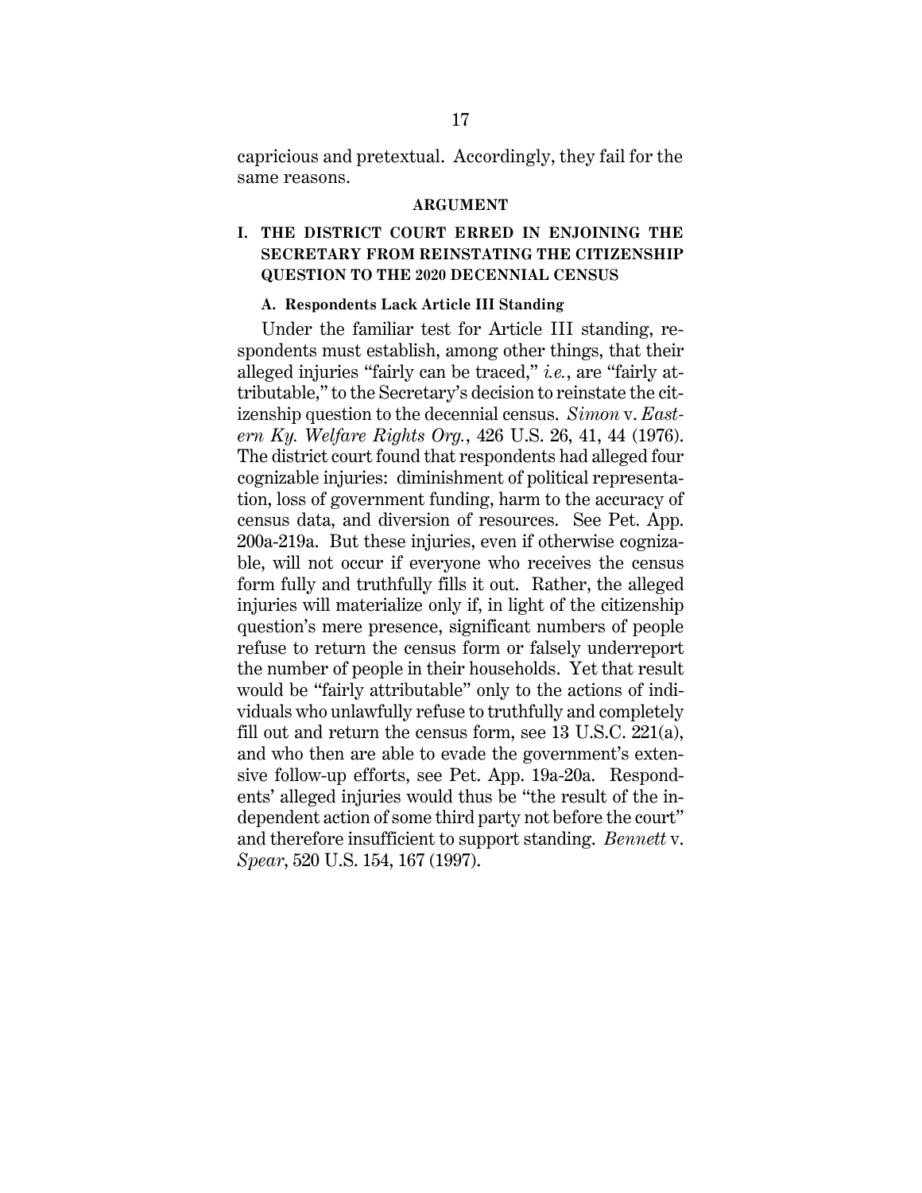capricious and pretextual. Accordingly, they fail for the same reasons.

## ARGUMENT

### I. THE DISTRICT COURT ERRED IN ENJOINING THE SECRETARY FROM REINSTATING THE CITIZENSHIP QUESTION TO THE 2020 DECENNIAL CENSUS

#### A. Respondents Lack Article III Standing

Under the familiar test for Article III standing, respondents must establish, among other things, that their alleged injuries "fairly can be traced," *i.e.*, are "fairly attributable," to the Secretary's decision to reinstate the citizenship question to the decennial census. *Simon* v. *Eastern Ky. Welfare Rights Org.*, 426 U.S. 26, 41, 44 (1976). The district court found that respondents had alleged four cognizable injuries: diminishment of political representation, loss of government funding, harm to the accuracy of census data, and diversion of resources. See Pet. App. 200a-219a. But these injuries, even if otherwise cognizable, will not occur if everyone who receives the census form fully and truthfully fills it out. Rather, the alleged injuries will materialize only if, in light of the citizenship question's mere presence, significant numbers of people refuse to return the census form or falsely underreport the number of people in their households. Yet that result would be "fairly attributable" only to the actions of individuals who unlawfully refuse to truthfully and completely fill out and return the census form, see 13 U.S.C. 221(a), and who then are able to evade the government's extensive follow-up efforts, see Pet. App. 19a-20a. Respondents' alleged injuries would thus be "the result of the independent action of some third party not before the court" and therefore insufficient to support standing. *Bennett* v. *Spear*, 520 U.S. 154, 167 (1997).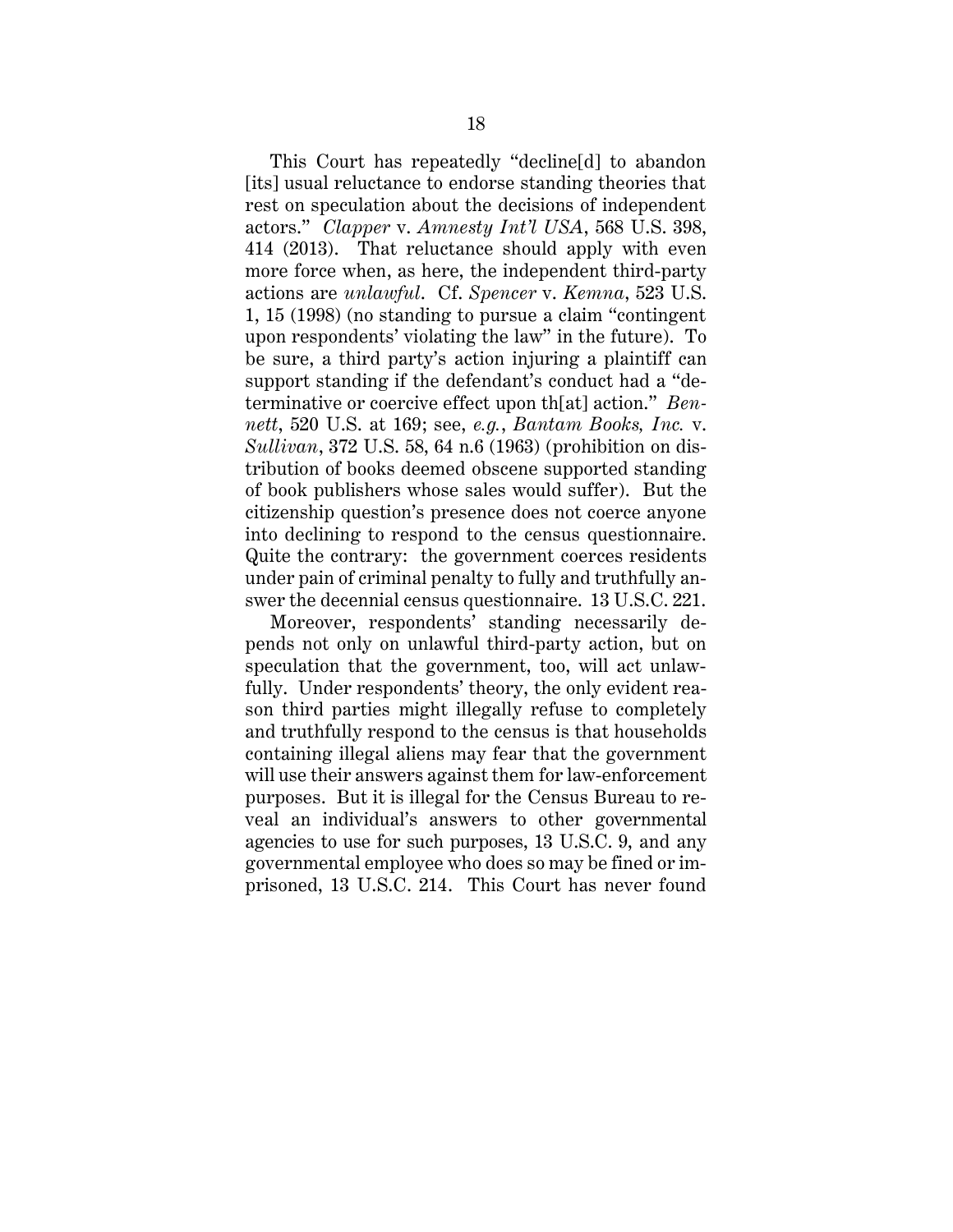This Court has repeatedly "decline[d] to abandon [its] usual reluctance to endorse standing theories that rest on speculation about the decisions of independent actors." *Clapper* v. *Amnesty Int'l USA*, 568 U.S. 398, 414 (2013). That reluctance should apply with even more force when, as here, the independent third-party actions are *unlawful*. Cf. *Spencer* v. *Kemna*, 523 U.S. 1, 15 (1998) (no standing to pursue a claim "contingent upon respondents' violating the law" in the future). To be sure, a third party's action injuring a plaintiff can support standing if the defendant's conduct had a "determinative or coercive effect upon th[at] action." *Bennett*, 520 U.S. at 169; see, *e.g.*, *Bantam Books, Inc.* v. *Sullivan*, 372 U.S. 58, 64 n.6 (1963) (prohibition on distribution of books deemed obscene supported standing of book publishers whose sales would suffer). But the citizenship question's presence does not coerce anyone into declining to respond to the census questionnaire. Quite the contrary: the government coerces residents under pain of criminal penalty to fully and truthfully answer the decennial census questionnaire. 13 U.S.C. 221.

Moreover, respondents' standing necessarily depends not only on unlawful third-party action, but on speculation that the government, too, will act unlawfully. Under respondents' theory, the only evident reason third parties might illegally refuse to completely and truthfully respond to the census is that households containing illegal aliens may fear that the government will use their answers against them for law-enforcement purposes. But it is illegal for the Census Bureau to reveal an individual's answers to other governmental agencies to use for such purposes, 13 U.S.C. 9, and any governmental employee who does so may be fined or imprisoned, 13 U.S.C. 214. This Court has never found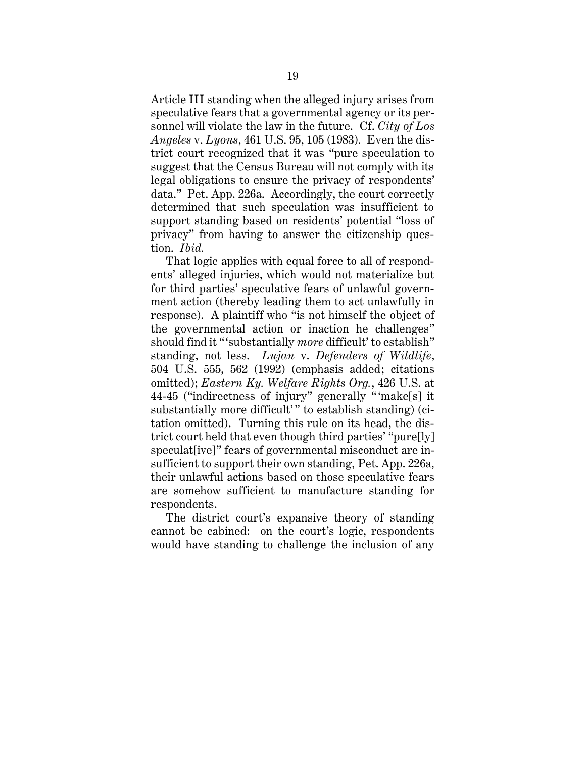Article III standing when the alleged injury arises from speculative fears that a governmental agency or its personnel will violate the law in the future. Cf. *City of Los Angeles* v. *Lyons*, 461 U.S. 95, 105 (1983). Even the district court recognized that it was "pure speculation to suggest that the Census Bureau will not comply with its legal obligations to ensure the privacy of respondents' data." Pet. App. 226a. Accordingly, the court correctly determined that such speculation was insufficient to support standing based on residents' potential "loss of privacy" from having to answer the citizenship question. *Ibid.*

That logic applies with equal force to all of respondents' alleged injuries, which would not materialize but for third parties' speculative fears of unlawful government action (thereby leading them to act unlawfully in response). A plaintiff who "is not himself the object of the governmental action or inaction he challenges" should find it "'substantially *more* difficult' to establish" standing, not less. *Lujan* v. *Defenders of Wildlife*, 504 U.S. 555, 562 (1992) (emphasis added; citations omitted); *Eastern Ky. Welfare Rights Org.*, 426 U.S. at 44-45 ("indirectness of injury" generally "'make[s] it substantially more difficult'" to establish standing) (citation omitted). Turning this rule on its head, the district court held that even though third parties' "pure[ly] speculat[ive]" fears of governmental misconduct are insufficient to support their own standing, Pet. App. 226a, their unlawful actions based on those speculative fears are somehow sufficient to manufacture standing for respondents.

The district court's expansive theory of standing cannot be cabined: on the court's logic, respondents would have standing to challenge the inclusion of any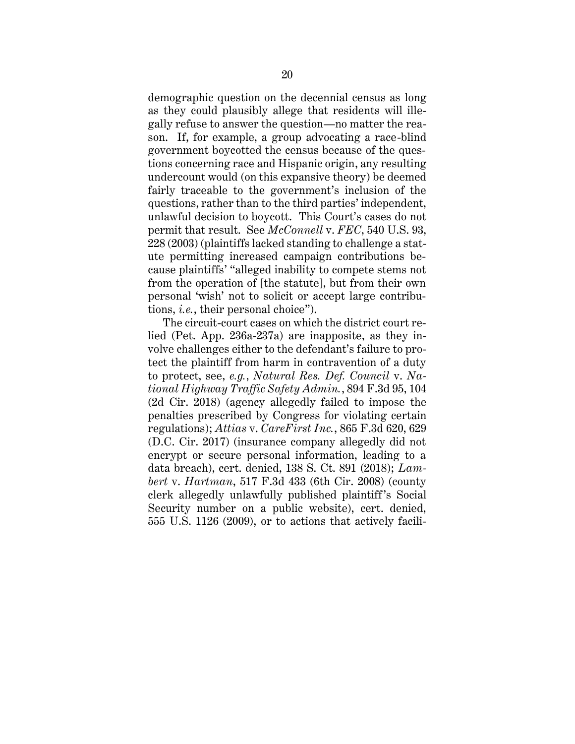demographic question on the decennial census as long as they could plausibly allege that residents will illegally refuse to answer the question—no matter the reason. If, for example, a group advocating a race-blind government boycotted the census because of the questions concerning race and Hispanic origin, any resulting undercount would (on this expansive theory) be deemed fairly traceable to the government's inclusion of the questions, rather than to the third parties' independent, unlawful decision to boycott. This Court's cases do not permit that result. See *McConnell* v. *FEC*, 540 U.S. 93, 228 (2003) (plaintiffs lacked standing to challenge a statute permitting increased campaign contributions because plaintiffs' "alleged inability to compete stems not from the operation of [the statute], but from their own personal 'wish' not to solicit or accept large contributions, *i.e.*, their personal choice").

The circuit-court cases on which the district court relied (Pet. App. 236a-237a) are inapposite, as they involve challenges either to the defendant's failure to protect the plaintiff from harm in contravention of a duty to protect, see, *e.g.*, *Natural Res. Def. Council* v. *National Highway Traffic Safety Admin.*, 894 F.3d 95, 104 (2d Cir. 2018) (agency allegedly failed to impose the penalties prescribed by Congress for violating certain regulations); *Attias* v. *CareFirst Inc.*, 865 F.3d 620, 629 (D.C. Cir. 2017) (insurance company allegedly did not encrypt or secure personal information, leading to a data breach), cert. denied, 138 S. Ct. 891 (2018); *Lambert* v. *Hartman*, 517 F.3d 433 (6th Cir. 2008) (county clerk allegedly unlawfully published plaintiff's Social Security number on a public website), cert. denied, 555 U.S. 1126 (2009), or to actions that actively facili-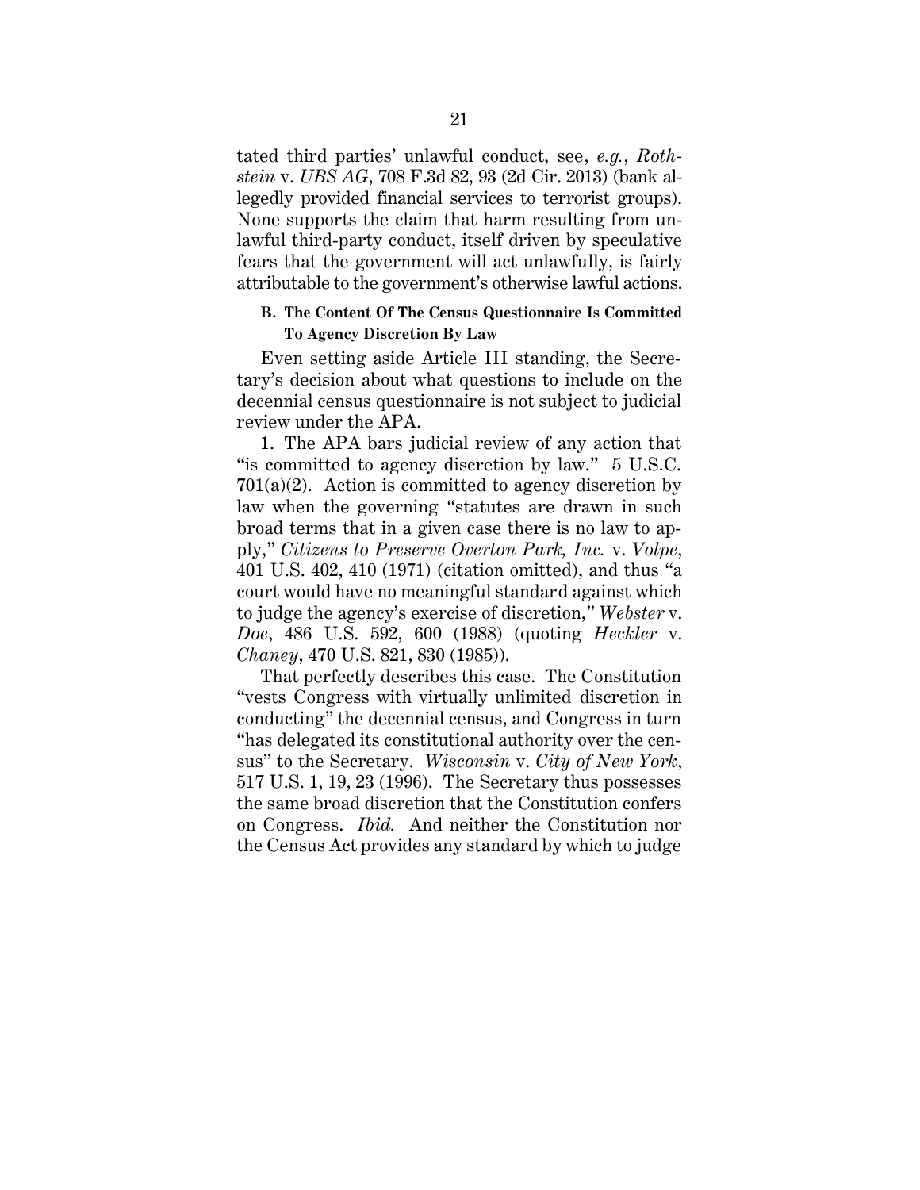tated third parties' unlawful conduct, see, *e.g.*, *Rothstein* v. *UBS AG*, 708 F.3d 82, 93 (2d Cir. 2013) (bank allegedly provided financial services to terrorist groups). None supports the claim that harm resulting from unlawful third-party conduct, itself driven by speculative fears that the government will act unlawfully, is fairly attributable to the government's otherwise lawful actions.

### B. The Content Of The Census Questionnaire Is Committed To Agency Discretion By Law

Even setting aside Article III standing, the Secretary's decision about what questions to include on the decennial census questionnaire is not subject to judicial review under the APA.

1. The APA bars judicial review of any action that "is committed to agency discretion by law." 5 U.S.C. 701(a)(2). Action is committed to agency discretion by law when the governing "statutes are drawn in such broad terms that in a given case there is no law to apply," *Citizens to Preserve Overton Park, Inc.* v. *Volpe*, 401 U.S. 402, 410 (1971) (citation omitted), and thus "a court would have no meaningful standard against which to judge the agency's exercise of discretion," *Webster* v. *Doe*, 486 U.S. 592, 600 (1988) (quoting *Heckler* v. *Chaney*, 470 U.S. 821, 830 (1985)).

That perfectly describes this case. The Constitution "vests Congress with virtually unlimited discretion in conducting" the decennial census, and Congress in turn "has delegated its constitutional authority over the census" to the Secretary. *Wisconsin* v. *City of New York*, 517 U.S. 1, 19, 23 (1996). The Secretary thus possesses the same broad discretion that the Constitution confers on Congress. *Ibid.* And neither the Constitution nor the Census Act provides any standard by which to judge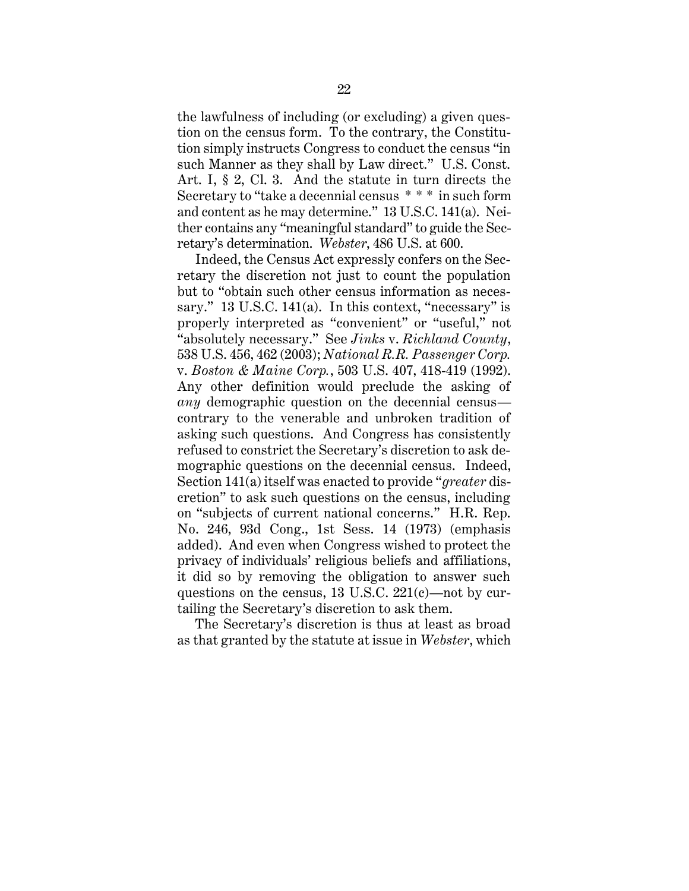the lawfulness of including (or excluding) a given question on the census form. To the contrary, the Constitution simply instructs Congress to conduct the census "in such Manner as they shall by Law direct." U.S. Const. Art. I, § 2, Cl. 3. And the statute in turn directs the Secretary to "take a decennial census * * * in such form and content as he may determine." 13 U.S.C. 141(a). Neither contains any "meaningful standard" to guide the Secretary's determination. *Webster*, 486 U.S. at 600.

Indeed, the Census Act expressly confers on the Secretary the discretion not just to count the population but to "obtain such other census information as necessary." 13 U.S.C. 141(a). In this context, "necessary" is properly interpreted as "convenient" or "useful," not "absolutely necessary." See *Jinks* v. *Richland County*, 538 U.S. 456, 462 (2003); *National R.R. Passenger Corp.* v. *Boston & Maine Corp.*, 503 U.S. 407, 418-419 (1992). Any other definition would preclude the asking of *any* demographic question on the decennial census—contrary to the venerable and unbroken tradition of asking such questions. And Congress has consistently refused to constrict the Secretary's discretion to ask demographic questions on the decennial census. Indeed, Section 141(a) itself was enacted to provide "*greater* discretion" to ask such questions on the census, including on "subjects of current national concerns." H.R. Rep. No. 246, 93d Cong., 1st Sess. 14 (1973) (emphasis added). And even when Congress wished to protect the privacy of individuals' religious beliefs and affiliations, it did so by removing the obligation to answer such questions on the census, 13 U.S.C. 221(c)—not by curtailing the Secretary's discretion to ask them.

The Secretary's discretion is thus at least as broad as that granted by the statute at issue in *Webster*, which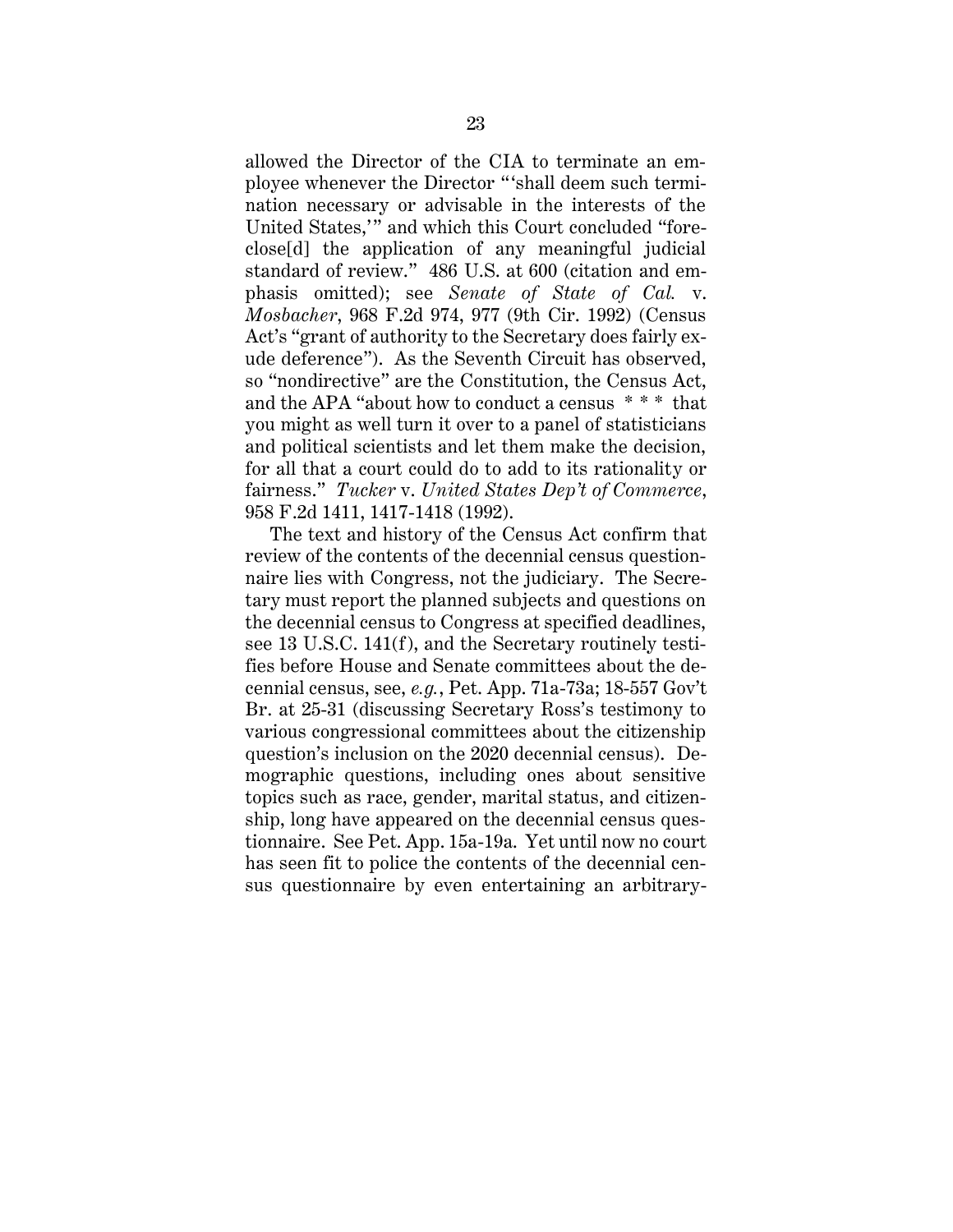allowed the Director of the CIA to terminate an employee whenever the Director "'shall deem such termination necessary or advisable in the interests of the United States,'" and which this Court concluded "foreclose[d] the application of any meaningful judicial standard of review." 486 U.S. at 600 (citation and emphasis omitted); see *Senate of State of Cal.* v. *Mosbacher*, 968 F.2d 974, 977 (9th Cir. 1992) (Census Act's "grant of authority to the Secretary does fairly exude deference"). As the Seventh Circuit has observed, so "nondirective" are the Constitution, the Census Act, and the APA "about how to conduct a census * * * that you might as well turn it over to a panel of statisticians and political scientists and let them make the decision, for all that a court could do to add to its rationality or fairness." *Tucker* v. *United States Dep't of Commerce*, 958 F.2d 1411, 1417-1418 (1992).

The text and history of the Census Act confirm that review of the contents of the decennial census questionnaire lies with Congress, not the judiciary. The Secretary must report the planned subjects and questions on the decennial census to Congress at specified deadlines, see 13 U.S.C. 141(f), and the Secretary routinely testifies before House and Senate committees about the decennial census, see, *e.g.*, Pet. App. 71a-73a; 18-557 Gov't Br. at 25-31 (discussing Secretary Ross's testimony to various congressional committees about the citizenship question's inclusion on the 2020 decennial census). Demographic questions, including ones about sensitive topics such as race, gender, marital status, and citizenship, long have appeared on the decennial census questionnaire. See Pet. App. 15a-19a. Yet until now no court has seen fit to police the contents of the decennial census questionnaire by even entertaining an arbitrary-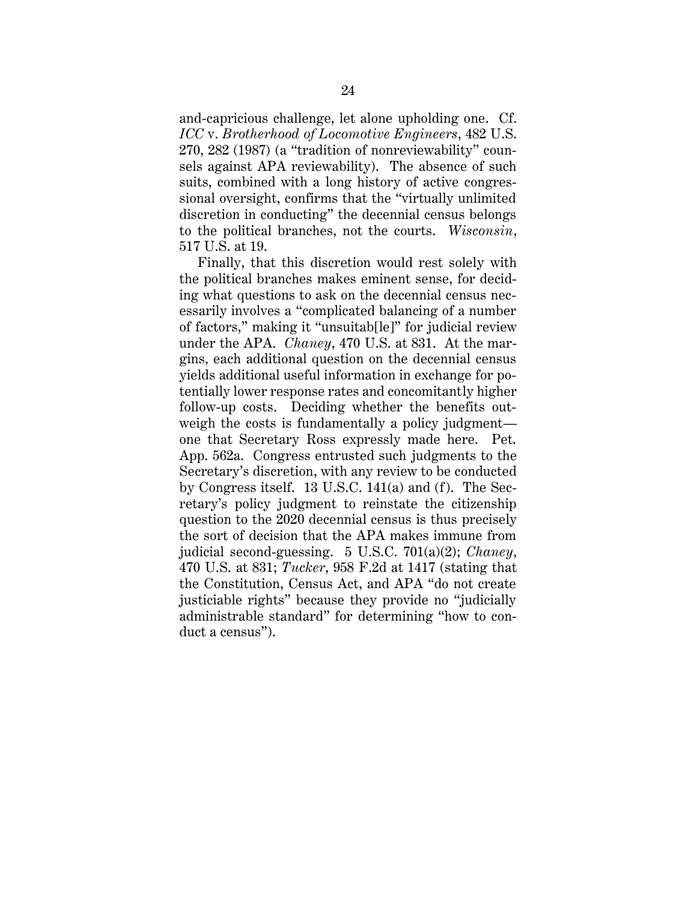and-capricious challenge, let alone upholding one. Cf. *ICC* v. *Brotherhood of Locomotive Engineers*, 482 U.S. 270, 282 (1987) (a "tradition of nonreviewability" counsels against APA reviewability). The absence of such suits, combined with a long history of active congressional oversight, confirms that the "virtually unlimited discretion in conducting" the decennial census belongs to the political branches, not the courts. *Wisconsin*, 517 U.S. at 19.

Finally, that this discretion would rest solely with the political branches makes eminent sense, for deciding what questions to ask on the decennial census necessarily involves a "complicated balancing of a number of factors," making it "unsuitab[le]" for judicial review under the APA. *Chaney*, 470 U.S. at 831. At the margins, each additional question on the decennial census yields additional useful information in exchange for potentially lower response rates and concomitantly higher follow-up costs. Deciding whether the benefits outweigh the costs is fundamentally a policy judgment—one that Secretary Ross expressly made here. Pet. App. 562a. Congress entrusted such judgments to the Secretary's discretion, with any review to be conducted by Congress itself. 13 U.S.C. 141(a) and (f). The Secretary's policy judgment to reinstate the citizenship question to the 2020 decennial census is thus precisely the sort of decision that the APA makes immune from judicial second-guessing. 5 U.S.C. 701(a)(2); *Chaney*, 470 U.S. at 831; *Tucker*, 958 F.2d at 1417 (stating that the Constitution, Census Act, and APA "do not create justiciable rights" because they provide no "judicially administrable standard" for determining "how to conduct a census").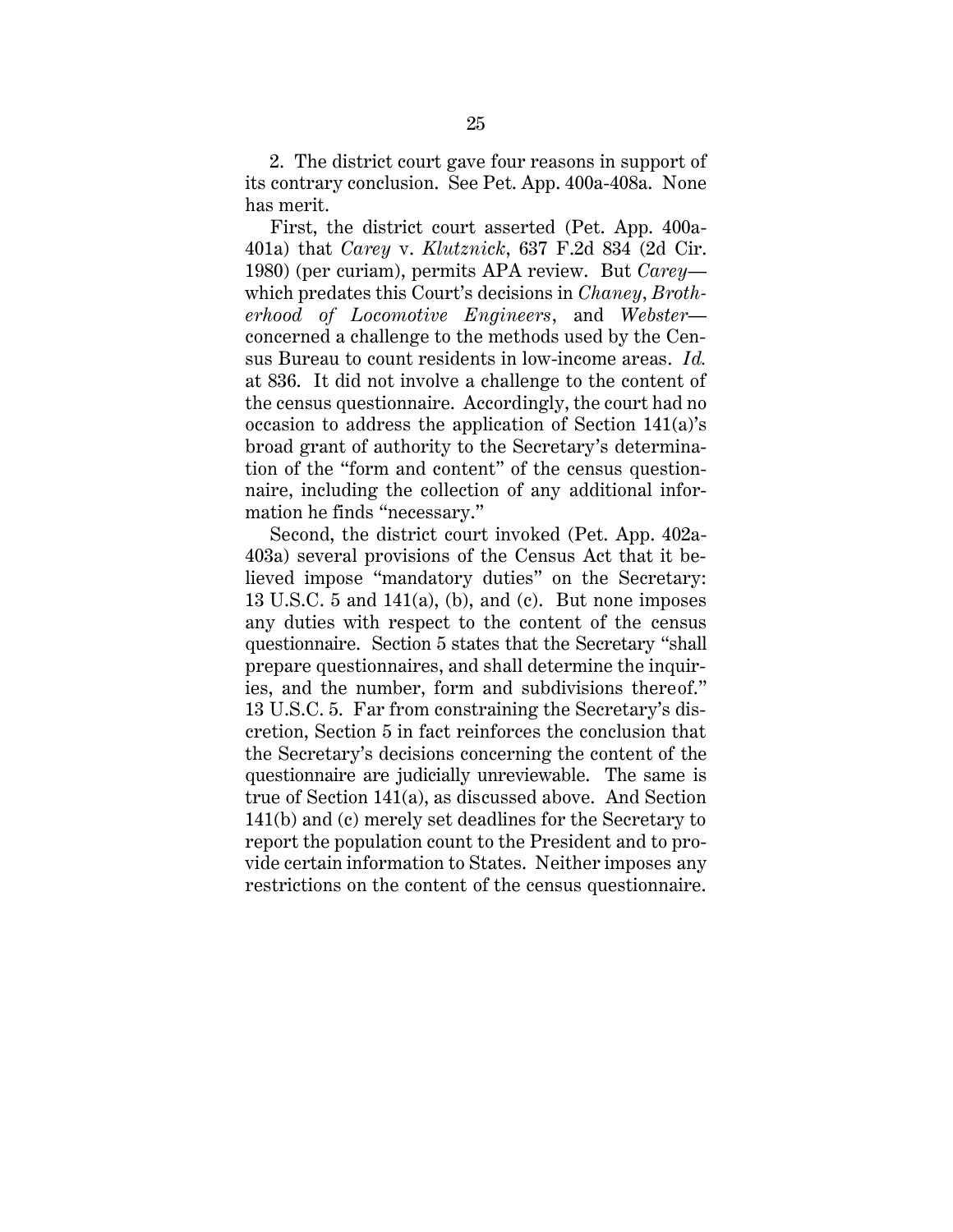2. The district court gave four reasons in support of its contrary conclusion. See Pet. App. 400a-408a. None has merit.

First, the district court asserted (Pet. App. 400a-401a) that *Carey* v. *Klutznick*, 637 F.2d 834 (2d Cir. 1980) (per curiam), permits APA review. But *Carey*—which predates this Court's decisions in *Chaney*, *Brotherhood of Locomotive Engineers*, and *Webster*—concerned a challenge to the methods used by the Census Bureau to count residents in low-income areas. *Id.* at 836. It did not involve a challenge to the content of the census questionnaire. Accordingly, the court had no occasion to address the application of Section 141(a)'s broad grant of authority to the Secretary's determination of the "form and content" of the census questionnaire, including the collection of any additional information he finds "necessary."

Second, the district court invoked (Pet. App. 402a-403a) several provisions of the Census Act that it believed impose "mandatory duties" on the Secretary: 13 U.S.C. 5 and 141(a), (b), and (c). But none imposes any duties with respect to the content of the census questionnaire. Section 5 states that the Secretary "shall prepare questionnaires, and shall determine the inquiries, and the number, form and subdivisions thereof." 13 U.S.C. 5. Far from constraining the Secretary's discretion, Section 5 in fact reinforces the conclusion that the Secretary's decisions concerning the content of the questionnaire are judicially unreviewable. The same is true of Section 141(a), as discussed above. And Section 141(b) and (c) merely set deadlines for the Secretary to report the population count to the President and to provide certain information to States. Neither imposes any restrictions on the content of the census questionnaire.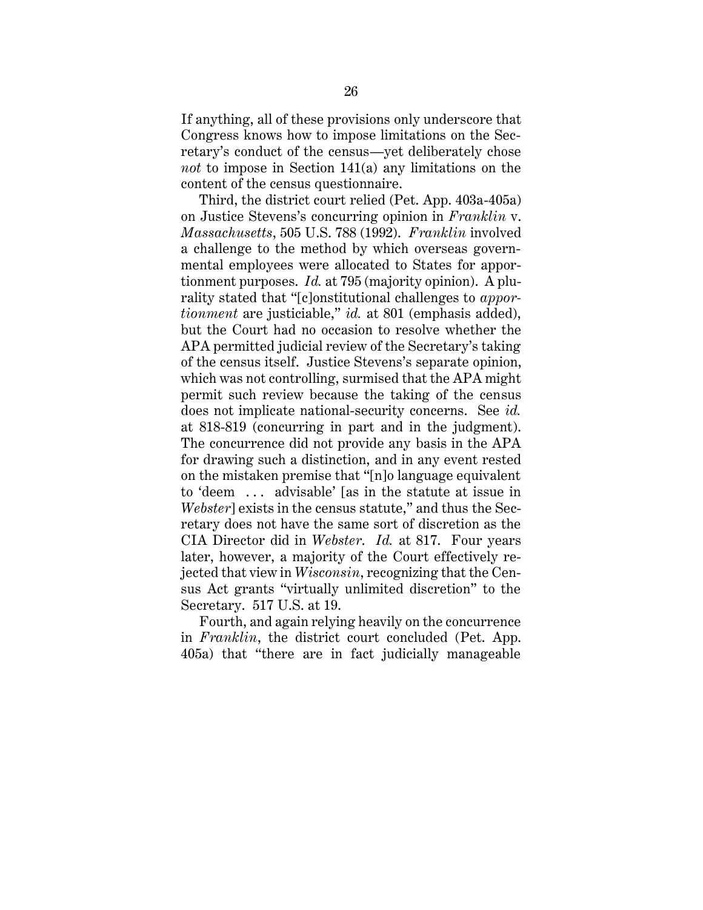If anything, all of these provisions only underscore that Congress knows how to impose limitations on the Secretary's conduct of the census—yet deliberately chose *not* to impose in Section 141(a) any limitations on the content of the census questionnaire.

Third, the district court relied (Pet. App. 403a-405a) on Justice Stevens's concurring opinion in *Franklin* v. *Massachusetts*, 505 U.S. 788 (1992). *Franklin* involved a challenge to the method by which overseas governmental employees were allocated to States for apportionment purposes. *Id.* at 795 (majority opinion). A plurality stated that "[c]onstitutional challenges to *apportionment* are justiciable," *id.* at 801 (emphasis added), but the Court had no occasion to resolve whether the APA permitted judicial review of the Secretary's taking of the census itself. Justice Stevens's separate opinion, which was not controlling, surmised that the APA might permit such review because the taking of the census does not implicate national-security concerns. See *id.* at 818-819 (concurring in part and in the judgment). The concurrence did not provide any basis in the APA for drawing such a distinction, and in any event rested on the mistaken premise that "[n]o language equivalent to 'deem . . . advisable' [as in the statute at issue in *Webster*] exists in the census statute," and thus the Secretary does not have the same sort of discretion as the CIA Director did in *Webster*. *Id.* at 817. Four years later, however, a majority of the Court effectively rejected that view in *Wisconsin*, recognizing that the Census Act grants "virtually unlimited discretion" to the Secretary. 517 U.S. at 19.

Fourth, and again relying heavily on the concurrence in *Franklin*, the district court concluded (Pet. App. 405a) that "there are in fact judicially manageable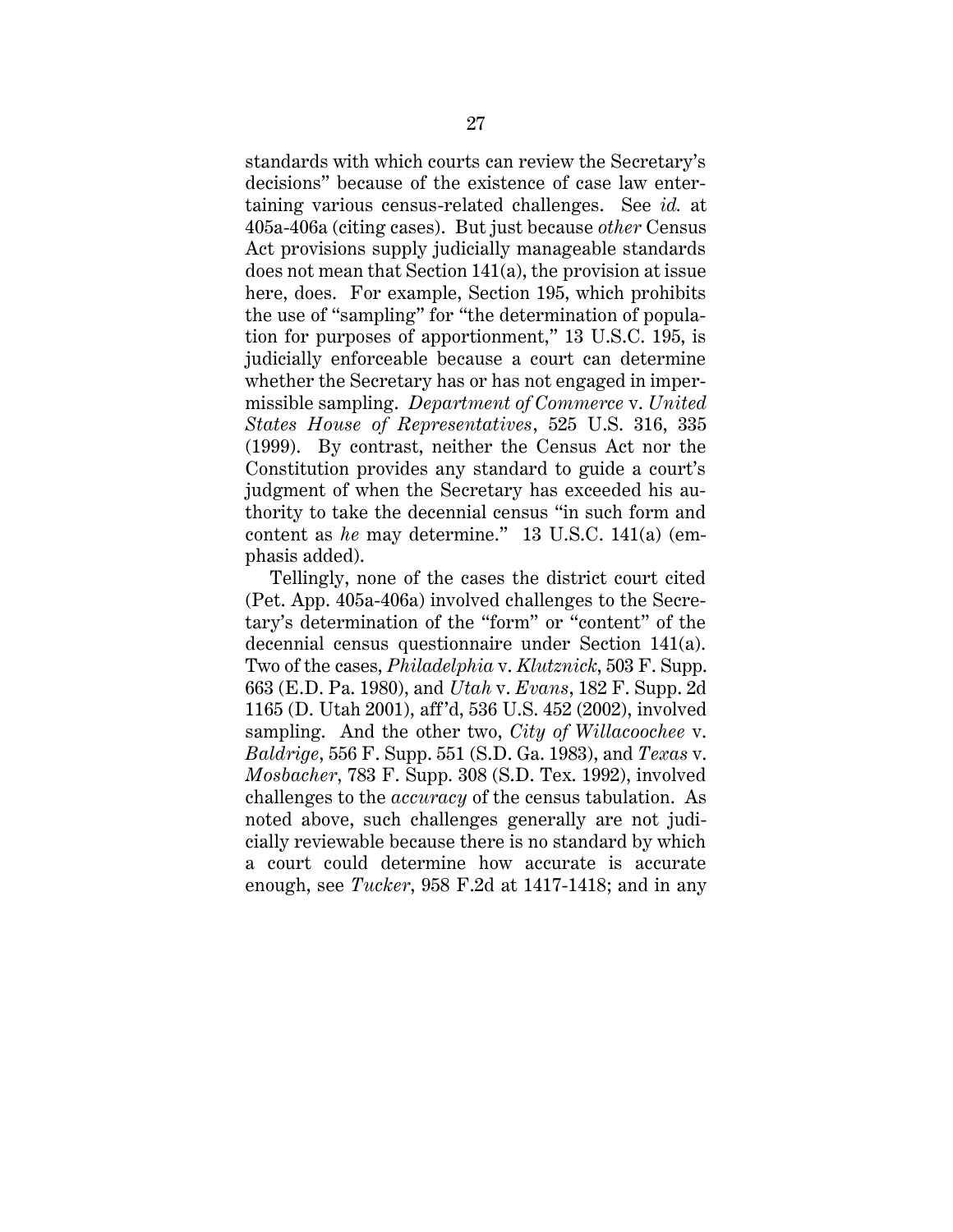standards with which courts can review the Secretary's decisions" because of the existence of case law entertaining various census-related challenges. See *id.* at 405a-406a (citing cases). But just because *other* Census Act provisions supply judicially manageable standards does not mean that Section 141(a), the provision at issue here, does. For example, Section 195, which prohibits the use of "sampling" for "the determination of population for purposes of apportionment," 13 U.S.C. 195, is judicially enforceable because a court can determine whether the Secretary has or has not engaged in impermissible sampling. *Department of Commerce* v. *United States House of Representatives*, 525 U.S. 316, 335 (1999). By contrast, neither the Census Act nor the Constitution provides any standard to guide a court's judgment of when the Secretary has exceeded his authority to take the decennial census "in such form and content as *he* may determine." 13 U.S.C. 141(a) (emphasis added).

Tellingly, none of the cases the district court cited (Pet. App. 405a-406a) involved challenges to the Secretary's determination of the "form" or "content" of the decennial census questionnaire under Section 141(a). Two of the cases, *Philadelphia* v. *Klutznick*, 503 F. Supp. 663 (E.D. Pa. 1980), and *Utah* v. *Evans*, 182 F. Supp. 2d 1165 (D. Utah 2001), aff'd, 536 U.S. 452 (2002), involved sampling. And the other two, *City of Willacoochee* v. *Baldrige*, 556 F. Supp. 551 (S.D. Ga. 1983), and *Texas* v. *Mosbacher*, 783 F. Supp. 308 (S.D. Tex. 1992), involved challenges to the *accuracy* of the census tabulation. As noted above, such challenges generally are not judicially reviewable because there is no standard by which a court could determine how accurate is accurate enough, see *Tucker*, 958 F.2d at 1417-1418; and in any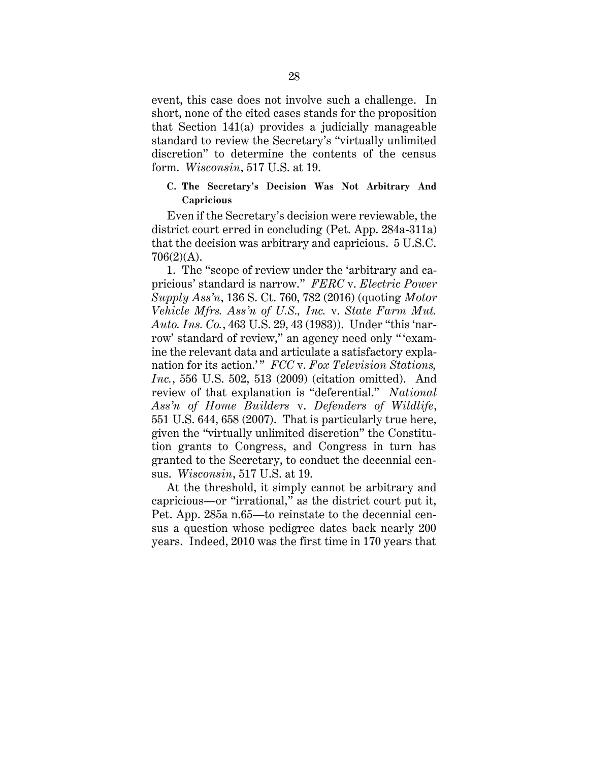event, this case does not involve such a challenge. In short, none of the cited cases stands for the proposition that Section 141(a) provides a judicially manageable standard to review the Secretary's "virtually unlimited discretion" to determine the contents of the census form. *Wisconsin*, 517 U.S. at 19.

### C. The Secretary's Decision Was Not Arbitrary And Capricious

Even if the Secretary's decision were reviewable, the district court erred in concluding (Pet. App. 284a-311a) that the decision was arbitrary and capricious. 5 U.S.C. 706(2)(A).

1. The "scope of review under the 'arbitrary and capricious' standard is narrow." *FERC* v. *Electric Power Supply Ass'n*, 136 S. Ct. 760, 782 (2016) (quoting *Motor Vehicle Mfrs. Ass'n of U.S., Inc.* v. *State Farm Mut. Auto. Ins. Co.*, 463 U.S. 29, 43 (1983)). Under "this 'narrow' standard of review," an agency need only " 'examine the relevant data and articulate a satisfactory explanation for its action.' " *FCC* v. *Fox Television Stations, Inc.*, 556 U.S. 502, 513 (2009) (citation omitted). And review of that explanation is "deferential." *National Ass'n of Home Builders* v. *Defenders of Wildlife*, 551 U.S. 644, 658 (2007). That is particularly true here, given the "virtually unlimited discretion" the Constitution grants to Congress, and Congress in turn has granted to the Secretary, to conduct the decennial census. *Wisconsin*, 517 U.S. at 19.

At the threshold, it simply cannot be arbitrary and capricious—or "irrational," as the district court put it, Pet. App. 285a n.65—to reinstate to the decennial census a question whose pedigree dates back nearly 200 years. Indeed, 2010 was the first time in 170 years that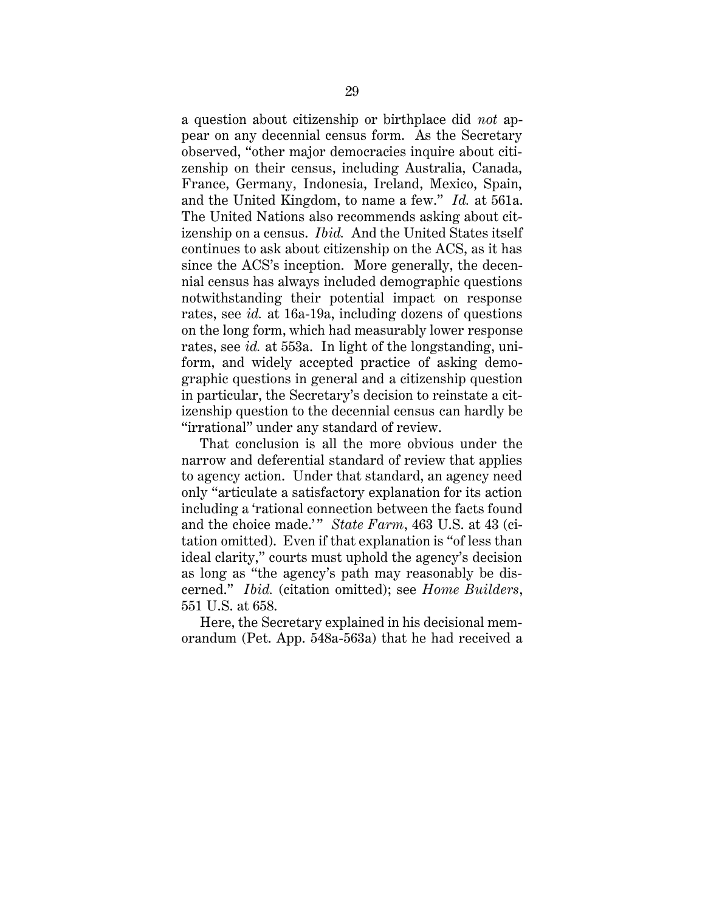a question about citizenship or birthplace did *not* appear on any decennial census form. As the Secretary observed, "other major democracies inquire about citizenship on their census, including Australia, Canada, France, Germany, Indonesia, Ireland, Mexico, Spain, and the United Kingdom, to name a few." *Id.* at 561a. The United Nations also recommends asking about citizenship on a census. *Ibid.* And the United States itself continues to ask about citizenship on the ACS, as it has since the ACS's inception. More generally, the decennial census has always included demographic questions notwithstanding their potential impact on response rates, see *id.* at 16a-19a, including dozens of questions on the long form, which had measurably lower response rates, see *id.* at 553a. In light of the longstanding, uniform, and widely accepted practice of asking demographic questions in general and a citizenship question in particular, the Secretary's decision to reinstate a citizenship question to the decennial census can hardly be "irrational" under any standard of review.

That conclusion is all the more obvious under the narrow and deferential standard of review that applies to agency action. Under that standard, an agency need only "articulate a satisfactory explanation for its action including a 'rational connection between the facts found and the choice made.'" *State Farm*, 463 U.S. at 43 (citation omitted). Even if that explanation is "of less than ideal clarity," courts must uphold the agency's decision as long as "the agency's path may reasonably be discerned." *Ibid.* (citation omitted); see *Home Builders*, 551 U.S. at 658.

Here, the Secretary explained in his decisional memorandum (Pet. App. 548a-563a) that he had received a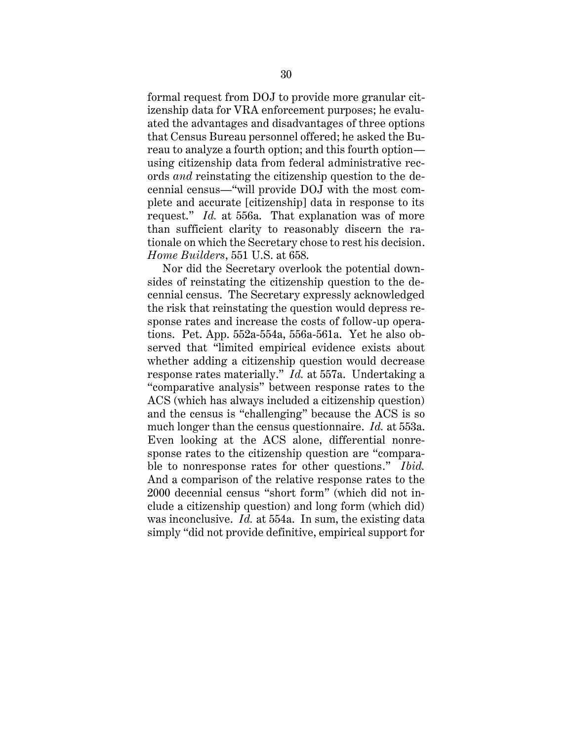formal request from DOJ to provide more granular citizenship data for VRA enforcement purposes; he evaluated the advantages and disadvantages of three options that Census Bureau personnel offered; he asked the Bureau to analyze a fourth option; and this fourth option—using citizenship data from federal administrative records *and* reinstating the citizenship question to the decennial census—"will provide DOJ with the most complete and accurate [citizenship] data in response to its request." *Id.* at 556a. That explanation was of more than sufficient clarity to reasonably discern the rationale on which the Secretary chose to rest his decision. *Home Builders*, 551 U.S. at 658.

Nor did the Secretary overlook the potential downsides of reinstating the citizenship question to the decennial census. The Secretary expressly acknowledged the risk that reinstating the question would depress response rates and increase the costs of follow-up operations. Pet. App. 552a-554a, 556a-561a. Yet he also observed that "limited empirical evidence exists about whether adding a citizenship question would decrease response rates materially." *Id.* at 557a. Undertaking a "comparative analysis" between response rates to the ACS (which has always included a citizenship question) and the census is "challenging" because the ACS is so much longer than the census questionnaire. *Id.* at 553a. Even looking at the ACS alone, differential nonresponse rates to the citizenship question are "comparable to nonresponse rates for other questions." *Ibid.* And a comparison of the relative response rates to the 2000 decennial census "short form" (which did not include a citizenship question) and long form (which did) was inconclusive. *Id.* at 554a. In sum, the existing data simply "did not provide definitive, empirical support for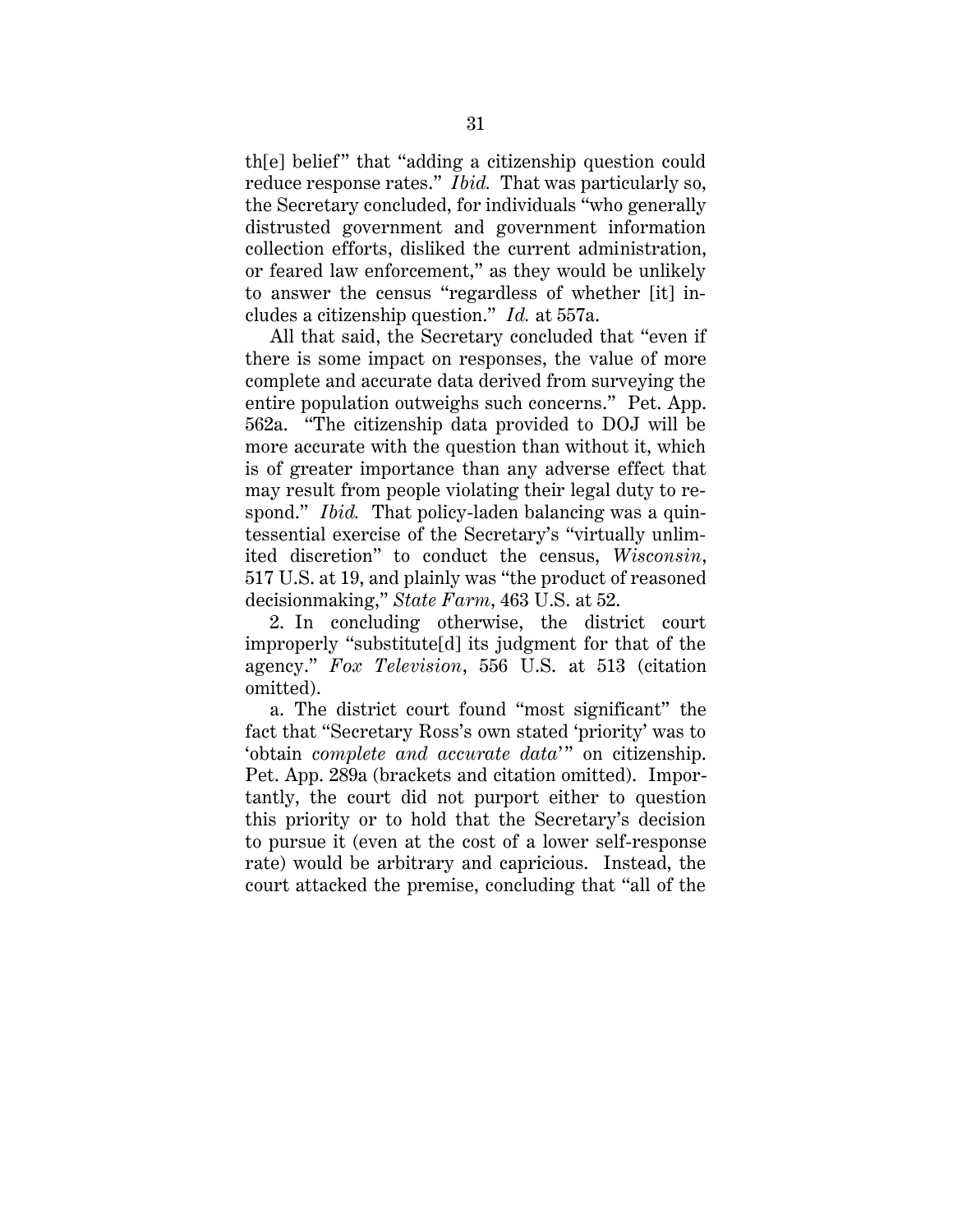th[e] belief" that "adding a citizenship question could reduce response rates." *Ibid.* That was particularly so, the Secretary concluded, for individuals "who generally distrusted government and government information collection efforts, disliked the current administration, or feared law enforcement," as they would be unlikely to answer the census "regardless of whether [it] includes a citizenship question." *Id.* at 557a.

All that said, the Secretary concluded that "even if there is some impact on responses, the value of more complete and accurate data derived from surveying the entire population outweighs such concerns." Pet. App. 562a. "The citizenship data provided to DOJ will be more accurate with the question than without it, which is of greater importance than any adverse effect that may result from people violating their legal duty to respond." *Ibid.* That policy-laden balancing was a quintessential exercise of the Secretary's "virtually unlimited discretion" to conduct the census, *Wisconsin*, 517 U.S. at 19, and plainly was "the product of reasoned decisionmaking," *State Farm*, 463 U.S. at 52.

2. In concluding otherwise, the district court improperly "substitute[d] its judgment for that of the agency." *Fox Television*, 556 U.S. at 513 (citation omitted).

a. The district court found "most significant" the fact that "Secretary Ross's own stated 'priority' was to 'obtain *complete and accurate data*'" on citizenship. Pet. App. 289a (brackets and citation omitted). Importantly, the court did not purport either to question this priority or to hold that the Secretary's decision to pursue it (even at the cost of a lower self-response rate) would be arbitrary and capricious. Instead, the court attacked the premise, concluding that "all of the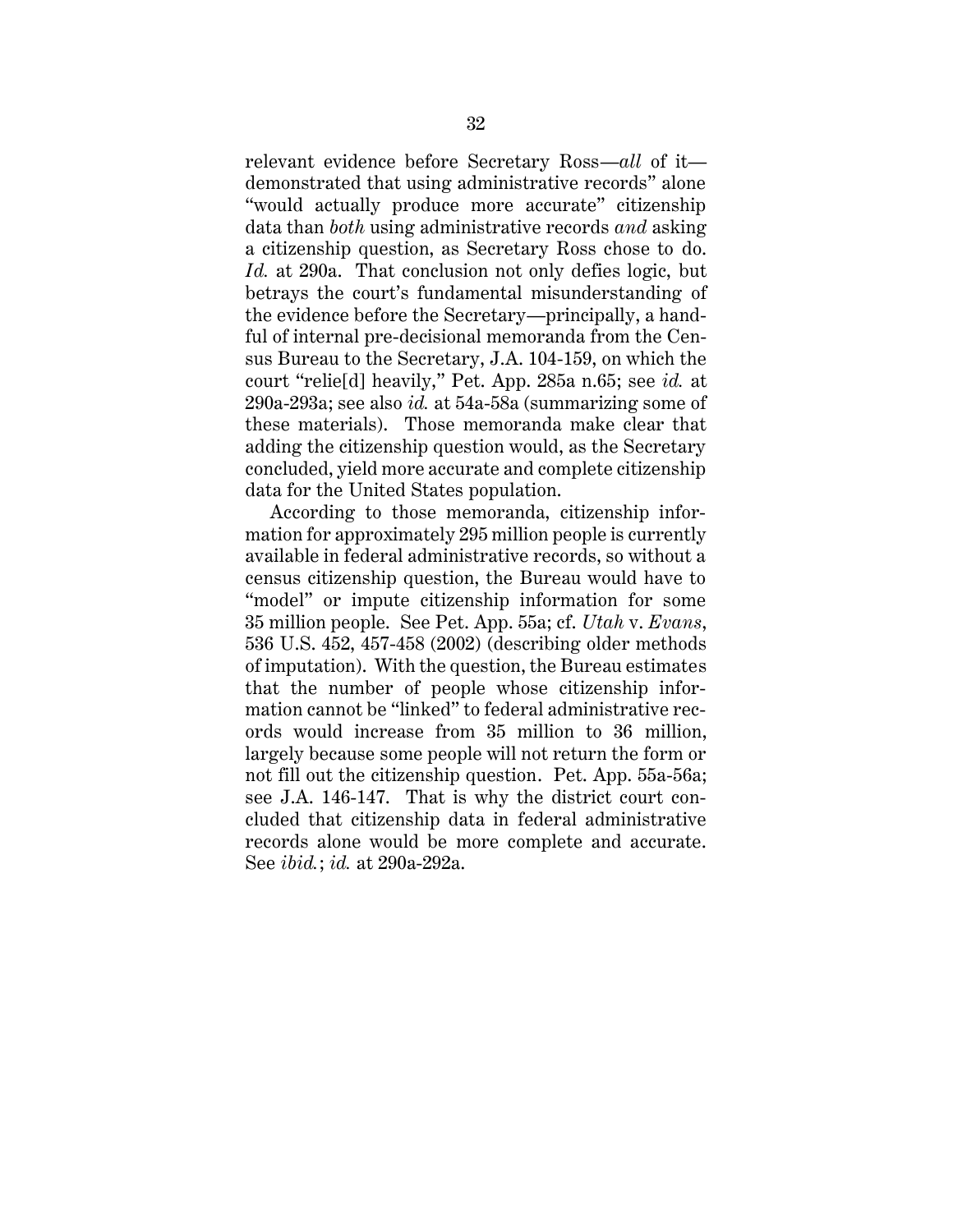relevant evidence before Secretary Ross—*all* of it—demonstrated that using administrative records" alone "would actually produce more accurate" citizenship data than *both* using administrative records *and* asking a citizenship question, as Secretary Ross chose to do. *Id.* at 290a. That conclusion not only defies logic, but betrays the court's fundamental misunderstanding of the evidence before the Secretary—principally, a handful of internal pre-decisional memoranda from the Census Bureau to the Secretary, J.A. 104-159, on which the court "relie[d] heavily," Pet. App. 285a n.65; see *id.* at 290a-293a; see also *id.* at 54a-58a (summarizing some of these materials). Those memoranda make clear that adding the citizenship question would, as the Secretary concluded, yield more accurate and complete citizenship data for the United States population.

According to those memoranda, citizenship information for approximately 295 million people is currently available in federal administrative records, so without a census citizenship question, the Bureau would have to "model" or impute citizenship information for some 35 million people. See Pet. App. 55a; cf. *Utah* v. *Evans*, 536 U.S. 452, 457-458 (2002) (describing older methods of imputation). With the question, the Bureau estimates that the number of people whose citizenship information cannot be "linked" to federal administrative records would increase from 35 million to 36 million, largely because some people will not return the form or not fill out the citizenship question. Pet. App. 55a-56a; see J.A. 146-147. That is why the district court concluded that citizenship data in federal administrative records alone would be more complete and accurate. See *ibid.*; *id.* at 290a-292a.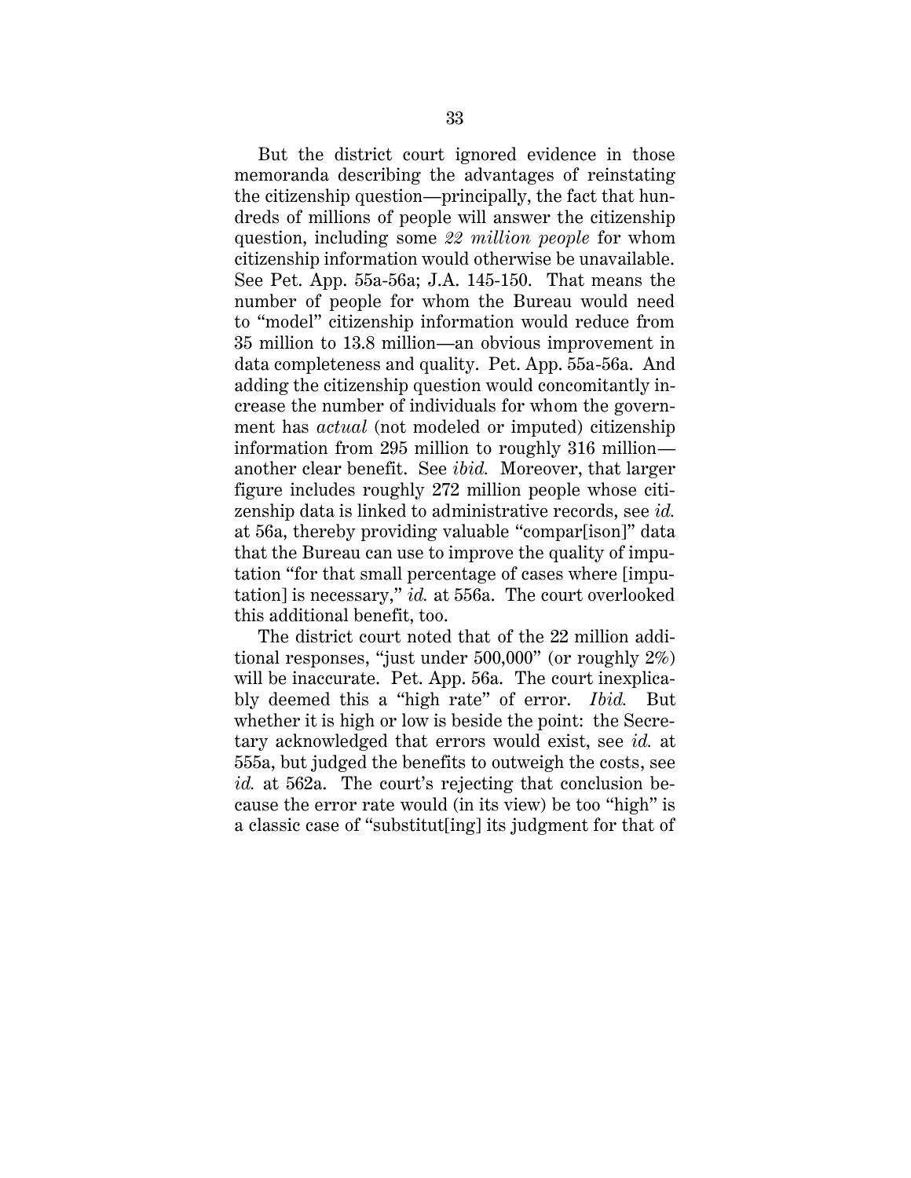But the district court ignored evidence in those memoranda describing the advantages of reinstating the citizenship question—principally, the fact that hundreds of millions of people will answer the citizenship question, including some *22 million people* for whom citizenship information would otherwise be unavailable. See Pet. App. 55a-56a; J.A. 145-150. That means the number of people for whom the Bureau would need to "model" citizenship information would reduce from 35 million to 13.8 million—an obvious improvement in data completeness and quality. Pet. App. 55a-56a. And adding the citizenship question would concomitantly increase the number of individuals for whom the government has *actual* (not modeled or imputed) citizenship information from 295 million to roughly 316 million—another clear benefit. See *ibid.* Moreover, that larger figure includes roughly 272 million people whose citizenship data is linked to administrative records, see *id.* at 56a, thereby providing valuable "compar[ison]" data that the Bureau can use to improve the quality of imputation "for that small percentage of cases where [imputation] is necessary," *id.* at 556a. The court overlooked this additional benefit, too.

The district court noted that of the 22 million additional responses, "just under 500,000" (or roughly 2%) will be inaccurate. Pet. App. 56a. The court inexplicably deemed this a "high rate" of error. *Ibid.* But whether it is high or low is beside the point: the Secretary acknowledged that errors would exist, see *id.* at 555a, but judged the benefits to outweigh the costs, see *id.* at 562a. The court's rejecting that conclusion because the error rate would (in its view) be too "high" is a classic case of "substitut[ing] its judgment for that of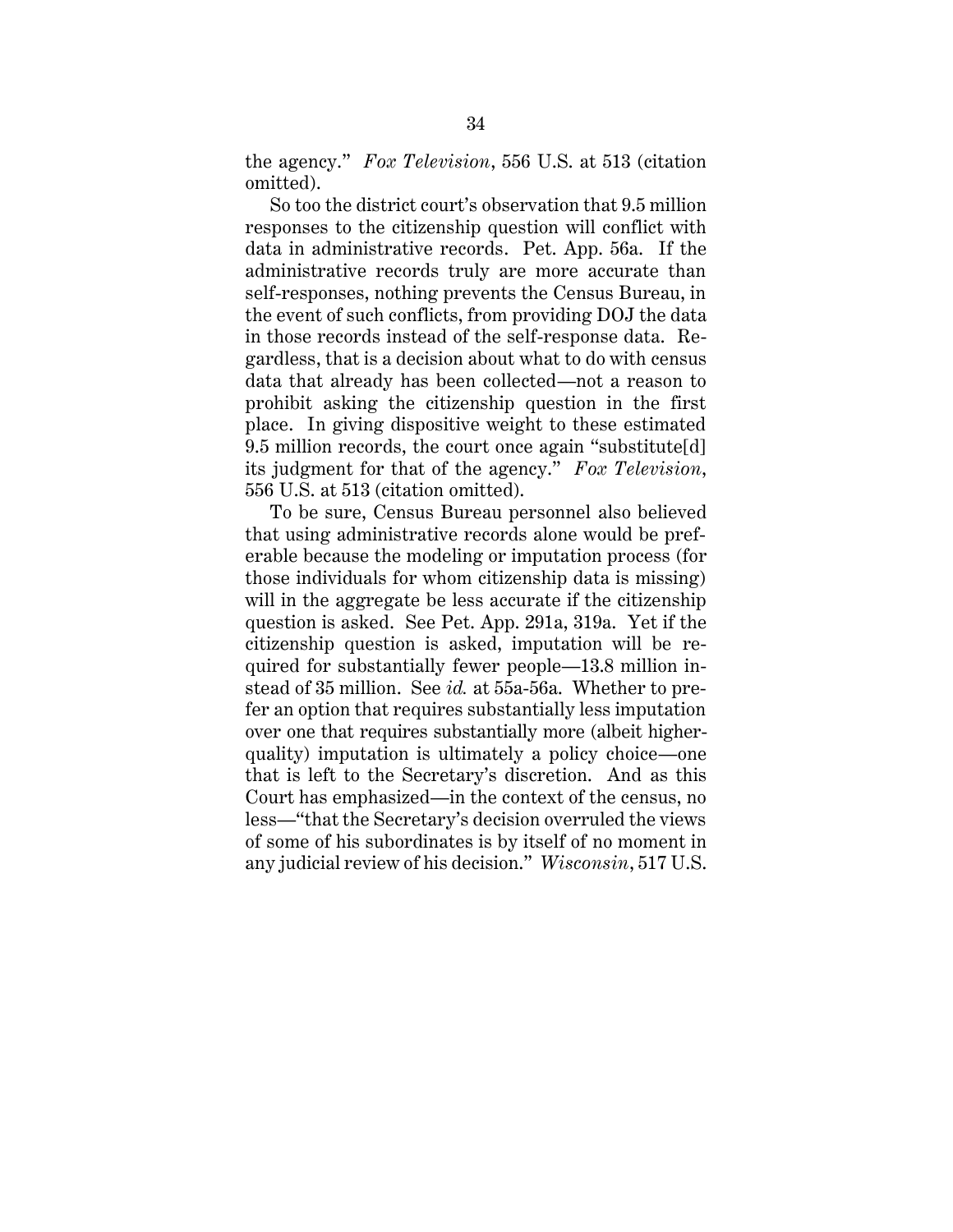the agency." *Fox Television*, 556 U.S. at 513 (citation omitted).

So too the district court's observation that 9.5 million responses to the citizenship question will conflict with data in administrative records. Pet. App. 56a. If the administrative records truly are more accurate than self-responses, nothing prevents the Census Bureau, in the event of such conflicts, from providing DOJ the data in those records instead of the self-response data. Regardless, that is a decision about what to do with census data that already has been collected—not a reason to prohibit asking the citizenship question in the first place. In giving dispositive weight to these estimated 9.5 million records, the court once again "substitute[d] its judgment for that of the agency." *Fox Television*, 556 U.S. at 513 (citation omitted).

To be sure, Census Bureau personnel also believed that using administrative records alone would be preferable because the modeling or imputation process (for those individuals for whom citizenship data is missing) will in the aggregate be less accurate if the citizenship question is asked. See Pet. App. 291a, 319a. Yet if the citizenship question is asked, imputation will be required for substantially fewer people—13.8 million instead of 35 million. See *id.* at 55a-56a. Whether to prefer an option that requires substantially less imputation over one that requires substantially more (albeit higher-quality) imputation is ultimately a policy choice—one that is left to the Secretary's discretion. And as this Court has emphasized—in the context of the census, no less—"that the Secretary's decision overruled the views of some of his subordinates is by itself of no moment in any judicial review of his decision." *Wisconsin*, 517 U.S.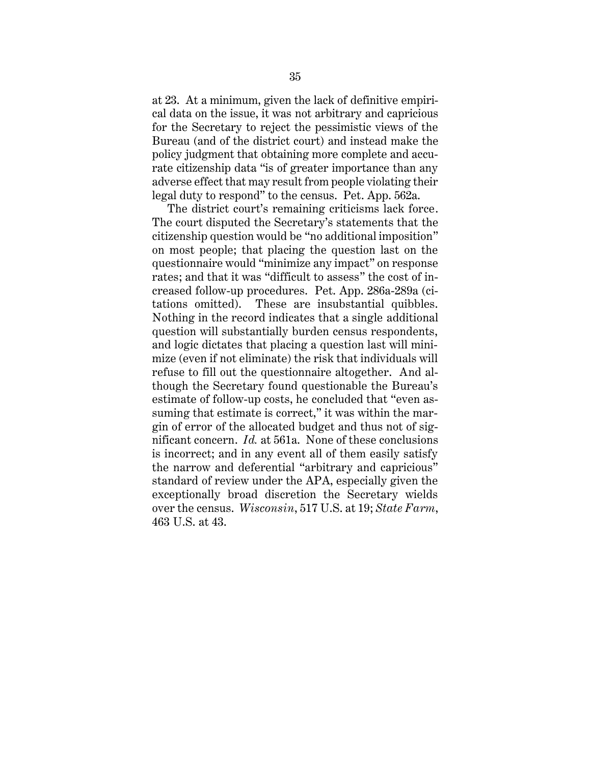at 23. At a minimum, given the lack of definitive empirical data on the issue, it was not arbitrary and capricious for the Secretary to reject the pessimistic views of the Bureau (and of the district court) and instead make the policy judgment that obtaining more complete and accurate citizenship data "is of greater importance than any adverse effect that may result from people violating their legal duty to respond" to the census. Pet. App. 562a.

The district court's remaining criticisms lack force. The court disputed the Secretary's statements that the citizenship question would be "no additional imposition" on most people; that placing the question last on the questionnaire would "minimize any impact" on response rates; and that it was "difficult to assess" the cost of increased follow-up procedures. Pet. App. 286a-289a (citations omitted). These are insubstantial quibbles. Nothing in the record indicates that a single additional question will substantially burden census respondents, and logic dictates that placing a question last will minimize (even if not eliminate) the risk that individuals will refuse to fill out the questionnaire altogether. And although the Secretary found questionable the Bureau's estimate of follow-up costs, he concluded that "even assuming that estimate is correct," it was within the margin of error of the allocated budget and thus not of significant concern. *Id.* at 561a. None of these conclusions is incorrect; and in any event all of them easily satisfy the narrow and deferential "arbitrary and capricious" standard of review under the APA, especially given the exceptionally broad discretion the Secretary wields over the census. *Wisconsin*, 517 U.S. at 19; *State Farm*, 463 U.S. at 43.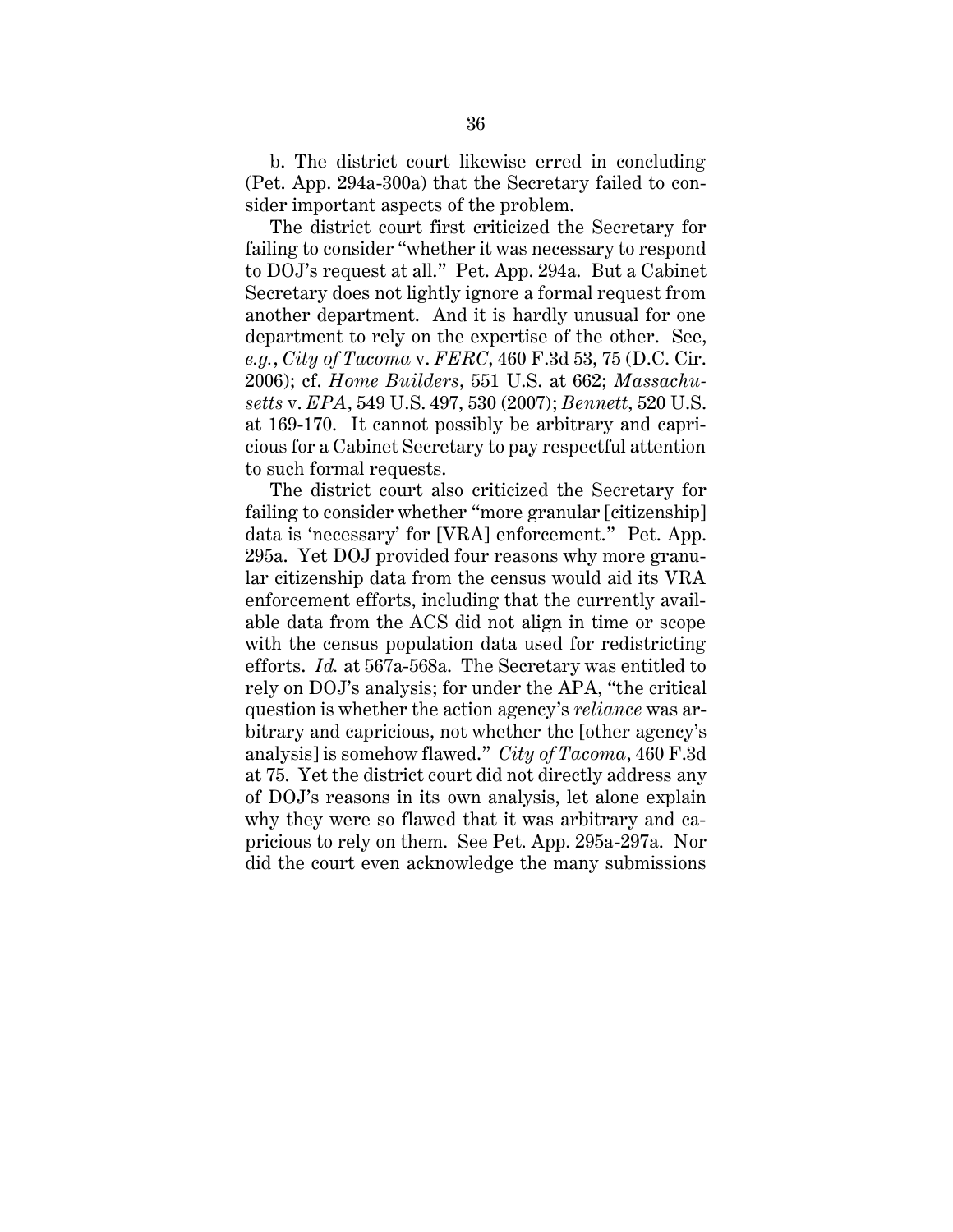b. The district court likewise erred in concluding (Pet. App. 294a-300a) that the Secretary failed to consider important aspects of the problem.

The district court first criticized the Secretary for failing to consider "whether it was necessary to respond to DOJ's request at all." Pet. App. 294a. But a Cabinet Secretary does not lightly ignore a formal request from another department. And it is hardly unusual for one department to rely on the expertise of the other. See, *e.g.*, *City of Tacoma* v. *FERC*, 460 F.3d 53, 75 (D.C. Cir. 2006); cf. *Home Builders*, 551 U.S. at 662; *Massachusetts* v. *EPA*, 549 U.S. 497, 530 (2007); *Bennett*, 520 U.S. at 169-170. It cannot possibly be arbitrary and capricious for a Cabinet Secretary to pay respectful attention to such formal requests.

The district court also criticized the Secretary for failing to consider whether "more granular [citizenship] data is 'necessary' for [VRA] enforcement." Pet. App. 295a. Yet DOJ provided four reasons why more granular citizenship data from the census would aid its VRA enforcement efforts, including that the currently available data from the ACS did not align in time or scope with the census population data used for redistricting efforts. *Id.* at 567a-568a. The Secretary was entitled to rely on DOJ's analysis; for under the APA, "the critical question is whether the action agency's *reliance* was arbitrary and capricious, not whether the [other agency's analysis] is somehow flawed." *City of Tacoma*, 460 F.3d at 75. Yet the district court did not directly address any of DOJ's reasons in its own analysis, let alone explain why they were so flawed that it was arbitrary and capricious to rely on them. See Pet. App. 295a-297a. Nor did the court even acknowledge the many submissions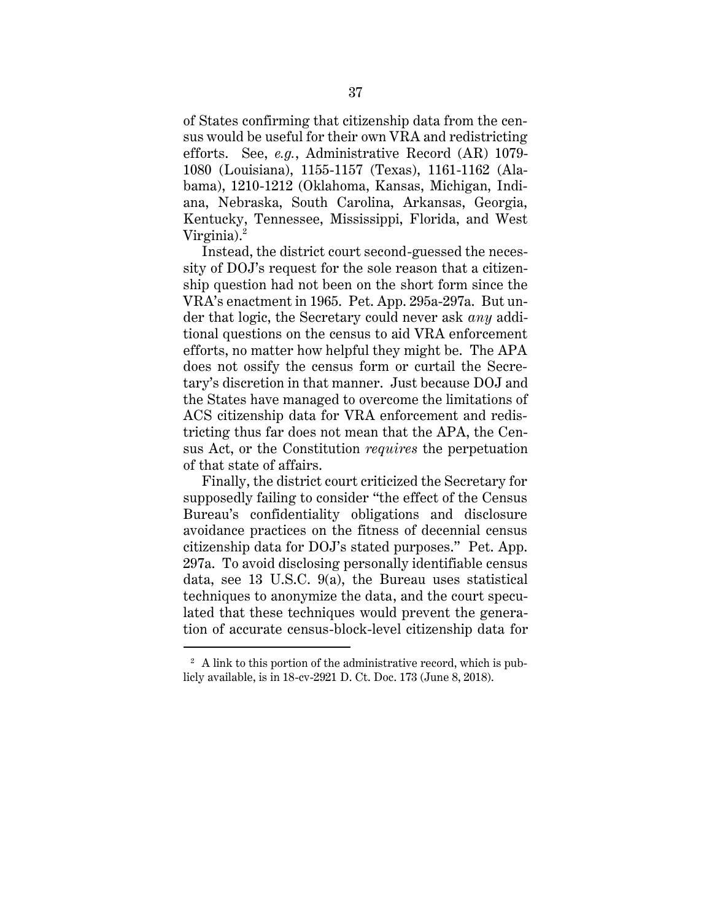of States confirming that citizenship data from the census would be useful for their own VRA and redistricting efforts. See, *e.g.*, Administrative Record (AR) 1079-1080 (Louisiana), 1155-1157 (Texas), 1161-1162 (Alabama), 1210-1212 (Oklahoma, Kansas, Michigan, Indiana, Nebraska, South Carolina, Arkansas, Georgia, Kentucky, Tennessee, Mississippi, Florida, and West Virginia).[2]

Instead, the district court second-guessed the necessity of DOJ's request for the sole reason that a citizenship question had not been on the short form since the VRA's enactment in 1965. Pet. App. 295a-297a. But under that logic, the Secretary could never ask *any* additional questions on the census to aid VRA enforcement efforts, no matter how helpful they might be. The APA does not ossify the census form or curtail the Secretary's discretion in that manner. Just because DOJ and the States have managed to overcome the limitations of ACS citizenship data for VRA enforcement and redistricting thus far does not mean that the APA, the Census Act, or the Constitution *requires* the perpetuation of that state of affairs.

Finally, the district court criticized the Secretary for supposedly failing to consider "the effect of the Census Bureau's confidentiality obligations and disclosure avoidance practices on the fitness of decennial census citizenship data for DOJ's stated purposes." Pet. App. 297a. To avoid disclosing personally identifiable census data, see 13 U.S.C. 9(a), the Bureau uses statistical techniques to anonymize the data, and the court speculated that these techniques would prevent the generation of accurate census-block-level citizenship data for

[2] A link to this portion of the administrative record, which is publicly available, is in 18-cv-2921 D. Ct. Doc. 173 (June 8, 2018).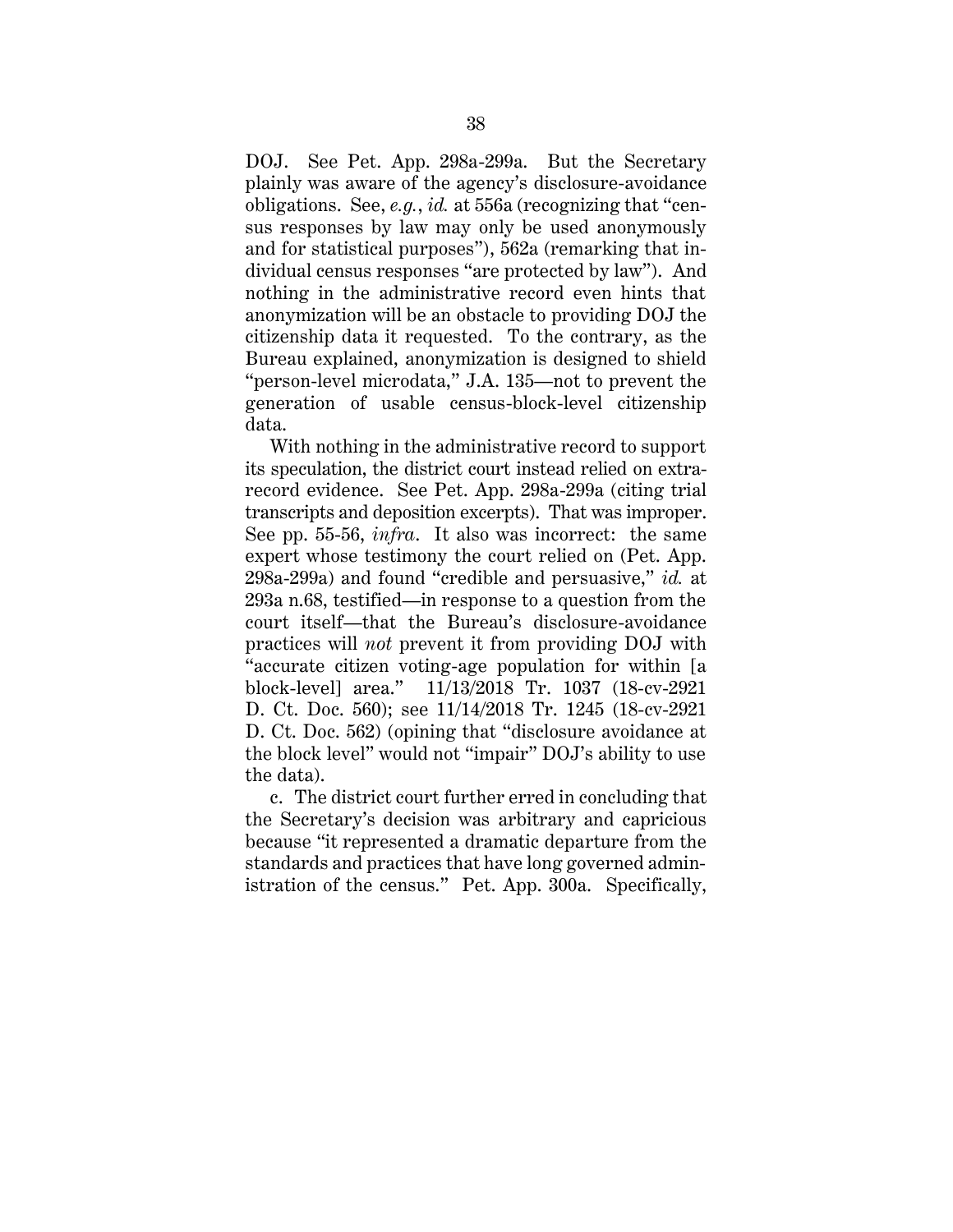DOJ. See Pet. App. 298a-299a. But the Secretary plainly was aware of the agency's disclosure-avoidance obligations. See, *e.g.*, *id.* at 556a (recognizing that "census responses by law may only be used anonymously and for statistical purposes"), 562a (remarking that individual census responses "are protected by law"). And nothing in the administrative record even hints that anonymization will be an obstacle to providing DOJ the citizenship data it requested. To the contrary, as the Bureau explained, anonymization is designed to shield "person-level microdata," J.A. 135—not to prevent the generation of usable census-block-level citizenship data.

With nothing in the administrative record to support its speculation, the district court instead relied on extra-record evidence. See Pet. App. 298a-299a (citing trial transcripts and deposition excerpts). That was improper. See pp. 55-56, *infra*. It also was incorrect: the same expert whose testimony the court relied on (Pet. App. 298a-299a) and found "credible and persuasive," *id.* at 293a n.68, testified—in response to a question from the court itself—that the Bureau's disclosure-avoidance practices will *not* prevent it from providing DOJ with "accurate citizen voting-age population for within [a block-level] area." 11/13/2018 Tr. 1037 (18-cv-2921 D. Ct. Doc. 560); see 11/14/2018 Tr. 1245 (18-cv-2921 D. Ct. Doc. 562) (opining that "disclosure avoidance at the block level" would not "impair" DOJ's ability to use the data).

c. The district court further erred in concluding that the Secretary's decision was arbitrary and capricious because "it represented a dramatic departure from the standards and practices that have long governed administration of the census." Pet. App. 300a. Specifically,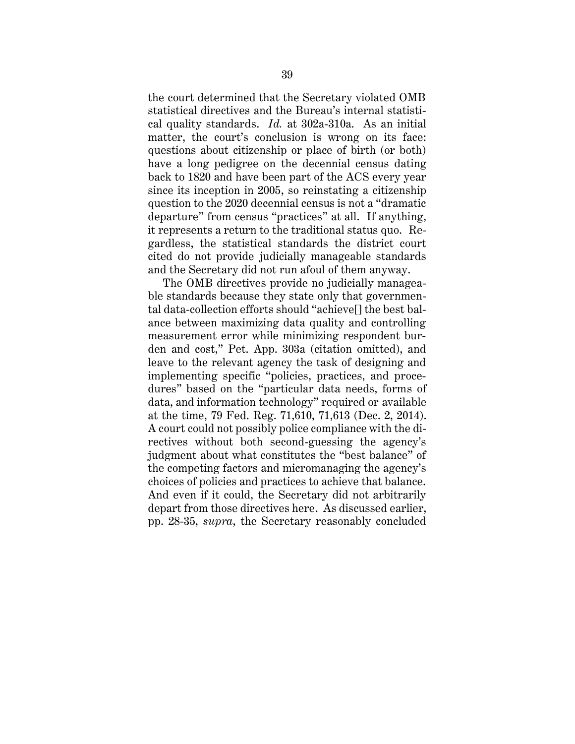the court determined that the Secretary violated OMB statistical directives and the Bureau's internal statistical quality standards. *Id.* at 302a-310a. As an initial matter, the court's conclusion is wrong on its face: questions about citizenship or place of birth (or both) have a long pedigree on the decennial census dating back to 1820 and have been part of the ACS every year since its inception in 2005, so reinstating a citizenship question to the 2020 decennial census is not a "dramatic departure" from census "practices" at all. If anything, it represents a return to the traditional status quo. Regardless, the statistical standards the district court cited do not provide judicially manageable standards and the Secretary did not run afoul of them anyway.

The OMB directives provide no judicially manageable standards because they state only that governmental data-collection efforts should "achieve[] the best balance between maximizing data quality and controlling measurement error while minimizing respondent burden and cost," Pet. App. 303a (citation omitted), and leave to the relevant agency the task of designing and implementing specific "policies, practices, and procedures" based on the "particular data needs, forms of data, and information technology" required or available at the time, 79 Fed. Reg. 71,610, 71,613 (Dec. 2, 2014). A court could not possibly police compliance with the directives without both second-guessing the agency's judgment about what constitutes the "best balance" of the competing factors and micromanaging the agency's choices of policies and practices to achieve that balance. And even if it could, the Secretary did not arbitrarily depart from those directives here. As discussed earlier, pp. 28-35, *supra*, the Secretary reasonably concluded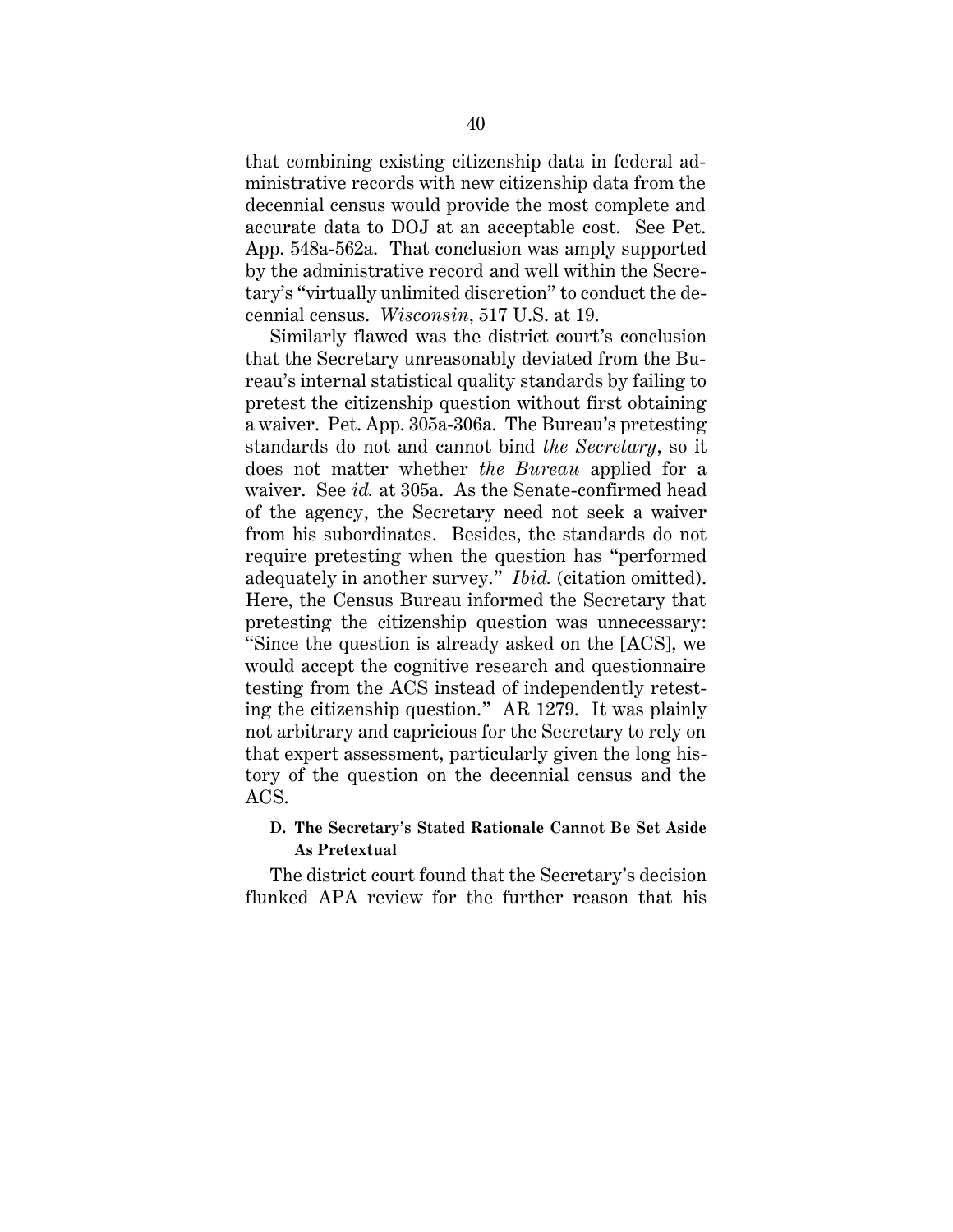that combining existing citizenship data in federal administrative records with new citizenship data from the decennial census would provide the most complete and accurate data to DOJ at an acceptable cost. See Pet. App. 548a-562a. That conclusion was amply supported by the administrative record and well within the Secretary's "virtually unlimited discretion" to conduct the decennial census. *Wisconsin*, 517 U.S. at 19.

Similarly flawed was the district court's conclusion that the Secretary unreasonably deviated from the Bureau's internal statistical quality standards by failing to pretest the citizenship question without first obtaining a waiver. Pet. App. 305a-306a. The Bureau's pretesting standards do not and cannot bind *the Secretary*, so it does not matter whether *the Bureau* applied for a waiver. See *id.* at 305a. As the Senate-confirmed head of the agency, the Secretary need not seek a waiver from his subordinates. Besides, the standards do not require pretesting when the question has "performed adequately in another survey." *Ibid.* (citation omitted). Here, the Census Bureau informed the Secretary that pretesting the citizenship question was unnecessary: "Since the question is already asked on the [ACS], we would accept the cognitive research and questionnaire testing from the ACS instead of independently retesting the citizenship question." AR 1279. It was plainly not arbitrary and capricious for the Secretary to rely on that expert assessment, particularly given the long history of the question on the decennial census and the ACS.

### D. The Secretary's Stated Rationale Cannot Be Set Aside As Pretextual

The district court found that the Secretary's decision flunked APA review for the further reason that his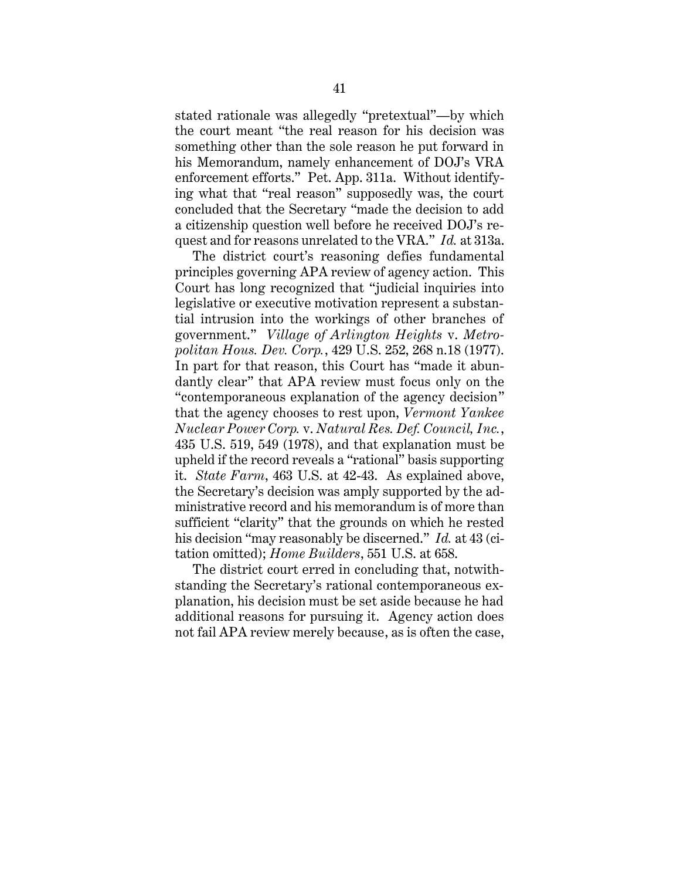stated rationale was allegedly "pretextual"—by which the court meant "the real reason for his decision was something other than the sole reason he put forward in his Memorandum, namely enhancement of DOJ's VRA enforcement efforts." Pet. App. 311a. Without identifying what that "real reason" supposedly was, the court concluded that the Secretary "made the decision to add a citizenship question well before he received DOJ's request and for reasons unrelated to the VRA." *Id.* at 313a.

The district court's reasoning defies fundamental principles governing APA review of agency action. This Court has long recognized that "judicial inquiries into legislative or executive motivation represent a substantial intrusion into the workings of other branches of government." *Village of Arlington Heights* v. *Metropolitan Hous. Dev. Corp.*, 429 U.S. 252, 268 n.18 (1977). In part for that reason, this Court has "made it abundantly clear" that APA review must focus only on the "contemporaneous explanation of the agency decision" that the agency chooses to rest upon, *Vermont Yankee Nuclear Power Corp.* v. *Natural Res. Def. Council, Inc.*, 435 U.S. 519, 549 (1978), and that explanation must be upheld if the record reveals a "rational" basis supporting it. *State Farm*, 463 U.S. at 42-43. As explained above, the Secretary's decision was amply supported by the administrative record and his memorandum is of more than sufficient "clarity" that the grounds on which he rested his decision "may reasonably be discerned." *Id.* at 43 (citation omitted); *Home Builders*, 551 U.S. at 658.

The district court erred in concluding that, notwithstanding the Secretary's rational contemporaneous explanation, his decision must be set aside because he had additional reasons for pursuing it. Agency action does not fail APA review merely because, as is often the case,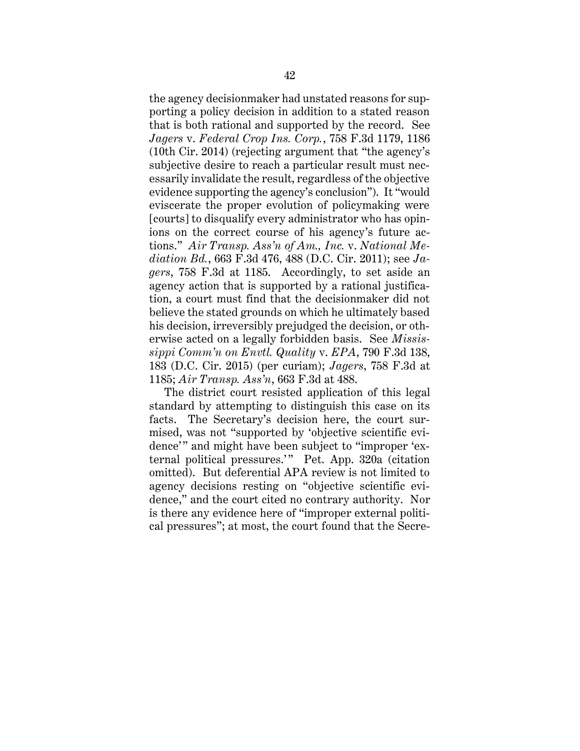the agency decisionmaker had unstated reasons for supporting a policy decision in addition to a stated reason that is both rational and supported by the record. See *Jagers* v. *Federal Crop Ins. Corp.*, 758 F.3d 1179, 1186 (10th Cir. 2014) (rejecting argument that "the agency's subjective desire to reach a particular result must necessarily invalidate the result, regardless of the objective evidence supporting the agency's conclusion"). It "would eviscerate the proper evolution of policymaking were [courts] to disqualify every administrator who has opinions on the correct course of his agency's future actions." *Air Transp. Ass'n of Am., Inc.* v. *National Mediation Bd.*, 663 F.3d 476, 488 (D.C. Cir. 2011); see *Jagers*, 758 F.3d at 1185. Accordingly, to set aside an agency action that is supported by a rational justification, a court must find that the decisionmaker did not believe the stated grounds on which he ultimately based his decision, irreversibly prejudged the decision, or otherwise acted on a legally forbidden basis. See *Mississippi Comm'n on Envtl. Quality* v. *EPA*, 790 F.3d 138, 183 (D.C. Cir. 2015) (per curiam); *Jagers*, 758 F.3d at 1185; *Air Transp. Ass'n*, 663 F.3d at 488.

The district court resisted application of this legal standard by attempting to distinguish this case on its facts. The Secretary's decision here, the court surmised, was not "supported by 'objective scientific evidence'" and might have been subject to "improper 'external political pressures.'" Pet. App. 320a (citation omitted). But deferential APA review is not limited to agency decisions resting on "objective scientific evidence," and the court cited no contrary authority. Nor is there any evidence here of "improper external political pressures"; at most, the court found that the Secre-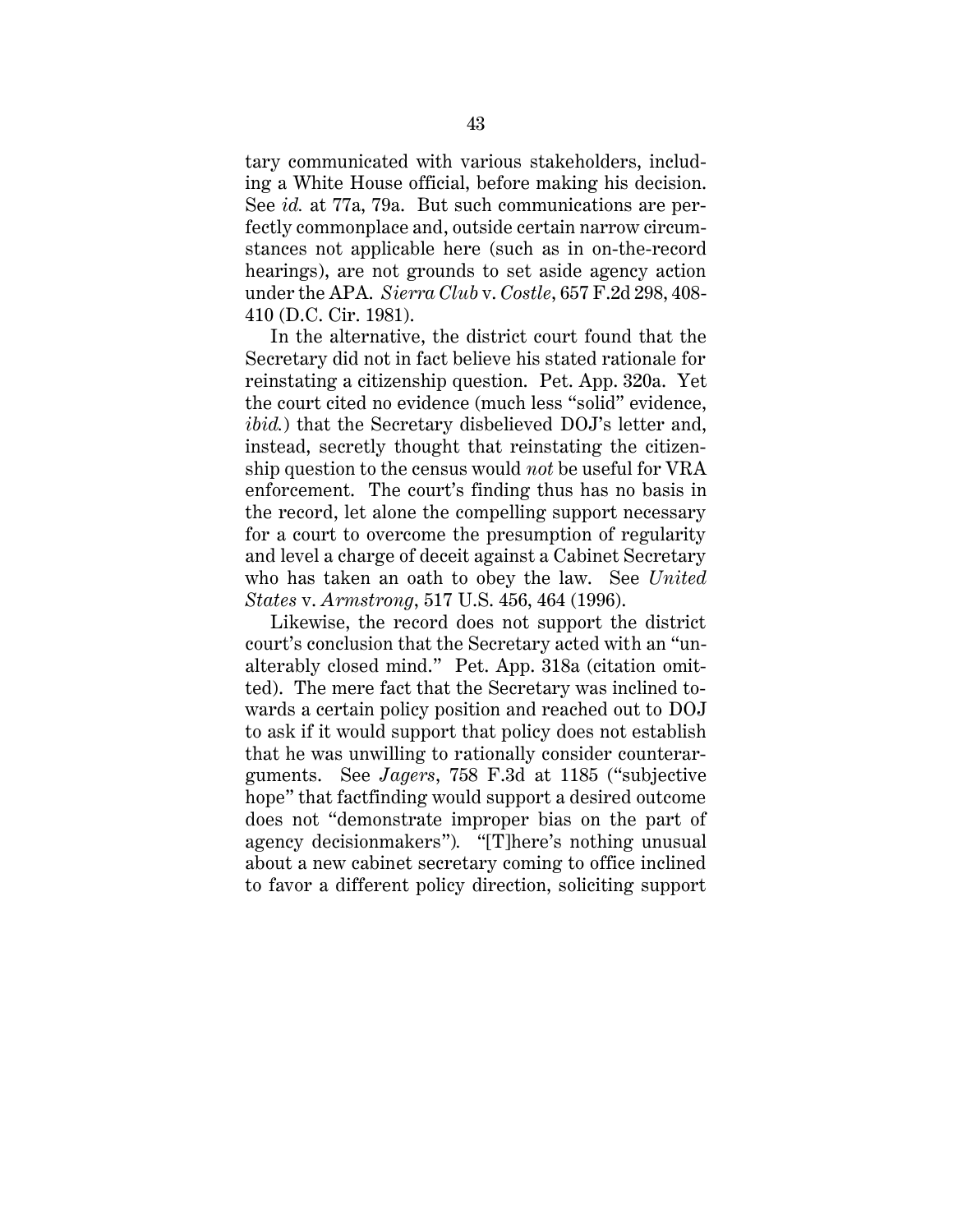tary communicated with various stakeholders, including a White House official, before making his decision. See *id.* at 77a, 79a. But such communications are perfectly commonplace and, outside certain narrow circumstances not applicable here (such as in on-the-record hearings), are not grounds to set aside agency action under the APA. *Sierra Club* v. *Costle*, 657 F.2d 298, 408-410 (D.C. Cir. 1981).

In the alternative, the district court found that the Secretary did not in fact believe his stated rationale for reinstating a citizenship question. Pet. App. 320a. Yet the court cited no evidence (much less "solid" evidence, *ibid.*) that the Secretary disbelieved DOJ's letter and, instead, secretly thought that reinstating the citizenship question to the census would *not* be useful for VRA enforcement. The court's finding thus has no basis in the record, let alone the compelling support necessary for a court to overcome the presumption of regularity and level a charge of deceit against a Cabinet Secretary who has taken an oath to obey the law. See *United States* v. *Armstrong*, 517 U.S. 456, 464 (1996).

Likewise, the record does not support the district court's conclusion that the Secretary acted with an "unalterably closed mind." Pet. App. 318a (citation omitted). The mere fact that the Secretary was inclined towards a certain policy position and reached out to DOJ to ask if it would support that policy does not establish that he was unwilling to rationally consider counterarguments. See *Jagers*, 758 F.3d at 1185 ("subjective hope" that factfinding would support a desired outcome does not "demonstrate improper bias on the part of agency decisionmakers"). "[T]here's nothing unusual about a new cabinet secretary coming to office inclined to favor a different policy direction, soliciting support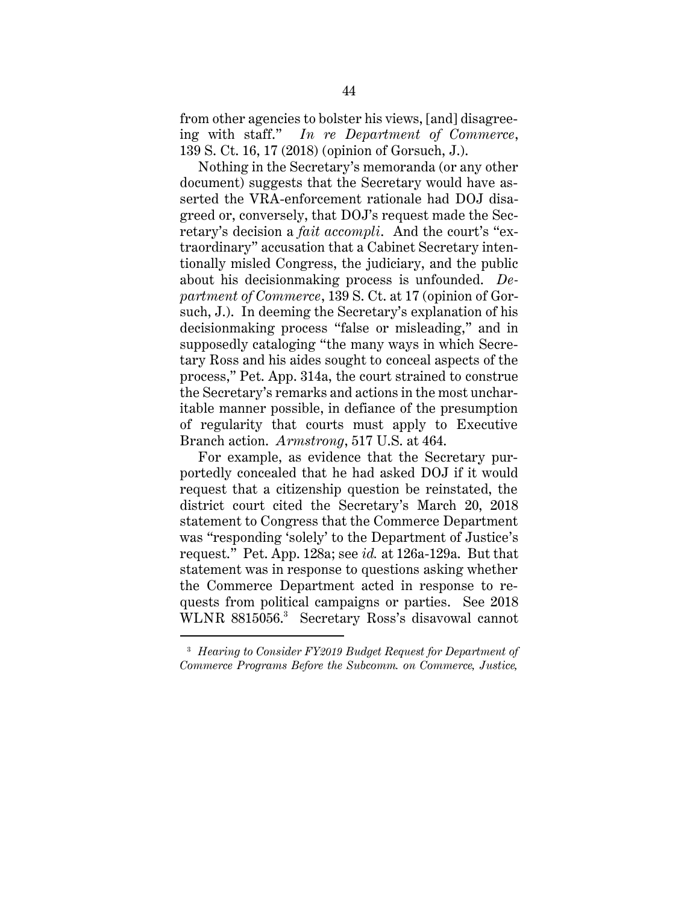from other agencies to bolster his views, [and] disagreeing with staff." *In re Department of Commerce*, 139 S. Ct. 16, 17 (2018) (opinion of Gorsuch, J.).

Nothing in the Secretary's memoranda (or any other document) suggests that the Secretary would have asserted the VRA-enforcement rationale had DOJ disagreed or, conversely, that DOJ's request made the Secretary's decision a *fait accompli*. And the court's "extraordinary" accusation that a Cabinet Secretary intentionally misled Congress, the judiciary, and the public about his decisionmaking process is unfounded. *Department of Commerce*, 139 S. Ct. at 17 (opinion of Gorsuch, J.). In deeming the Secretary's explanation of his decisionmaking process "false or misleading," and in supposedly cataloging "the many ways in which Secretary Ross and his aides sought to conceal aspects of the process," Pet. App. 314a, the court strained to construe the Secretary's remarks and actions in the most uncharitable manner possible, in defiance of the presumption of regularity that courts must apply to Executive Branch action. *Armstrong*, 517 U.S. at 464.

For example, as evidence that the Secretary purportedly concealed that he had asked DOJ if it would request that a citizenship question be reinstated, the district court cited the Secretary's March 20, 2018 statement to Congress that the Commerce Department was "responding 'solely' to the Department of Justice's request." Pet. App. 128a; see *id.* at 126a-129a. But that statement was in response to questions asking whether the Commerce Department acted in response to requests from political campaigns or parties. See 2018 WLNR 8815056.[3] Secretary Ross's disavowal cannot

[3] *Hearing to Consider FY2019 Budget Request for Department of Commerce Programs Before the Subcomm. on Commerce, Justice,*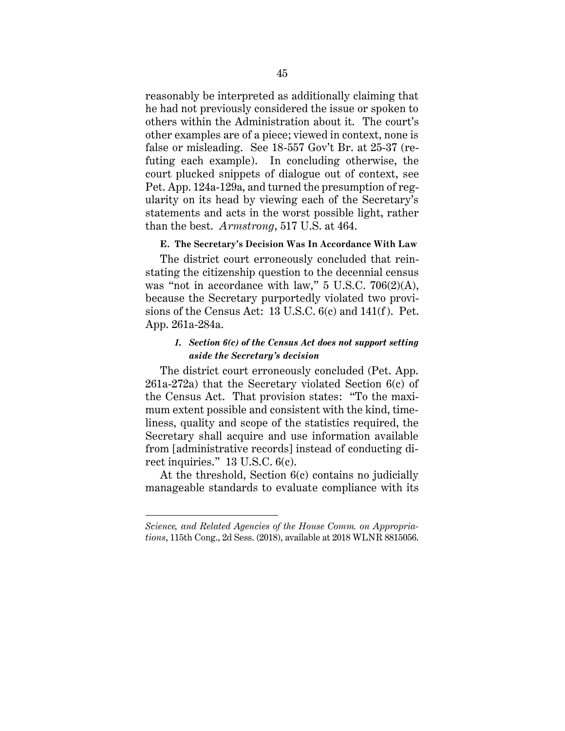reasonably be interpreted as additionally claiming that he had not previously considered the issue or spoken to others within the Administration about it. The court's other examples are of a piece; viewed in context, none is false or misleading. See 18-557 Gov't Br. at 25-37 (refuting each example). In concluding otherwise, the court plucked snippets of dialogue out of context, see Pet. App. 124a-129a, and turned the presumption of regularity on its head by viewing each of the Secretary's statements and acts in the worst possible light, rather than the best. *Armstrong*, 517 U.S. at 464.

### E. The Secretary's Decision Was In Accordance With Law

The district court erroneously concluded that reinstating the citizenship question to the decennial census was "not in accordance with law," 5 U.S.C. 706(2)(A), because the Secretary purportedly violated two provisions of the Census Act: 13 U.S.C. 6(c) and 141(f). Pet. App. 261a-284a.

#### *1. Section 6(c) of the Census Act does not support setting aside the Secretary's decision*

The district court erroneously concluded (Pet. App. 261a-272a) that the Secretary violated Section 6(c) of the Census Act. That provision states: "To the maximum extent possible and consistent with the kind, timeliness, quality and scope of the statistics required, the Secretary shall acquire and use information available from [administrative records] instead of conducting direct inquiries." 13 U.S.C. 6(c).

At the threshold, Section 6(c) contains no judicially manageable standards to evaluate compliance with its

---

*Science, and Related Agencies of the House Comm. on Appropriations*, 115th Cong., 2d Sess. (2018), available at 2018 WLNR 8815056.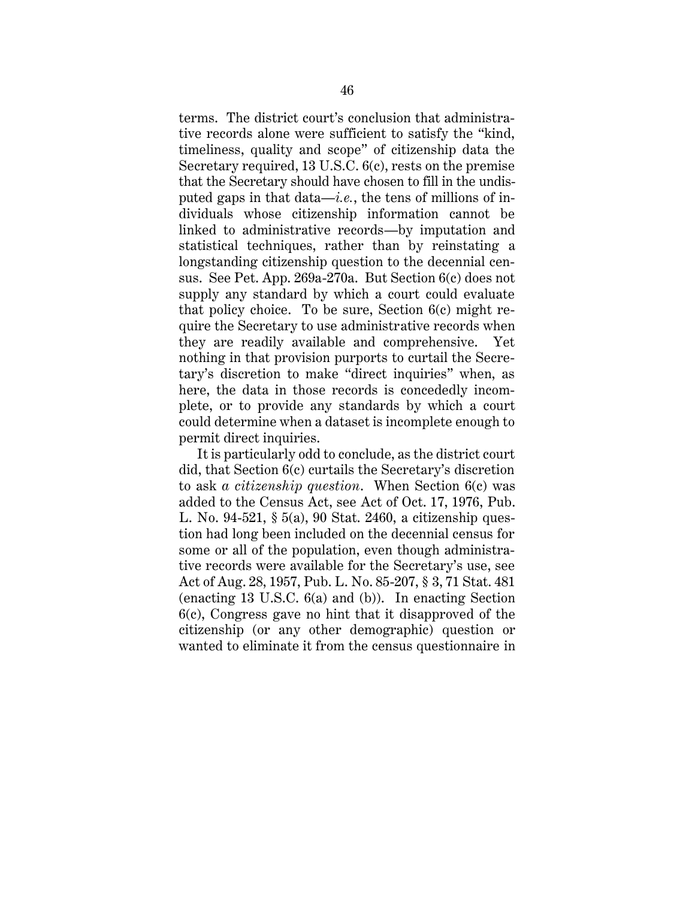terms. The district court's conclusion that administrative records alone were sufficient to satisfy the "kind, timeliness, quality and scope" of citizenship data the Secretary required, 13 U.S.C. 6(c), rests on the premise that the Secretary should have chosen to fill in the undisputed gaps in that data—*i.e.*, the tens of millions of individuals whose citizenship information cannot be linked to administrative records—by imputation and statistical techniques, rather than by reinstating a longstanding citizenship question to the decennial census. See Pet. App. 269a-270a. But Section 6(c) does not supply any standard by which a court could evaluate that policy choice. To be sure, Section 6(c) might require the Secretary to use administrative records when they are readily available and comprehensive. Yet nothing in that provision purports to curtail the Secretary's discretion to make "direct inquiries" when, as here, the data in those records is concededly incomplete, or to provide any standards by which a court could determine when a dataset is incomplete enough to permit direct inquiries.

It is particularly odd to conclude, as the district court did, that Section 6(c) curtails the Secretary's discretion to ask *a citizenship question*. When Section 6(c) was added to the Census Act, see Act of Oct. 17, 1976, Pub. L. No. 94-521, § 5(a), 90 Stat. 2460, a citizenship question had long been included on the decennial census for some or all of the population, even though administrative records were available for the Secretary's use, see Act of Aug. 28, 1957, Pub. L. No. 85-207, § 3, 71 Stat. 481 (enacting 13 U.S.C. 6(a) and (b)). In enacting Section 6(c), Congress gave no hint that it disapproved of the citizenship (or any other demographic) question or wanted to eliminate it from the census questionnaire in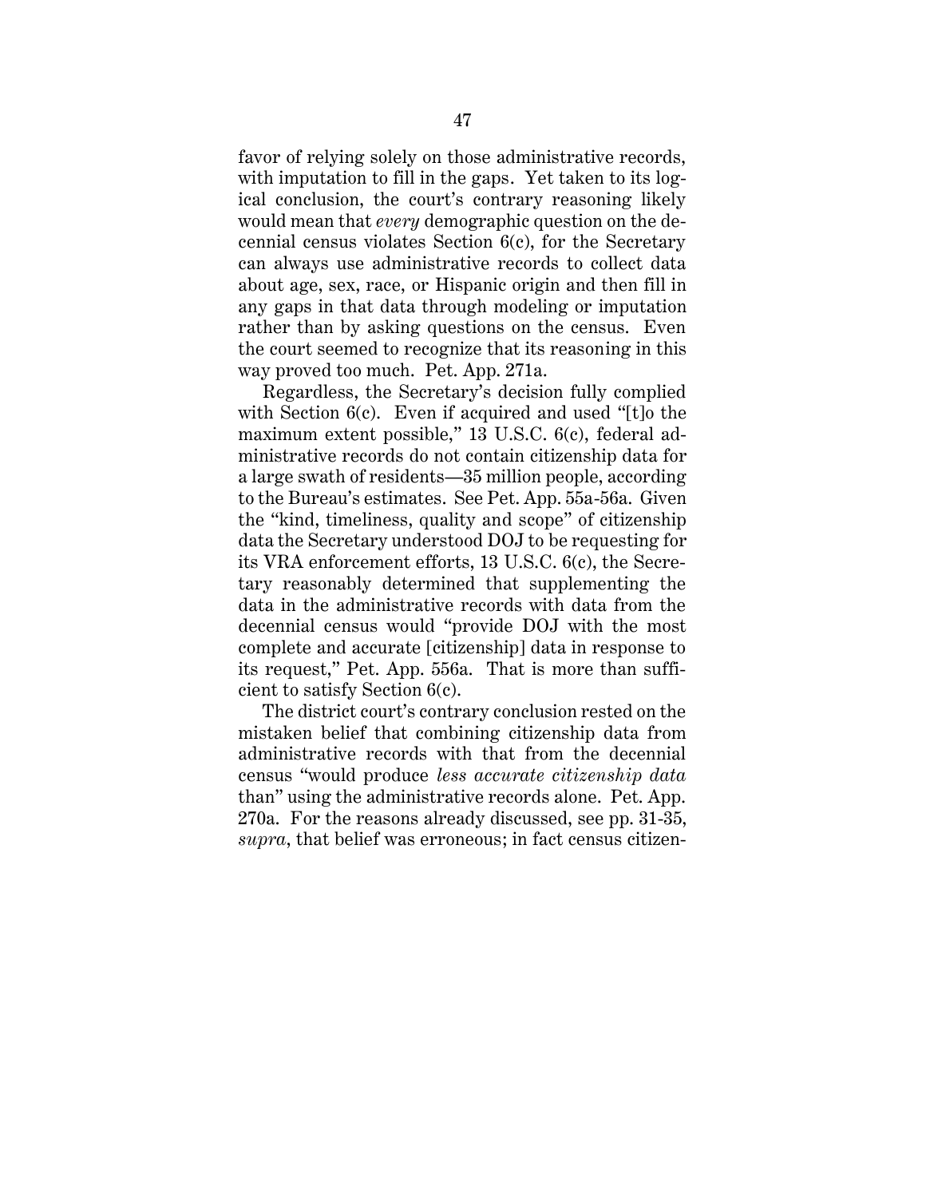favor of relying solely on those administrative records, with imputation to fill in the gaps. Yet taken to its logical conclusion, the court's contrary reasoning likely would mean that *every* demographic question on the decennial census violates Section 6(c), for the Secretary can always use administrative records to collect data about age, sex, race, or Hispanic origin and then fill in any gaps in that data through modeling or imputation rather than by asking questions on the census. Even the court seemed to recognize that its reasoning in this way proved too much. Pet. App. 271a.

Regardless, the Secretary's decision fully complied with Section 6(c). Even if acquired and used "[t]o the maximum extent possible," 13 U.S.C. 6(c), federal administrative records do not contain citizenship data for a large swath of residents—35 million people, according to the Bureau's estimates. See Pet. App. 55a-56a. Given the "kind, timeliness, quality and scope" of citizenship data the Secretary understood DOJ to be requesting for its VRA enforcement efforts, 13 U.S.C. 6(c), the Secretary reasonably determined that supplementing the data in the administrative records with data from the decennial census would "provide DOJ with the most complete and accurate [citizenship] data in response to its request," Pet. App. 556a. That is more than sufficient to satisfy Section 6(c).

The district court's contrary conclusion rested on the mistaken belief that combining citizenship data from administrative records with that from the decennial census "would produce *less accurate citizenship data* than" using the administrative records alone. Pet. App. 270a. For the reasons already discussed, see pp. 31-35, *supra*, that belief was erroneous; in fact census citizen-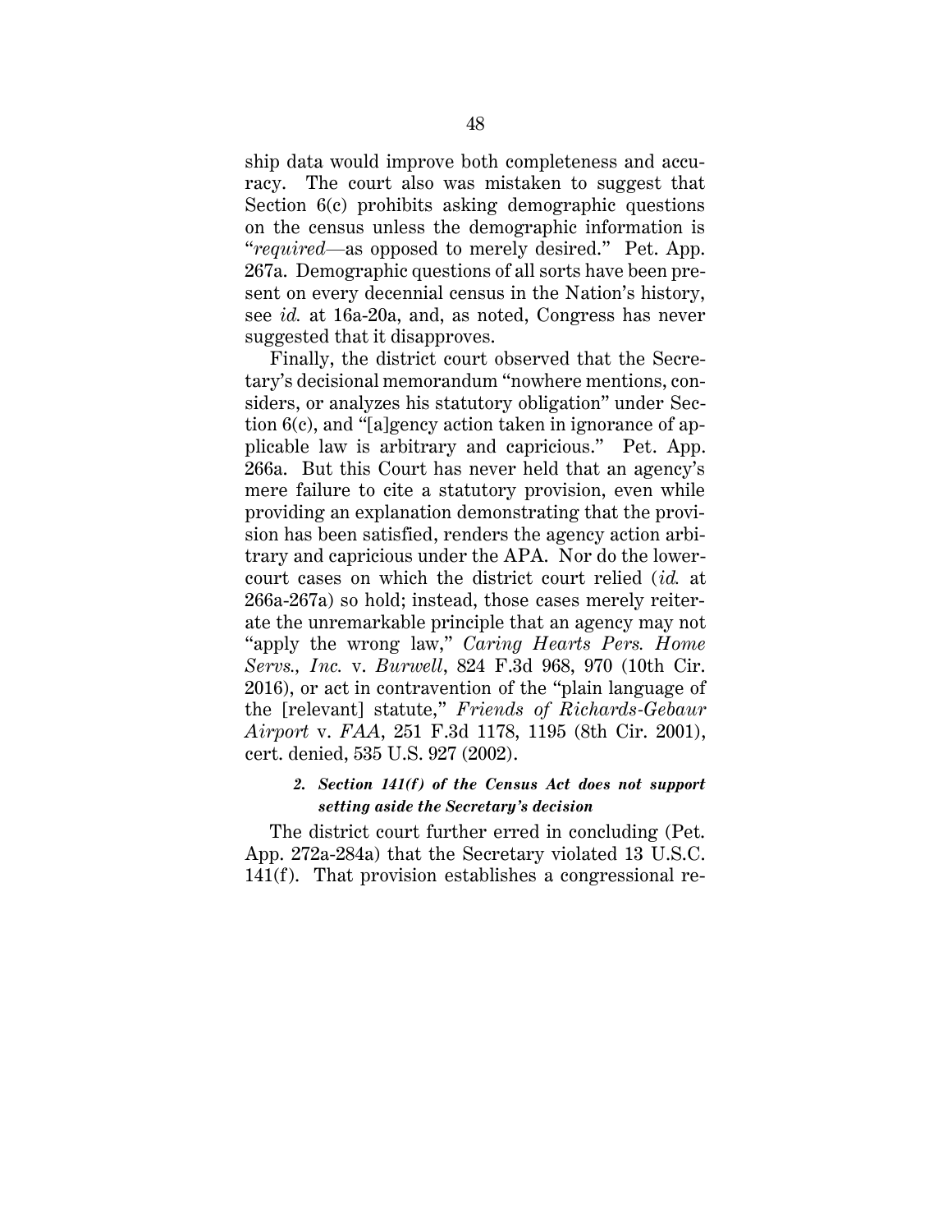ship data would improve both completeness and accuracy. The court also was mistaken to suggest that Section 6(c) prohibits asking demographic questions on the census unless the demographic information is "*required*—as opposed to merely desired." Pet. App. 267a. Demographic questions of all sorts have been present on every decennial census in the Nation's history, see *id.* at 16a-20a, and, as noted, Congress has never suggested that it disapproves.

Finally, the district court observed that the Secretary's decisional memorandum "nowhere mentions, considers, or analyzes his statutory obligation" under Section 6(c), and "[a]gency action taken in ignorance of applicable law is arbitrary and capricious." Pet. App. 266a. But this Court has never held that an agency's mere failure to cite a statutory provision, even while providing an explanation demonstrating that the provision has been satisfied, renders the agency action arbitrary and capricious under the APA. Nor do the lower-court cases on which the district court relied (*id.* at 266a-267a) so hold; instead, those cases merely reiterate the unremarkable principle that an agency may not "apply the wrong law," *Caring Hearts Pers. Home Servs., Inc.* v. *Burwell*, 824 F.3d 968, 970 (10th Cir. 2016), or act in contravention of the "plain language of the [relevant] statute," *Friends of Richards-Gebaur Airport* v. *FAA*, 251 F.3d 1178, 1195 (8th Cir. 2001), cert. denied, 535 U.S. 927 (2002).

#### *2. Section 141(f) of the Census Act does not support setting aside the Secretary's decision*

The district court further erred in concluding (Pet. App. 272a-284a) that the Secretary violated 13 U.S.C. 141(f). That provision establishes a congressional re-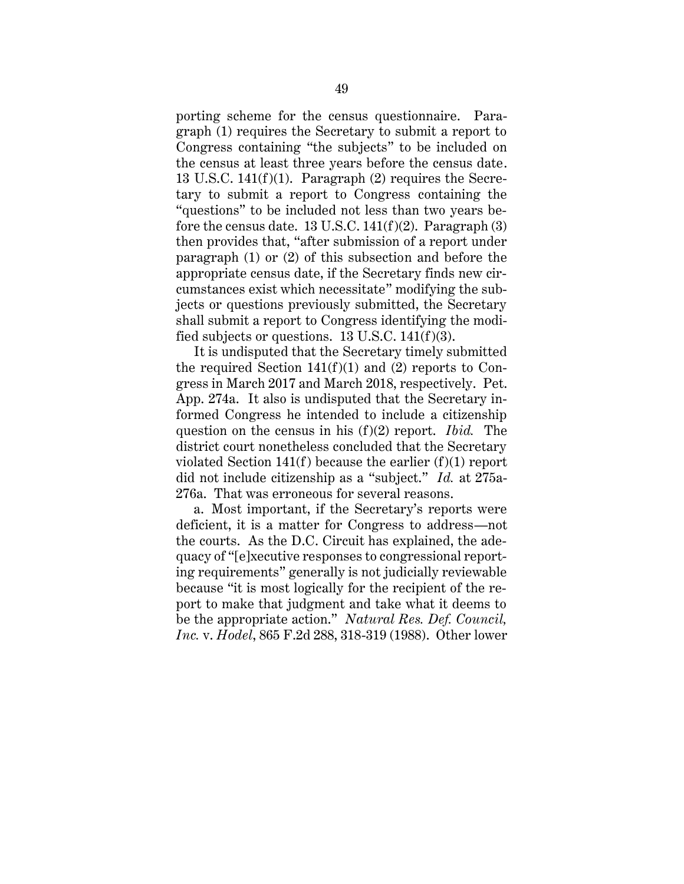porting scheme for the census questionnaire. Paragraph (1) requires the Secretary to submit a report to Congress containing "the subjects" to be included on the census at least three years before the census date. 13 U.S.C. 141(f)(1). Paragraph (2) requires the Secretary to submit a report to Congress containing the "questions" to be included not less than two years before the census date. 13 U.S.C. 141(f)(2). Paragraph (3) then provides that, "after submission of a report under paragraph (1) or (2) of this subsection and before the appropriate census date, if the Secretary finds new circumstances exist which necessitate" modifying the subjects or questions previously submitted, the Secretary shall submit a report to Congress identifying the modified subjects or questions. 13 U.S.C. 141(f)(3).

It is undisputed that the Secretary timely submitted the required Section 141(f)(1) and (2) reports to Congress in March 2017 and March 2018, respectively. Pet. App. 274a. It also is undisputed that the Secretary informed Congress he intended to include a citizenship question on the census in his (f)(2) report. *Ibid.* The district court nonetheless concluded that the Secretary violated Section 141(f) because the earlier (f)(1) report did not include citizenship as a "subject." *Id.* at 275a-276a. That was erroneous for several reasons.

a. Most important, if the Secretary's reports were deficient, it is a matter for Congress to address—not the courts. As the D.C. Circuit has explained, the adequacy of "[e]xecutive responses to congressional reporting requirements" generally is not judicially reviewable because "it is most logically for the recipient of the report to make that judgment and take what it deems to be the appropriate action." *Natural Res. Def. Council, Inc.* v. *Hodel*, 865 F.2d 288, 318-319 (1988). Other lower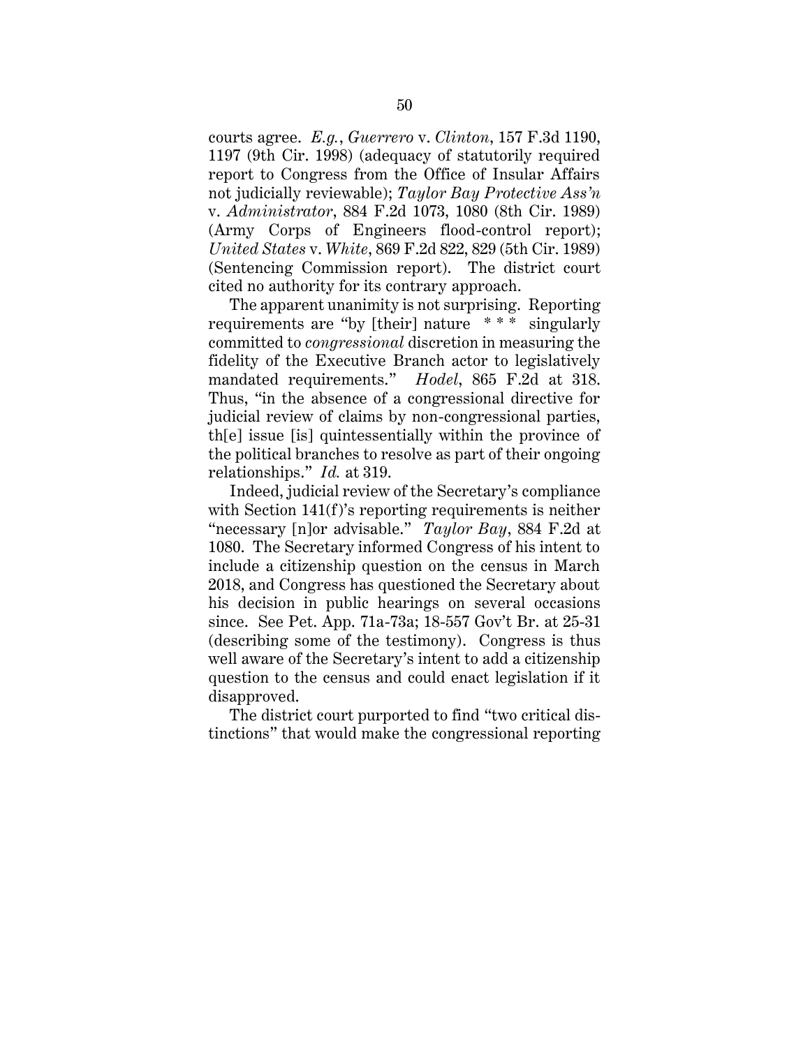courts agree. *E.g.*, *Guerrero* v. *Clinton*, 157 F.3d 1190, 1197 (9th Cir. 1998) (adequacy of statutorily required report to Congress from the Office of Insular Affairs not judicially reviewable); *Taylor Bay Protective Ass'n* v. *Administrator*, 884 F.2d 1073, 1080 (8th Cir. 1989) (Army Corps of Engineers flood-control report); *United States* v. *White*, 869 F.2d 822, 829 (5th Cir. 1989) (Sentencing Commission report). The district court cited no authority for its contrary approach.

The apparent unanimity is not surprising. Reporting requirements are "by [their] nature * * * singularly committed to *congressional* discretion in measuring the fidelity of the Executive Branch actor to legislatively mandated requirements." *Hodel*, 865 F.2d at 318. Thus, "in the absence of a congressional directive for judicial review of claims by non-congressional parties, th[e] issue [is] quintessentially within the province of the political branches to resolve as part of their ongoing relationships." *Id.* at 319.

Indeed, judicial review of the Secretary's compliance with Section 141(f)'s reporting requirements is neither "necessary [n]or advisable." *Taylor Bay*, 884 F.2d at 1080. The Secretary informed Congress of his intent to include a citizenship question on the census in March 2018, and Congress has questioned the Secretary about his decision in public hearings on several occasions since. See Pet. App. 71a-73a; 18-557 Gov't Br. at 25-31 (describing some of the testimony). Congress is thus well aware of the Secretary's intent to add a citizenship question to the census and could enact legislation if it disapproved.

The district court purported to find "two critical distinctions" that would make the congressional reporting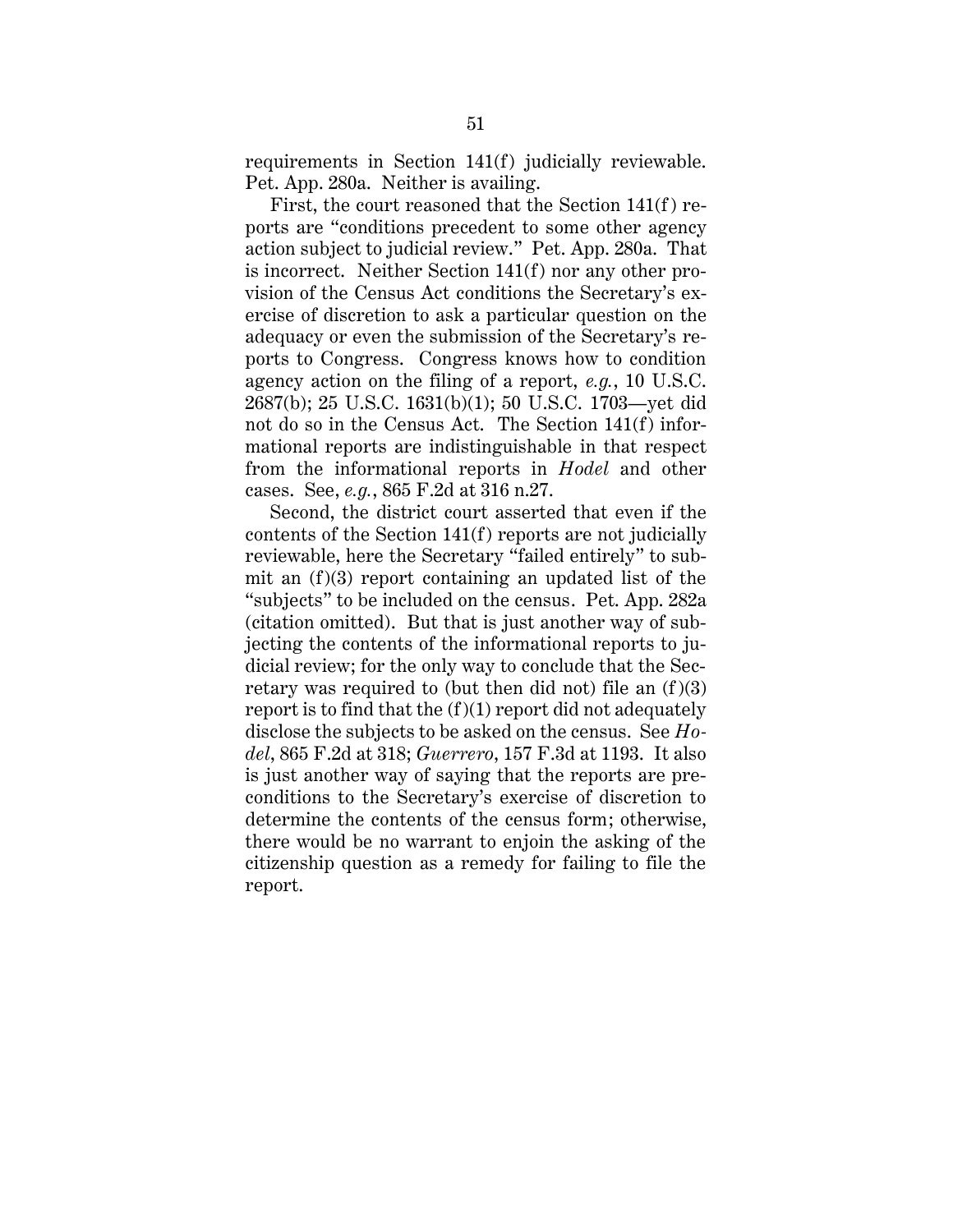requirements in Section 141(f) judicially reviewable. Pet. App. 280a. Neither is availing.

First, the court reasoned that the Section 141(f) reports are "conditions precedent to some other agency action subject to judicial review." Pet. App. 280a. That is incorrect. Neither Section 141(f) nor any other provision of the Census Act conditions the Secretary's exercise of discretion to ask a particular question on the adequacy or even the submission of the Secretary's reports to Congress. Congress knows how to condition agency action on the filing of a report, *e.g.*, 10 U.S.C. 2687(b); 25 U.S.C. 1631(b)(1); 50 U.S.C. 1703—yet did not do so in the Census Act. The Section 141(f) informational reports are indistinguishable in that respect from the informational reports in *Hodel* and other cases. See, *e.g.*, 865 F.2d at 316 n.27.

Second, the district court asserted that even if the contents of the Section 141(f) reports are not judicially reviewable, here the Secretary "failed entirely" to submit an (f)(3) report containing an updated list of the "subjects" to be included on the census. Pet. App. 282a (citation omitted). But that is just another way of subjecting the contents of the informational reports to judicial review; for the only way to conclude that the Secretary was required to (but then did not) file an (f)(3) report is to find that the (f)(1) report did not adequately disclose the subjects to be asked on the census. See *Hodel*, 865 F.2d at 318; *Guerrero*, 157 F.3d at 1193. It also is just another way of saying that the reports are preconditions to the Secretary's exercise of discretion to determine the contents of the census form; otherwise, there would be no warrant to enjoin the asking of the citizenship question as a remedy for failing to file the report.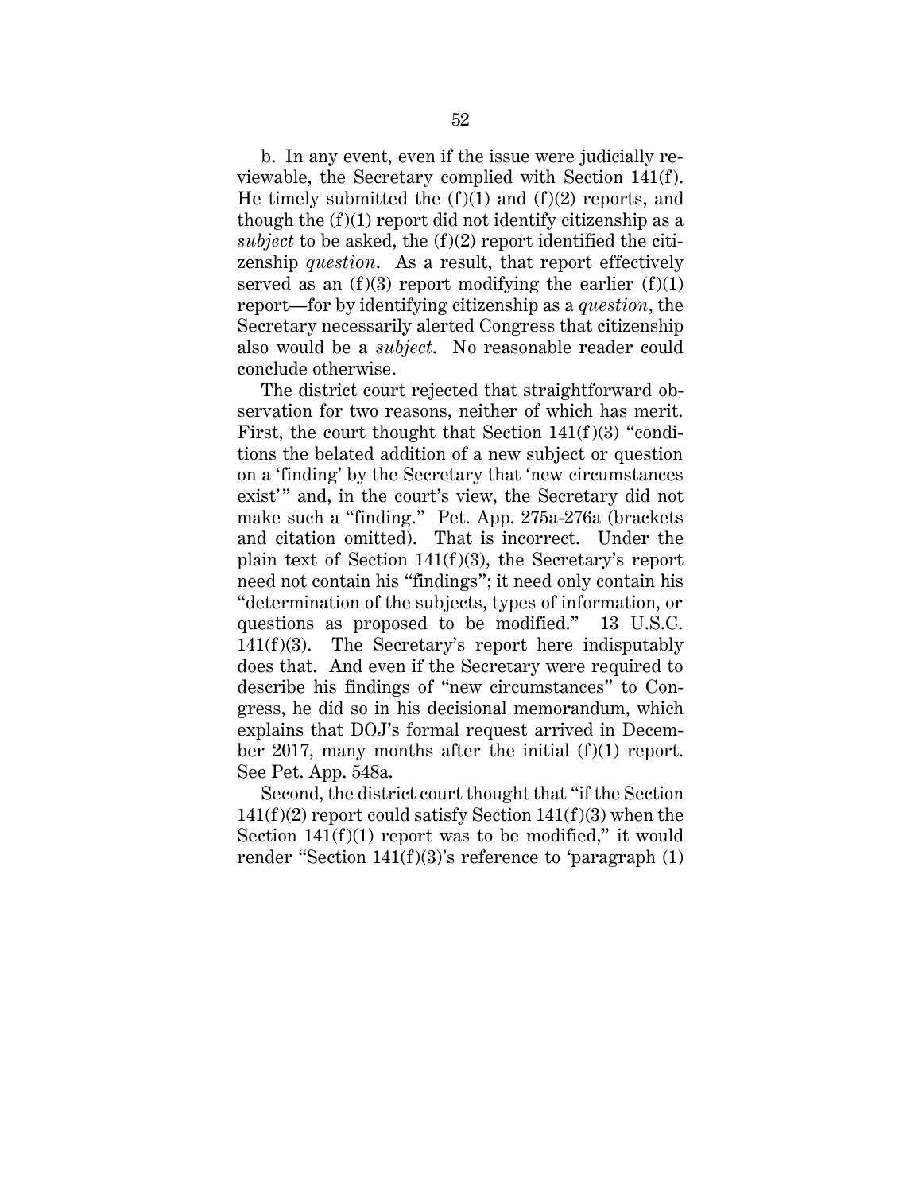b. In any event, even if the issue were judicially reviewable, the Secretary complied with Section 141(f). He timely submitted the (f)(1) and (f)(2) reports, and though the (f)(1) report did not identify citizenship as a *subject* to be asked, the (f)(2) report identified the citizenship *question*. As a result, that report effectively served as an (f)(3) report modifying the earlier (f)(1) report—for by identifying citizenship as a *question*, the Secretary necessarily alerted Congress that citizenship also would be a *subject*. No reasonable reader could conclude otherwise.

The district court rejected that straightforward observation for two reasons, neither of which has merit. First, the court thought that Section 141(f)(3) "conditions the belated addition of a new subject or question on a 'finding' by the Secretary that 'new circumstances exist'" and, in the court's view, the Secretary did not make such a "finding." Pet. App. 275a-276a (brackets and citation omitted). That is incorrect. Under the plain text of Section 141(f)(3), the Secretary's report need not contain his "findings"; it need only contain his "determination of the subjects, types of information, or questions as proposed to be modified." 13 U.S.C. 141(f)(3). The Secretary's report here indisputably does that. And even if the Secretary were required to describe his findings of "new circumstances" to Congress, he did so in his decisional memorandum, which explains that DOJ's formal request arrived in December 2017, many months after the initial (f)(1) report. See Pet. App. 548a.

Second, the district court thought that "if the Section 141(f)(2) report could satisfy Section 141(f)(3) when the Section 141(f)(1) report was to be modified," it would render "Section 141(f)(3)'s reference to 'paragraph (1)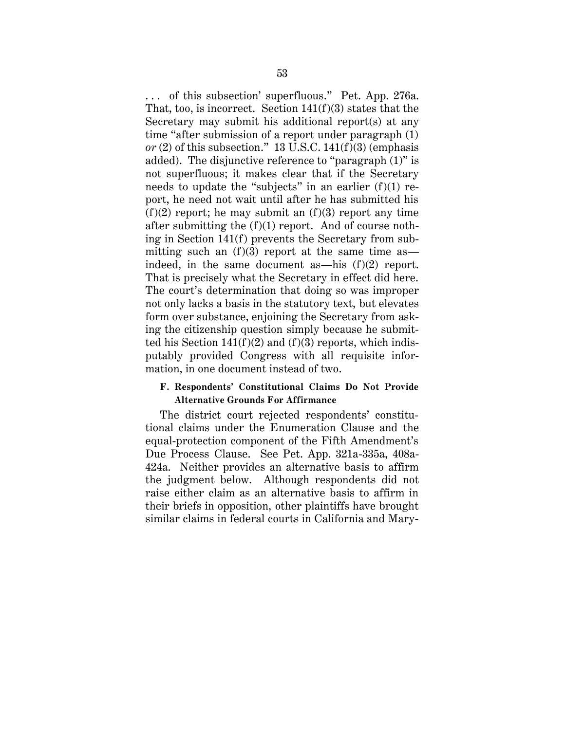. . . of this subsection' superfluous." Pet. App. 276a. That, too, is incorrect. Section 141(f)(3) states that the Secretary may submit his additional report(s) at any time "after submission of a report under paragraph (1) *or* (2) of this subsection." 13 U.S.C. 141(f)(3) (emphasis added). The disjunctive reference to "paragraph (1)" is not superfluous; it makes clear that if the Secretary needs to update the "subjects" in an earlier (f)(1) report, he need not wait until after he has submitted his (f)(2) report; he may submit an (f)(3) report any time after submitting the (f)(1) report. And of course nothing in Section 141(f) prevents the Secretary from submitting such an (f)(3) report at the same time as—indeed, in the same document as—his (f)(2) report. That is precisely what the Secretary in effect did here. The court's determination that doing so was improper not only lacks a basis in the statutory text, but elevates form over substance, enjoining the Secretary from asking the citizenship question simply because he submitted his Section 141(f)(2) and (f)(3) reports, which indisputably provided Congress with all requisite information, in one document instead of two.

### F. Respondents' Constitutional Claims Do Not Provide Alternative Grounds For Affirmance

The district court rejected respondents' constitutional claims under the Enumeration Clause and the equal-protection component of the Fifth Amendment's Due Process Clause. See Pet. App. 321a-335a, 408a-424a. Neither provides an alternative basis to affirm the judgment below. Although respondents did not raise either claim as an alternative basis to affirm in their briefs in opposition, other plaintiffs have brought similar claims in federal courts in California and Mary-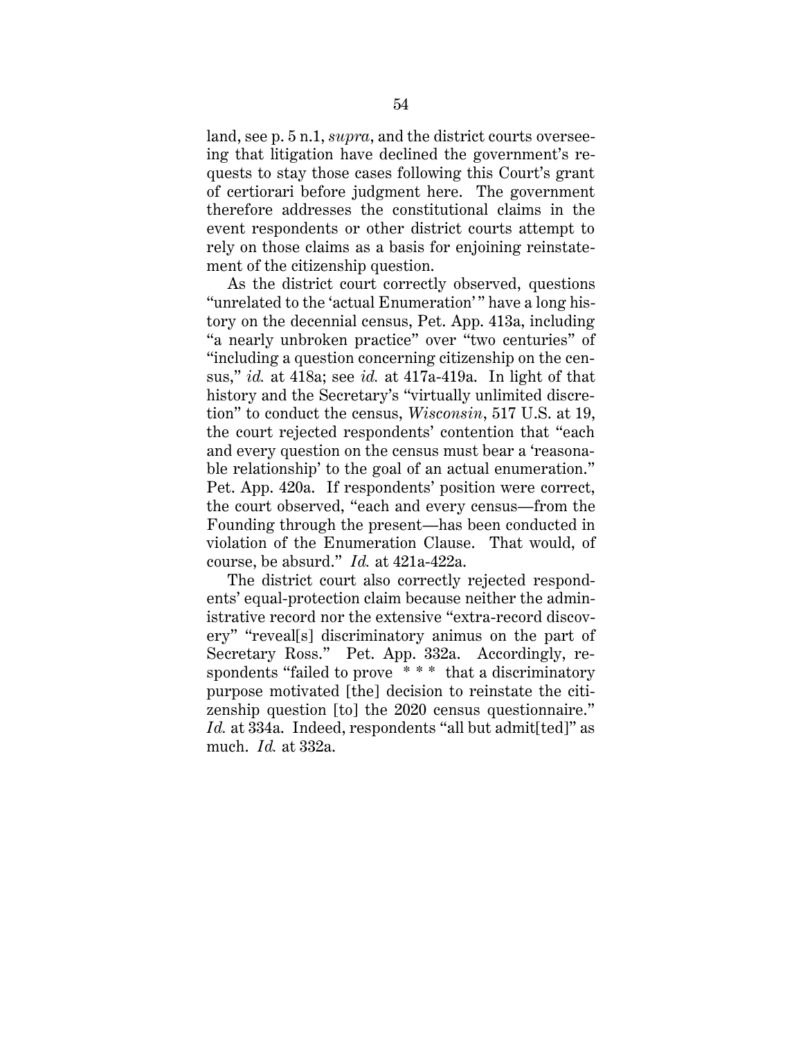land, see p. 5 n.1, *supra*, and the district courts overseeing that litigation have declined the government's requests to stay those cases following this Court's grant of certiorari before judgment here. The government therefore addresses the constitutional claims in the event respondents or other district courts attempt to rely on those claims as a basis for enjoining reinstatement of the citizenship question.

As the district court correctly observed, questions "unrelated to the 'actual Enumeration'" have a long history on the decennial census, Pet. App. 413a, including "a nearly unbroken practice" over "two centuries" of "including a question concerning citizenship on the census," *id.* at 418a; see *id.* at 417a-419a. In light of that history and the Secretary's "virtually unlimited discretion" to conduct the census, *Wisconsin*, 517 U.S. at 19, the court rejected respondents' contention that "each and every question on the census must bear a 'reasonable relationship' to the goal of an actual enumeration." Pet. App. 420a. If respondents' position were correct, the court observed, "each and every census—from the Founding through the present—has been conducted in violation of the Enumeration Clause. That would, of course, be absurd." *Id.* at 421a-422a.

The district court also correctly rejected respondents' equal-protection claim because neither the administrative record nor the extensive "extra-record discovery" "reveal[s] discriminatory animus on the part of Secretary Ross." Pet. App. 332a. Accordingly, respondents "failed to prove * * * that a discriminatory purpose motivated [the] decision to reinstate the citizenship question [to] the 2020 census questionnaire." *Id.* at 334a. Indeed, respondents "all but admit[ted]" as much. *Id.* at 332a.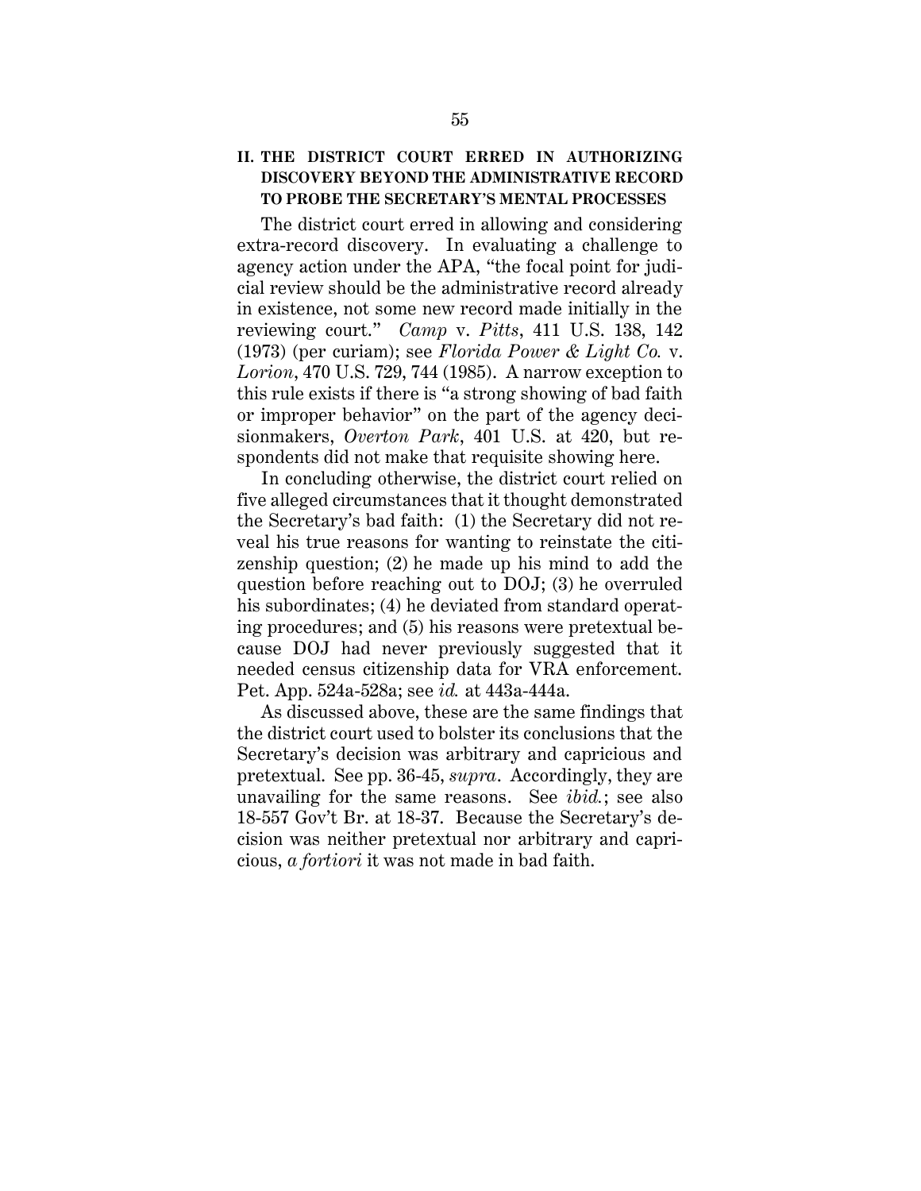## II. THE DISTRICT COURT ERRED IN AUTHORIZING DISCOVERY BEYOND THE ADMINISTRATIVE RECORD TO PROBE THE SECRETARY'S MENTAL PROCESSES

The district court erred in allowing and considering extra-record discovery. In evaluating a challenge to agency action under the APA, "the focal point for judicial review should be the administrative record already in existence, not some new record made initially in the reviewing court." *Camp* v. *Pitts*, 411 U.S. 138, 142 (1973) (per curiam); see *Florida Power & Light Co.* v. *Lorion*, 470 U.S. 729, 744 (1985). A narrow exception to this rule exists if there is "a strong showing of bad faith or improper behavior" on the part of the agency decisionmakers, *Overton Park*, 401 U.S. at 420, but respondents did not make that requisite showing here.

In concluding otherwise, the district court relied on five alleged circumstances that it thought demonstrated the Secretary's bad faith: (1) the Secretary did not reveal his true reasons for wanting to reinstate the citizenship question; (2) he made up his mind to add the question before reaching out to DOJ; (3) he overruled his subordinates; (4) he deviated from standard operating procedures; and (5) his reasons were pretextual because DOJ had never previously suggested that it needed census citizenship data for VRA enforcement. Pet. App. 524a-528a; see *id.* at 443a-444a.

As discussed above, these are the same findings that the district court used to bolster its conclusions that the Secretary's decision was arbitrary and capricious and pretextual. See pp. 36-45, *supra*. Accordingly, they are unavailing for the same reasons. See *ibid.*; see also 18-557 Gov't Br. at 18-37. Because the Secretary's decision was neither pretextual nor arbitrary and capricious, *a fortiori* it was not made in bad faith.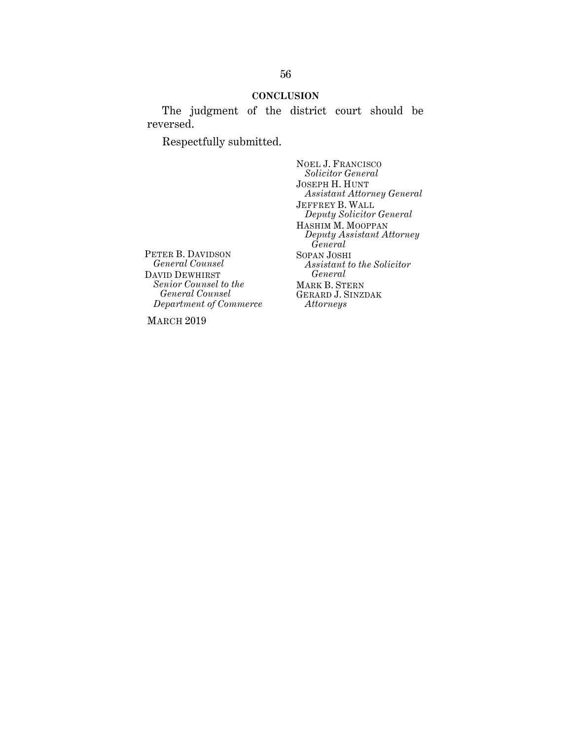## CONCLUSION

The judgment of the district court should be reversed.

Respectfully submitted.

NOEL J. FRANCISCO
*Solicitor General*
JOSEPH H. HUNT
*Assistant Attorney General*
JEFFREY B. WALL
*Deputy Solicitor General*
HASHIM M. MOOPPAN
*Deputy Assistant Attorney General*
SOPAN JOSHI
*Assistant to the Solicitor General*
MARK B. STERN
GERARD J. SINZDAK
*Attorneys*

PETER B. DAVIDSON
*General Counsel*
DAVID DEWHIRST
*Senior Counsel to the General Counsel*
*Department of Commerce*

MARCH 2019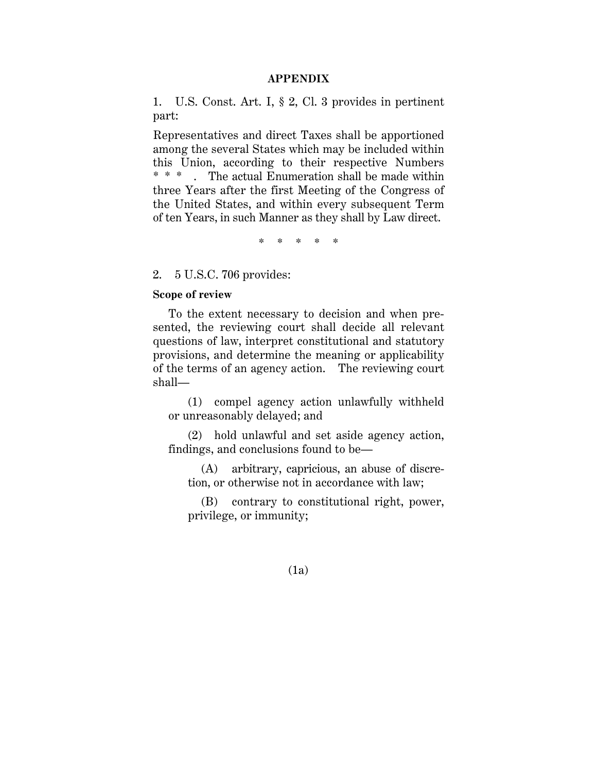## APPENDIX

1. U.S. Const. Art. I, § 2, Cl. 3 provides in pertinent part:

Representatives and direct Taxes shall be apportioned among the several States which may be included within this Union, according to their respective Numbers \* \* \* . The actual Enumeration shall be made within three Years after the first Meeting of the Congress of the United States, and within every subsequent Term of ten Years, in such Manner as they shall by Law direct.

\* \* \* \* \*

2. 5 U.S.C. 706 provides:

**Scope of review**

To the extent necessary to decision and when presented, the reviewing court shall decide all relevant questions of law, interpret constitutional and statutory provisions, and determine the meaning or applicability of the terms of an agency action. The reviewing court shall—

(1) compel agency action unlawfully withheld or unreasonably delayed; and

(2) hold unlawful and set aside agency action, findings, and conclusions found to be—

(A) arbitrary, capricious, an abuse of discretion, or otherwise not in accordance with law;

(B) contrary to constitutional right, power, privilege, or immunity;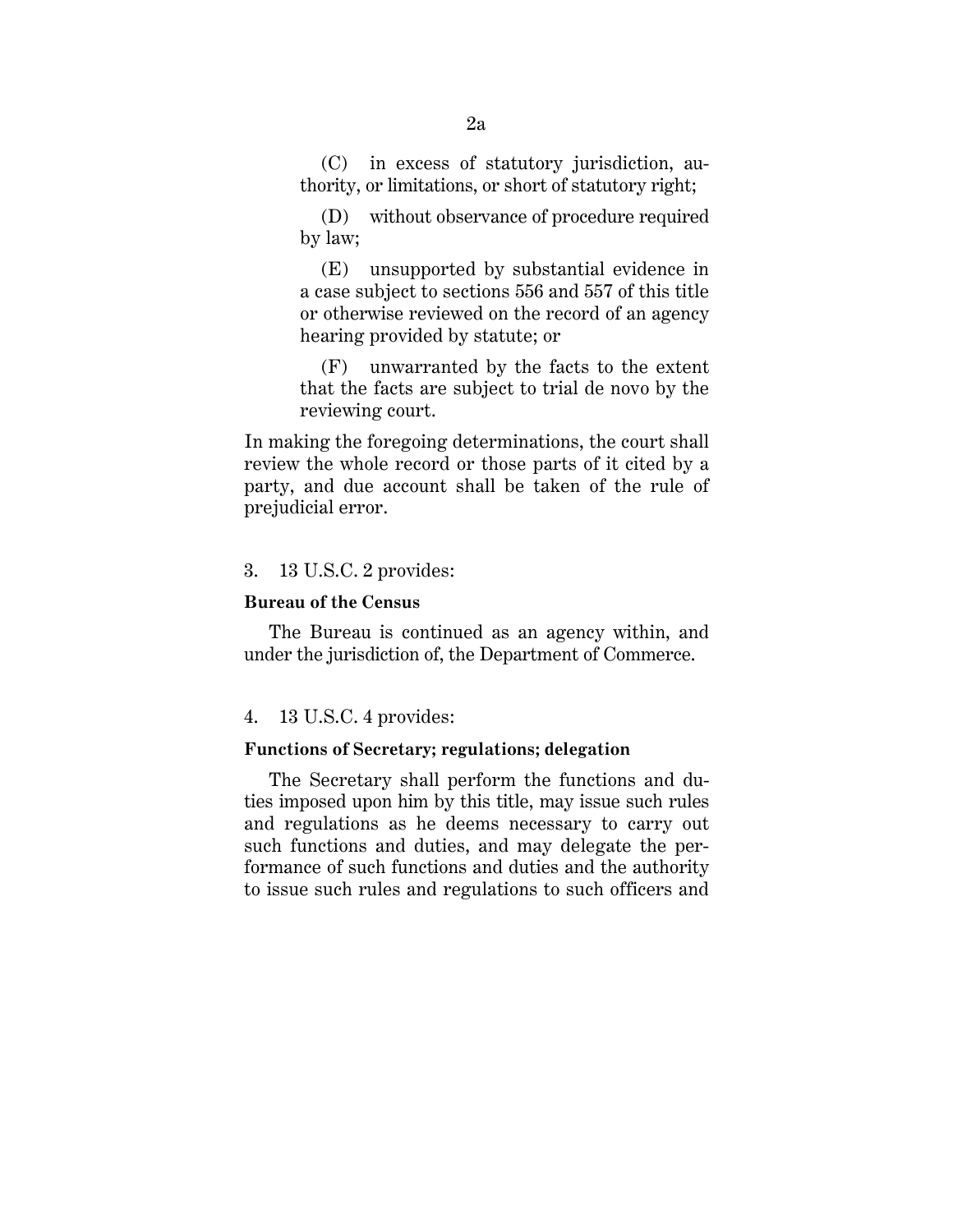(C) in excess of statutory jurisdiction, authority, or limitations, or short of statutory right;

(D) without observance of procedure required by law;

(E) unsupported by substantial evidence in a case subject to sections 556 and 557 of this title or otherwise reviewed on the record of an agency hearing provided by statute; or

(F) unwarranted by the facts to the extent that the facts are subject to trial de novo by the reviewing court.

In making the foregoing determinations, the court shall review the whole record or those parts of it cited by a party, and due account shall be taken of the rule of prejudicial error.

3. 13 U.S.C. 2 provides:

**Bureau of the Census**

The Bureau is continued as an agency within, and under the jurisdiction of, the Department of Commerce.

4. 13 U.S.C. 4 provides:

**Functions of Secretary; regulations; delegation**

The Secretary shall perform the functions and duties imposed upon him by this title, may issue such rules and regulations as he deems necessary to carry out such functions and duties, and may delegate the performance of such functions and duties and the authority to issue such rules and regulations to such officers and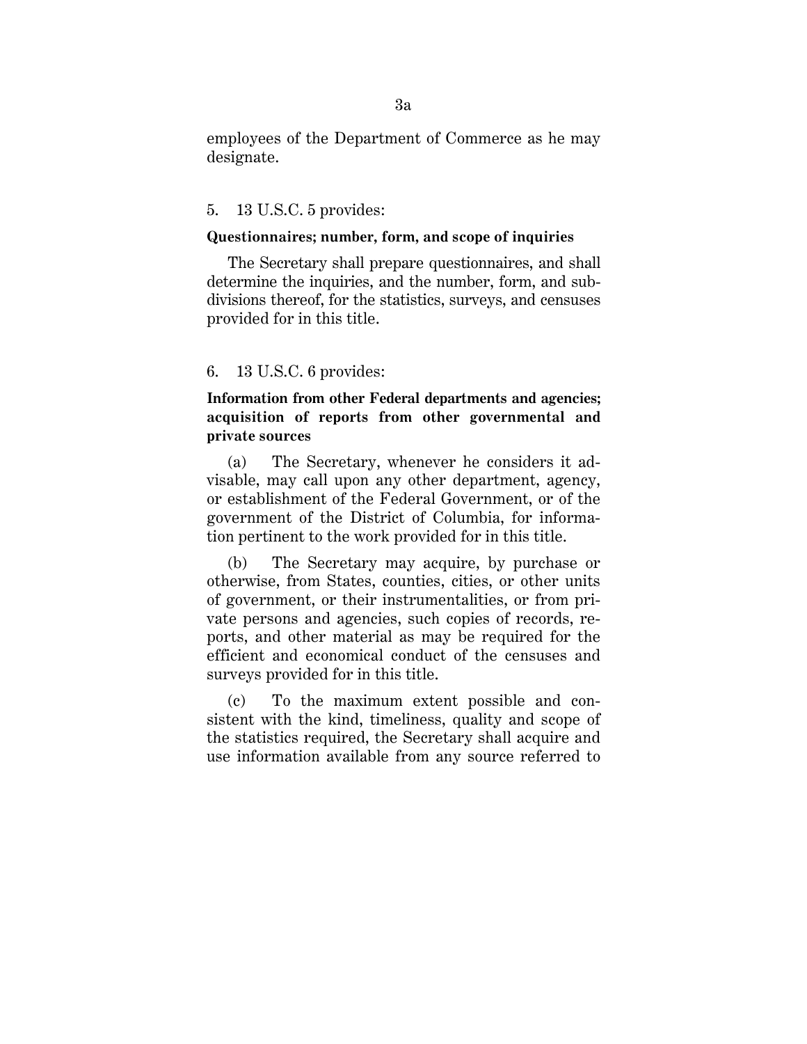employees of the Department of Commerce as he may designate.

5. 13 U.S.C. 5 provides:

**Questionnaires; number, form, and scope of inquiries**

The Secretary shall prepare questionnaires, and shall determine the inquiries, and the number, form, and subdivisions thereof, for the statistics, surveys, and censuses provided for in this title.

6. 13 U.S.C. 6 provides:

**Information from other Federal departments and agencies; acquisition of reports from other governmental and private sources**

(a) The Secretary, whenever he considers it advisable, may call upon any other department, agency, or establishment of the Federal Government, or of the government of the District of Columbia, for information pertinent to the work provided for in this title.

(b) The Secretary may acquire, by purchase or otherwise, from States, counties, cities, or other units of government, or their instrumentalities, or from private persons and agencies, such copies of records, reports, and other material as may be required for the efficient and economical conduct of the censuses and surveys provided for in this title.

(c) To the maximum extent possible and consistent with the kind, timeliness, quality and scope of the statistics required, the Secretary shall acquire and use information available from any source referred to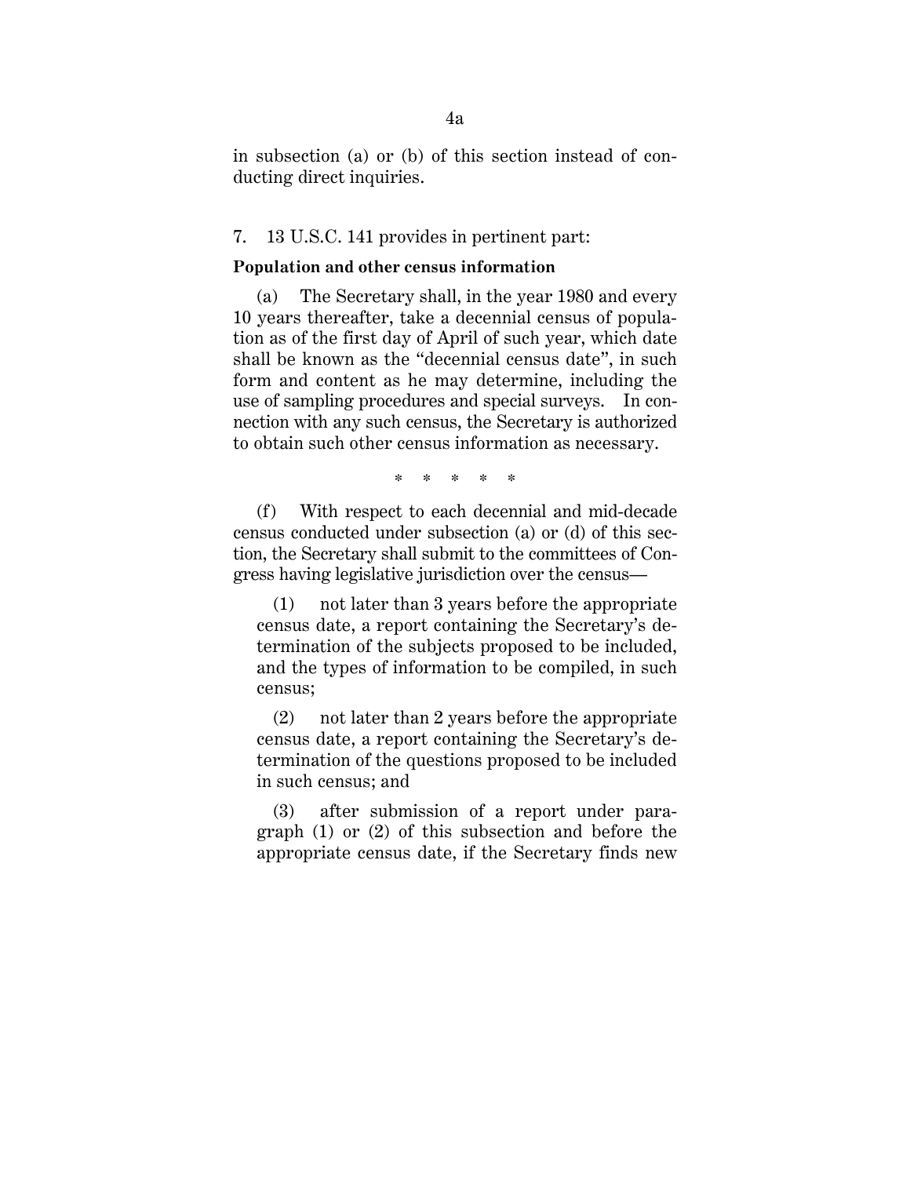in subsection (a) or (b) of this section instead of conducting direct inquiries.

7. 13 U.S.C. 141 provides in pertinent part:

**Population and other census information**

(a) The Secretary shall, in the year 1980 and every 10 years thereafter, take a decennial census of population as of the first day of April of such year, which date shall be known as the "decennial census date", in such form and content as he may determine, including the use of sampling procedures and special surveys. In connection with any such census, the Secretary is authorized to obtain such other census information as necessary.

\* \* \* \* \*

(f) With respect to each decennial and mid-decade census conducted under subsection (a) or (d) of this section, the Secretary shall submit to the committees of Congress having legislative jurisdiction over the census—

(1) not later than 3 years before the appropriate census date, a report containing the Secretary's determination of the subjects proposed to be included, and the types of information to be compiled, in such census;

(2) not later than 2 years before the appropriate census date, a report containing the Secretary's determination of the questions proposed to be included in such census; and

(3) after submission of a report under paragraph (1) or (2) of this subsection and before the appropriate census date, if the Secretary finds new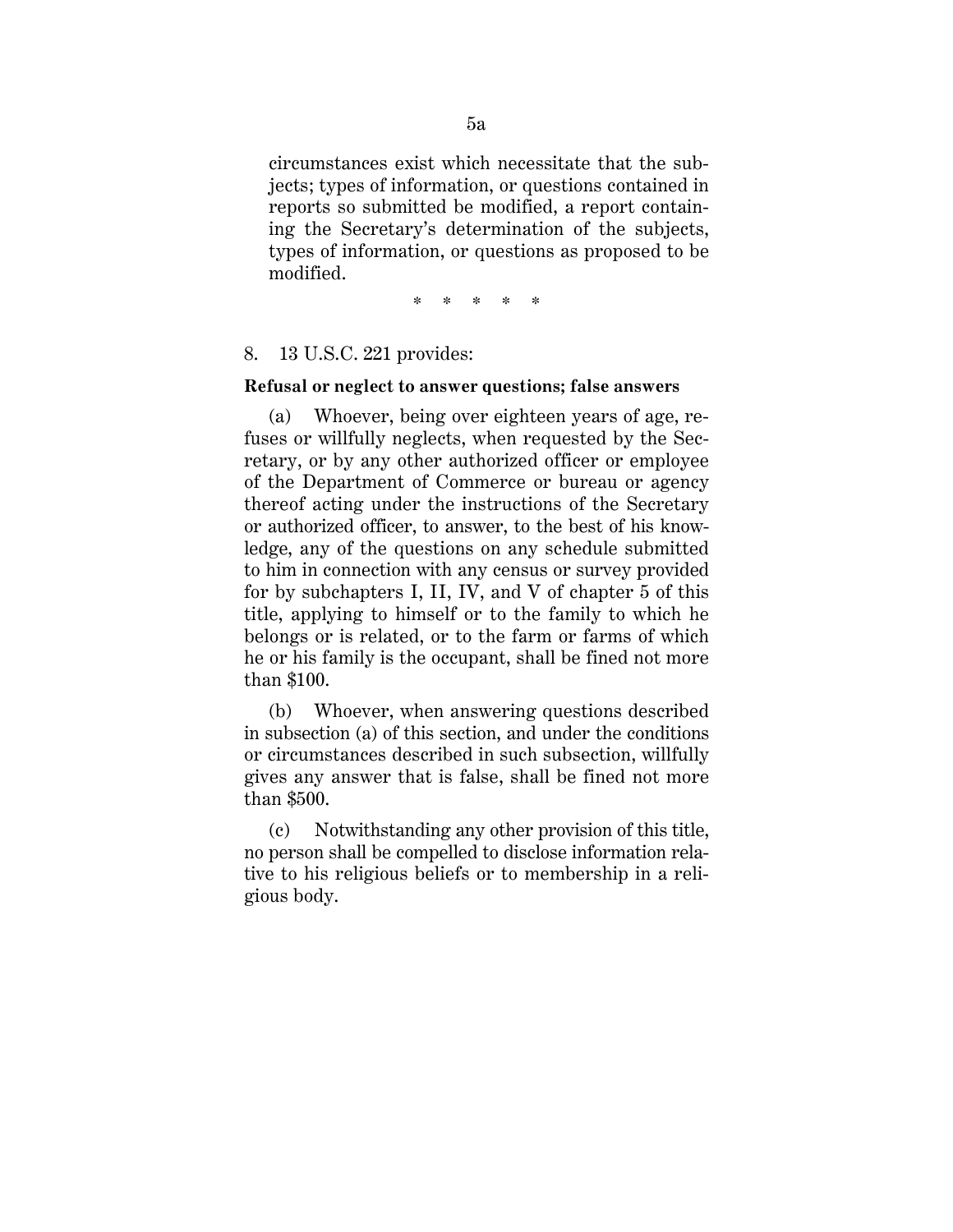circumstances exist which necessitate that the subjects; types of information, or questions contained in reports so submitted be modified, a report containing the Secretary's determination of the subjects, types of information, or questions as proposed to be modified.

\* \* \* \* \*

8. 13 U.S.C. 221 provides:

**Refusal or neglect to answer questions; false answers**

(a) Whoever, being over eighteen years of age, refuses or willfully neglects, when requested by the Secretary, or by any other authorized officer or employee of the Department of Commerce or bureau or agency thereof acting under the instructions of the Secretary or authorized officer, to answer, to the best of his knowledge, any of the questions on any schedule submitted to him in connection with any census or survey provided for by subchapters I, II, IV, and V of chapter 5 of this title, applying to himself or to the family to which he belongs or is related, or to the farm or farms of which he or his family is the occupant, shall be fined not more than $100.

(b) Whoever, when answering questions described in subsection (a) of this section, and under the conditions or circumstances described in such subsection, willfully gives any answer that is false, shall be fined not more than $500.

(c) Notwithstanding any other provision of this title, no person shall be compelled to disclose information relative to his religious beliefs or to membership in a religious body.